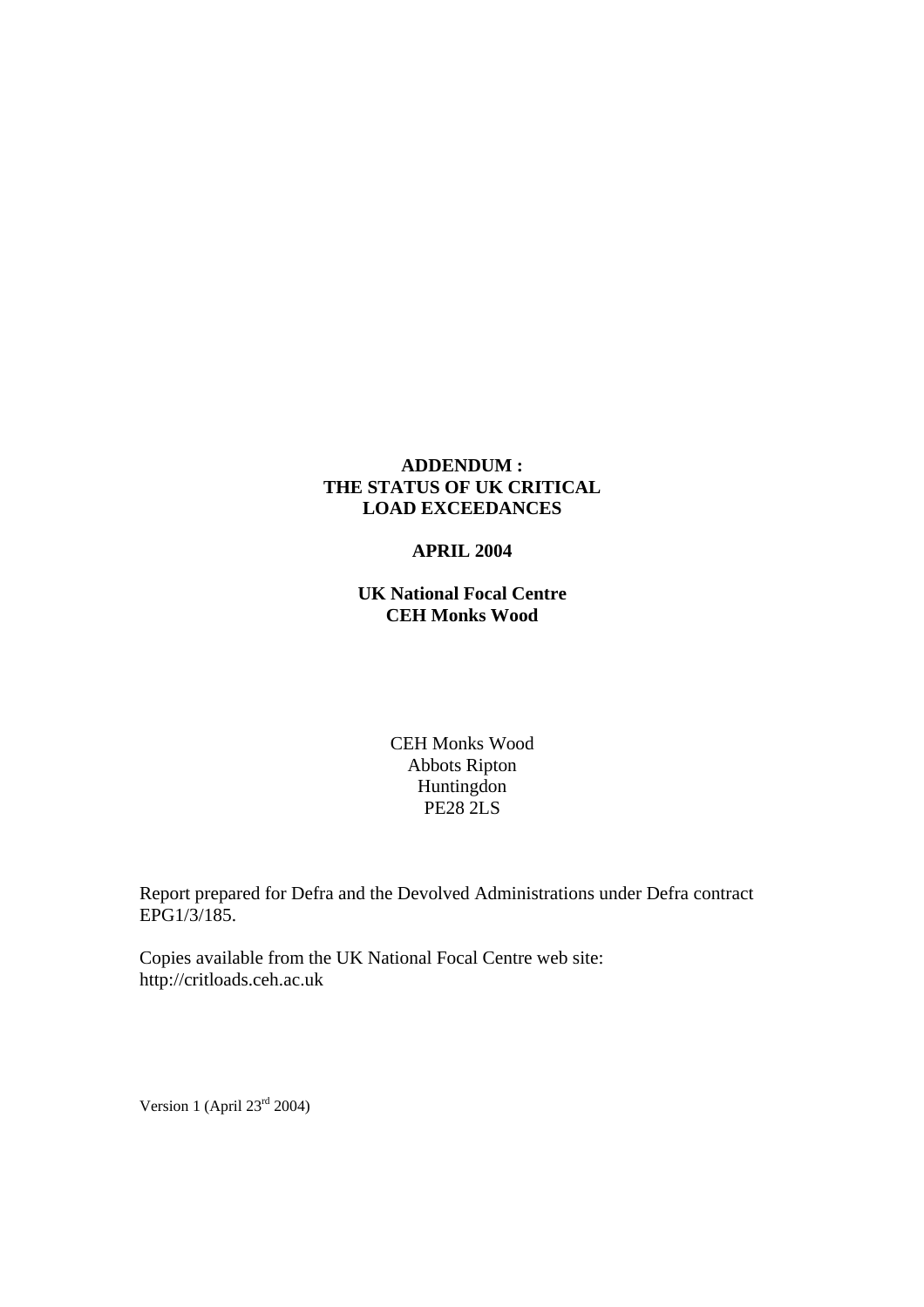# ADDENDUM : THE STATUS OF UK CRITICAL LOAD EXCEEDANCES

**APRIL 2004**

**UK National Focal Centre**
**CEH Monks Wood**

CEH Monks Wood
Abbots Ripton
Huntingdon
PE28 2LS

Report prepared for Defra and the Devolved Administrations under Defra contract EPG1/3/185.

Copies available from the UK National Focal Centre web site:
http://critloads.ceh.ac.uk

Version 1 (April 23rd 2004)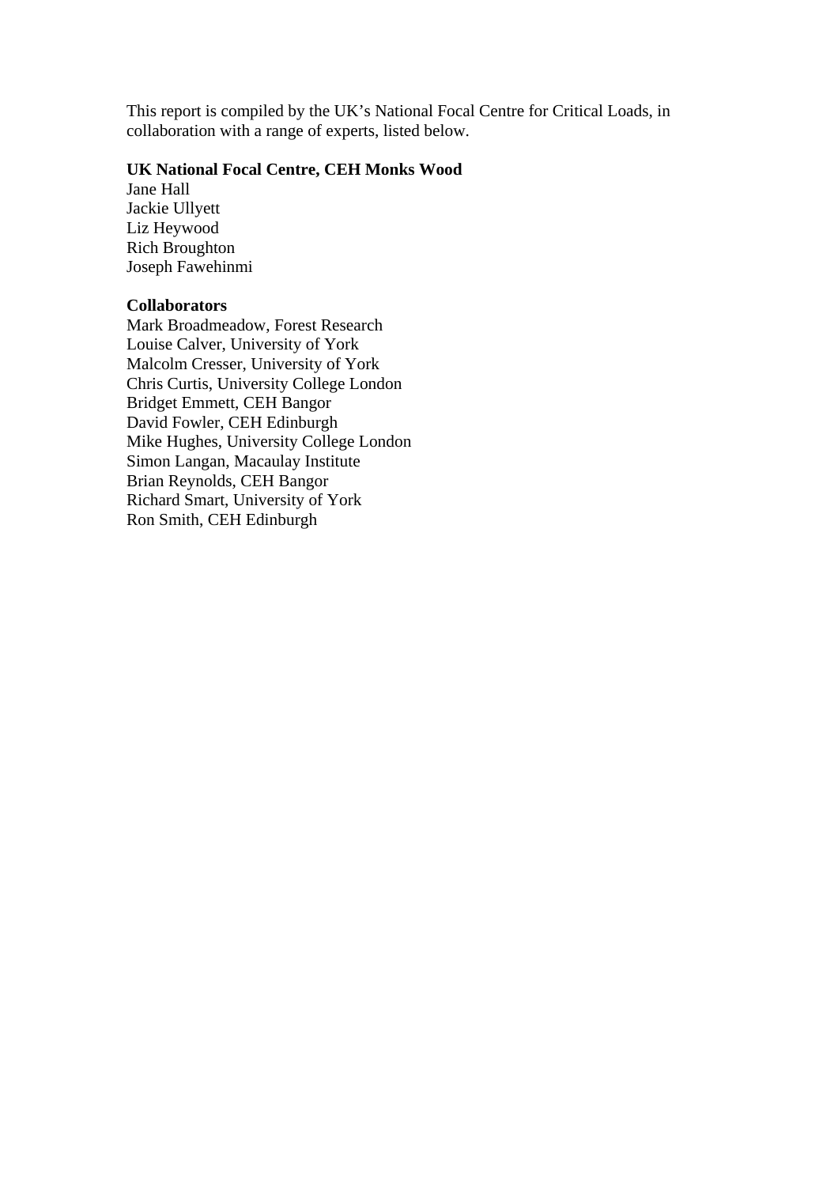This report is compiled by the UK's National Focal Centre for Critical Loads, in collaboration with a range of experts, listed below.

**UK National Focal Centre, CEH Monks Wood**

Jane Hall
Jackie Ullyett
Liz Heywood
Rich Broughton
Joseph Fawehinmi

**Collaborators**

Mark Broadmeadow, Forest Research
Louise Calver, University of York
Malcolm Cresser, University of York
Chris Curtis, University College London
Bridget Emmett, CEH Bangor
David Fowler, CEH Edinburgh
Mike Hughes, University College London
Simon Langan, Macaulay Institute
Brian Reynolds, CEH Bangor
Richard Smart, University of York
Ron Smith, CEH Edinburgh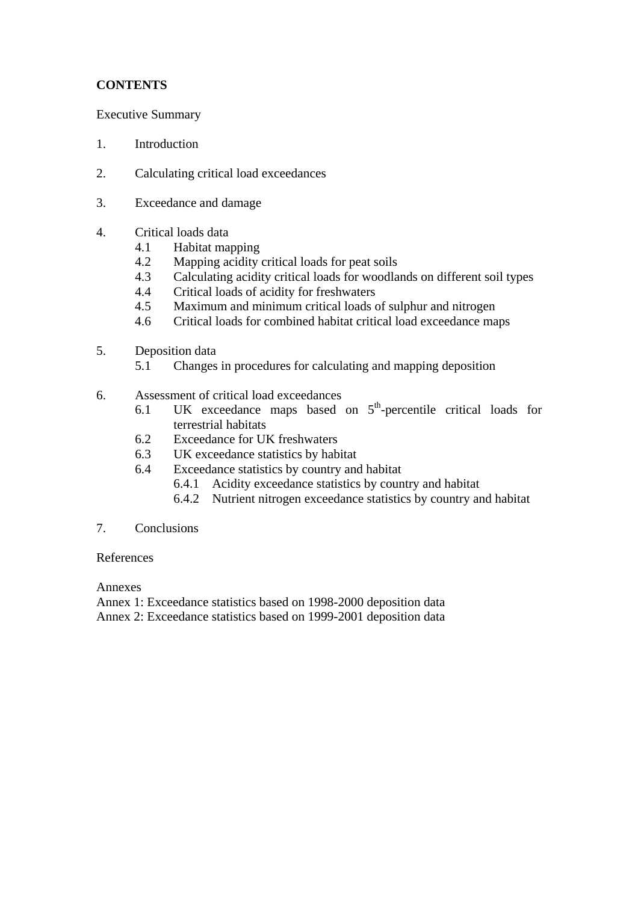**CONTENTS**

Executive Summary

1. Introduction

2. Calculating critical load exceedances

3. Exceedance and damage

4. Critical loads data
   - 4.1 Habitat mapping
   - 4.2 Mapping acidity critical loads for peat soils
   - 4.3 Calculating acidity critical loads for woodlands on different soil types
   - 4.4 Critical loads of acidity for freshwaters
   - 4.5 Maximum and minimum critical loads of sulphur and nitrogen
   - 4.6 Critical loads for combined habitat critical load exceedance maps

5. Deposition data
   - 5.1 Changes in procedures for calculating and mapping deposition

6. Assessment of critical load exceedances
   - 6.1 UK exceedance maps based on 5$^{th}$-percentile critical loads for terrestrial habitats
   - 6.2 Exceedance for UK freshwaters
   - 6.3 UK exceedance statistics by habitat
   - 6.4 Exceedance statistics by country and habitat
     - 6.4.1 Acidity exceedance statistics by country and habitat
     - 6.4.2 Nutrient nitrogen exceedance statistics by country and habitat

7. Conclusions

References

Annexes

Annex 1: Exceedance statistics based on 1998-2000 deposition data

Annex 2: Exceedance statistics based on 1999-2001 deposition data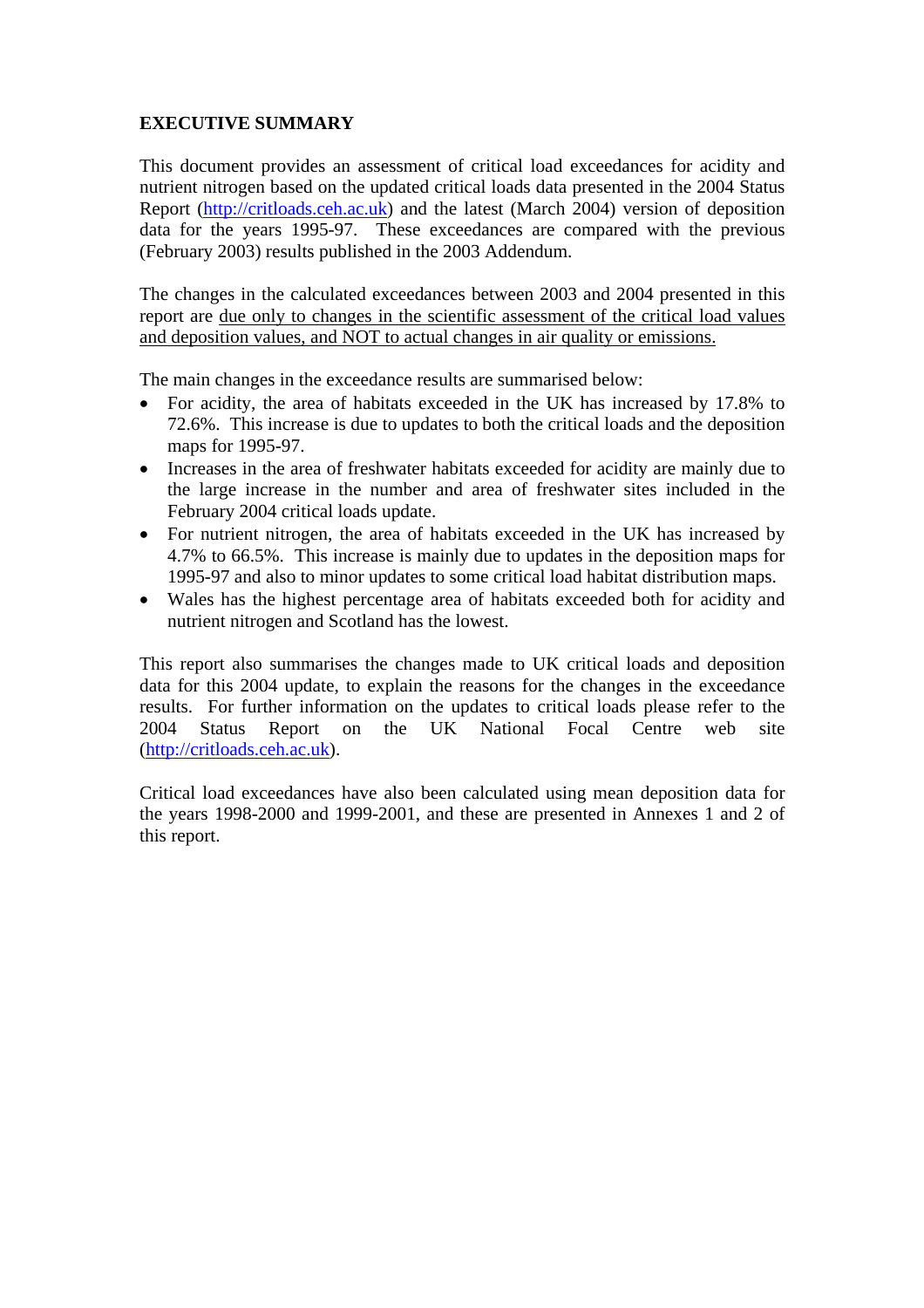## EXECUTIVE SUMMARY

This document provides an assessment of critical load exceedances for acidity and nutrient nitrogen based on the updated critical loads data presented in the 2004 Status Report (http://critloads.ceh.ac.uk) and the latest (March 2004) version of deposition data for the years 1995-97. These exceedances are compared with the previous (February 2003) results published in the 2003 Addendum.

The changes in the calculated exceedances between 2003 and 2004 presented in this report are <u>due only to changes in the scientific assessment of the critical load values and deposition values, and NOT to actual changes in air quality or emissions.</u>

The main changes in the exceedance results are summarised below:

- For acidity, the area of habitats exceeded in the UK has increased by 17.8% to 72.6%. This increase is due to updates to both the critical loads and the deposition maps for 1995-97.
- Increases in the area of freshwater habitats exceeded for acidity are mainly due to the large increase in the number and area of freshwater sites included in the February 2004 critical loads update.
- For nutrient nitrogen, the area of habitats exceeded in the UK has increased by 4.7% to 66.5%. This increase is mainly due to updates in the deposition maps for 1995-97 and also to minor updates to some critical load habitat distribution maps.
- Wales has the highest percentage area of habitats exceeded both for acidity and nutrient nitrogen and Scotland has the lowest.

This report also summarises the changes made to UK critical loads and deposition data for this 2004 update, to explain the reasons for the changes in the exceedance results. For further information on the updates to critical loads please refer to the 2004 Status Report on the UK National Focal Centre web site (http://critloads.ceh.ac.uk).

Critical load exceedances have also been calculated using mean deposition data for the years 1998-2000 and 1999-2001, and these are presented in Annexes 1 and 2 of this report.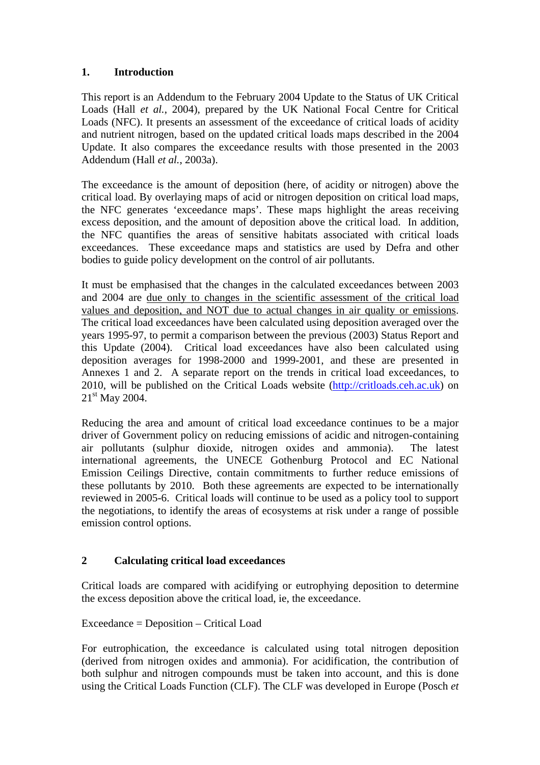## 1. Introduction

This report is an Addendum to the February 2004 Update to the Status of UK Critical Loads (Hall *et al.*, 2004), prepared by the UK National Focal Centre for Critical Loads (NFC). It presents an assessment of the exceedance of critical loads of acidity and nutrient nitrogen, based on the updated critical loads maps described in the 2004 Update. It also compares the exceedance results with those presented in the 2003 Addendum (Hall *et al.*, 2003a).

The exceedance is the amount of deposition (here, of acidity or nitrogen) above the critical load. By overlaying maps of acid or nitrogen deposition on critical load maps, the NFC generates 'exceedance maps'. These maps highlight the areas receiving excess deposition, and the amount of deposition above the critical load. In addition, the NFC quantifies the areas of sensitive habitats associated with critical loads exceedances. These exceedance maps and statistics are used by Defra and other bodies to guide policy development on the control of air pollutants.

It must be emphasised that the changes in the calculated exceedances between 2003 and 2004 are <u>due only to changes in the scientific assessment of the critical load values and deposition, and NOT due to actual changes in air quality or emissions</u>. The critical load exceedances have been calculated using deposition averaged over the years 1995-97, to permit a comparison between the previous (2003) Status Report and this Update (2004). Critical load exceedances have also been calculated using deposition averages for 1998-2000 and 1999-2001, and these are presented in Annexes 1 and 2. A separate report on the trends in critical load exceedances, to 2010, will be published on the Critical Loads website (http://critloads.ceh.ac.uk) on 21st May 2004.

Reducing the area and amount of critical load exceedance continues to be a major driver of Government policy on reducing emissions of acidic and nitrogen-containing air pollutants (sulphur dioxide, nitrogen oxides and ammonia). The latest international agreements, the UNECE Gothenburg Protocol and EC National Emission Ceilings Directive, contain commitments to further reduce emissions of these pollutants by 2010. Both these agreements are expected to be internationally reviewed in 2005-6. Critical loads will continue to be used as a policy tool to support the negotiations, to identify the areas of ecosystems at risk under a range of possible emission control options.

## 2 Calculating critical load exceedances

Critical loads are compared with acidifying or eutrophying deposition to determine the excess deposition above the critical load, ie, the exceedance.

Exceedance = Deposition – Critical Load

For eutrophication, the exceedance is calculated using total nitrogen deposition (derived from nitrogen oxides and ammonia). For acidification, the contribution of both sulphur and nitrogen compounds must be taken into account, and this is done using the Critical Loads Function (CLF). The CLF was developed in Europe (Posch *et*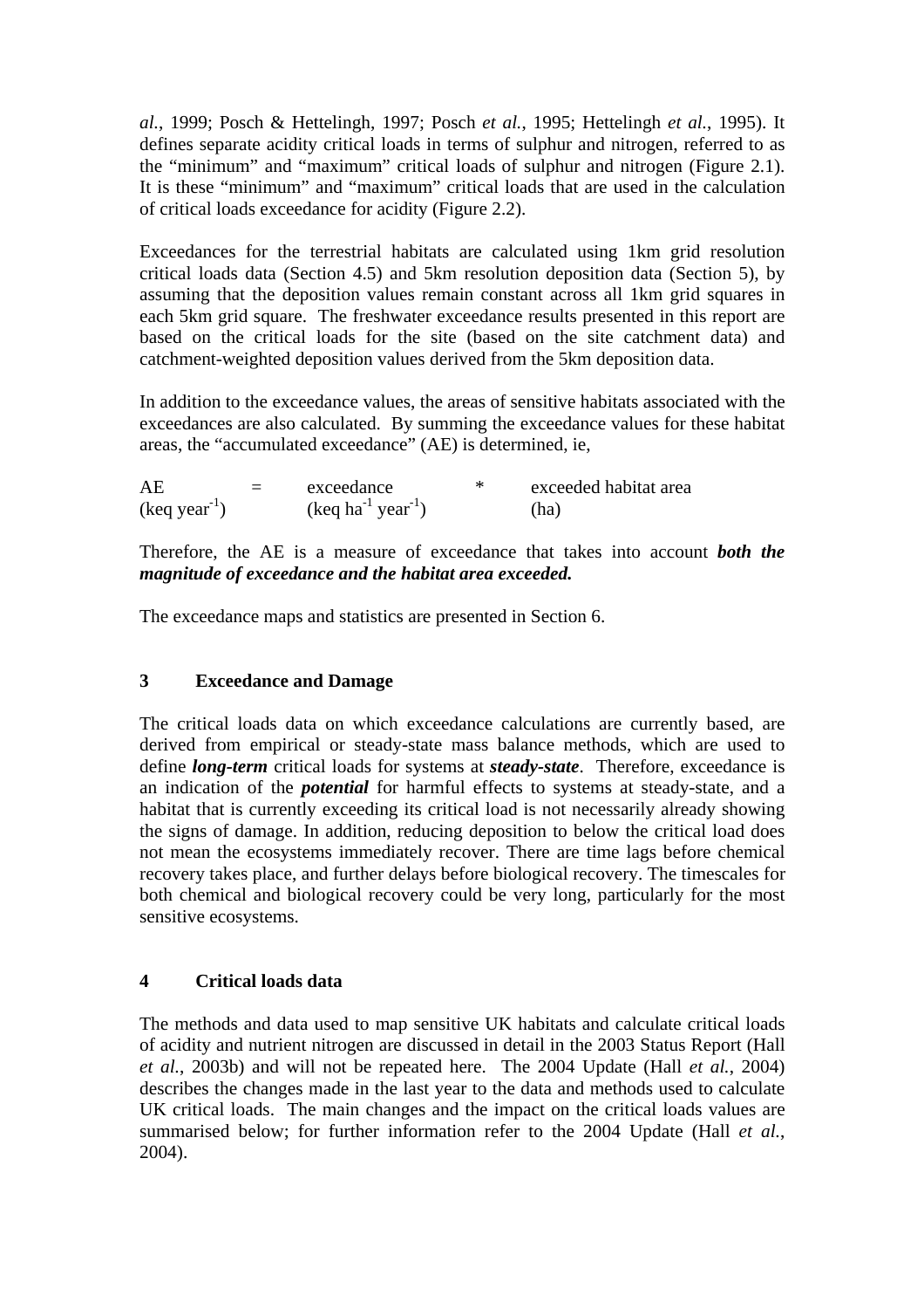*al.*, 1999; Posch & Hettelingh, 1997; Posch *et al.*, 1995; Hettelingh *et al.*, 1995). It defines separate acidity critical loads in terms of sulphur and nitrogen, referred to as the "minimum" and "maximum" critical loads of sulphur and nitrogen (Figure 2.1). It is these "minimum" and "maximum" critical loads that are used in the calculation of critical loads exceedance for acidity (Figure 2.2).

Exceedances for the terrestrial habitats are calculated using 1km grid resolution critical loads data (Section 4.5) and 5km resolution deposition data (Section 5), by assuming that the deposition values remain constant across all 1km grid squares in each 5km grid square. The freshwater exceedance results presented in this report are based on the critical loads for the site (based on the site catchment data) and catchment-weighted deposition values derived from the 5km deposition data.

In addition to the exceedance values, the areas of sensitive habitats associated with the exceedances are also calculated. By summing the exceedance values for these habitat areas, the "accumulated exceedance" (AE) is determined, ie,

$$\underset{(\text{keq year}^{-1})}{\text{AE}} = \underset{(\text{keq ha}^{-1}\text{ year}^{-1})}{\text{exceedance}} * \underset{(\text{ha})}{\text{exceeded habitat area}}$$

Therefore, the AE is a measure of exceedance that takes into account ***both the magnitude of exceedance and the habitat area exceeded.***

The exceedance maps and statistics are presented in Section 6.

## 3 Exceedance and Damage

The critical loads data on which exceedance calculations are currently based, are derived from empirical or steady-state mass balance methods, which are used to define ***long-term*** critical loads for systems at ***steady-state***. Therefore, exceedance is an indication of the ***potential*** for harmful effects to systems at steady-state, and a habitat that is currently exceeding its critical load is not necessarily already showing the signs of damage. In addition, reducing deposition to below the critical load does not mean the ecosystems immediately recover. There are time lags before chemical recovery takes place, and further delays before biological recovery. The timescales for both chemical and biological recovery could be very long, particularly for the most sensitive ecosystems.

## 4 Critical loads data

The methods and data used to map sensitive UK habitats and calculate critical loads of acidity and nutrient nitrogen are discussed in detail in the 2003 Status Report (Hall *et al.*, 2003b) and will not be repeated here. The 2004 Update (Hall *et al.*, 2004) describes the changes made in the last year to the data and methods used to calculate UK critical loads. The main changes and the impact on the critical loads values are summarised below; for further information refer to the 2004 Update (Hall *et al.*, 2004).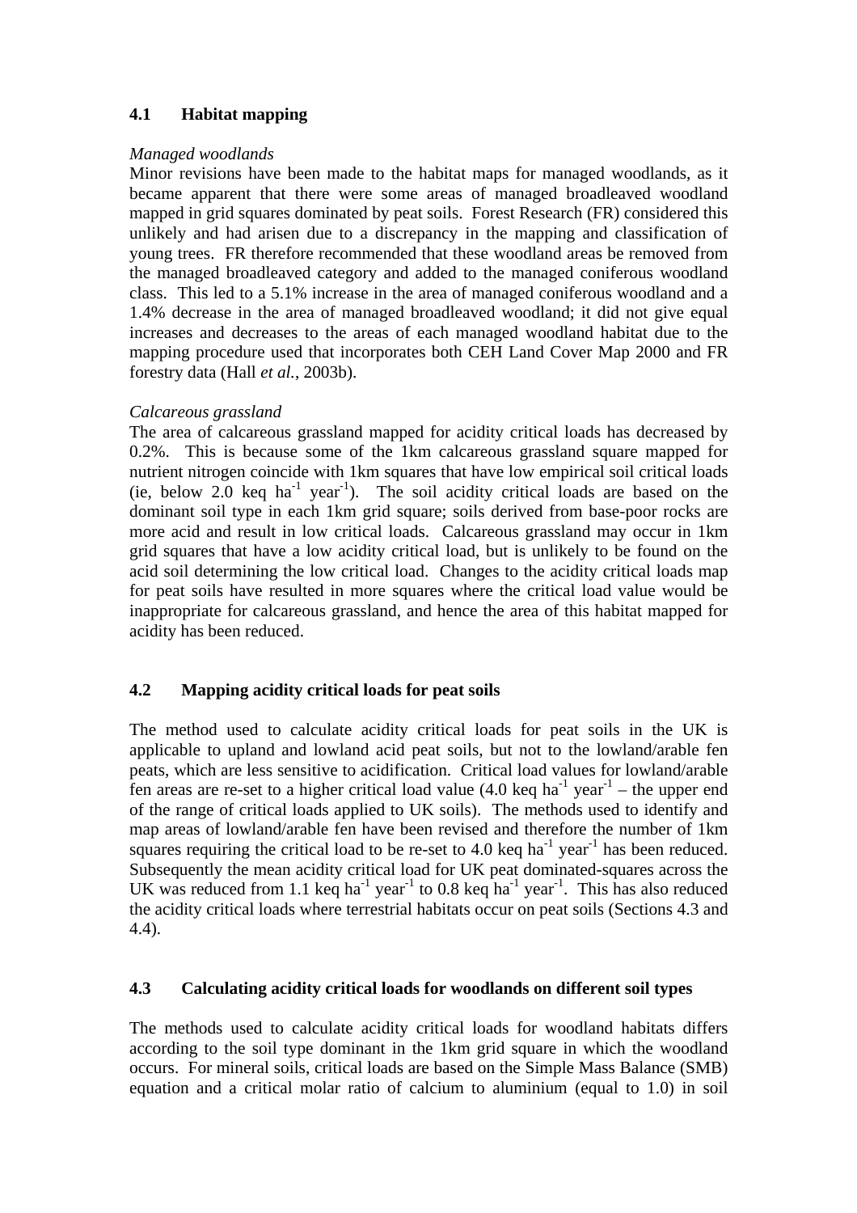## 4.1 Habitat mapping

*Managed woodlands*

Minor revisions have been made to the habitat maps for managed woodlands, as it became apparent that there were some areas of managed broadleaved woodland mapped in grid squares dominated by peat soils. Forest Research (FR) considered this unlikely and had arisen due to a discrepancy in the mapping and classification of young trees. FR therefore recommended that these woodland areas be removed from the managed broadleaved category and added to the managed coniferous woodland class. This led to a 5.1% increase in the area of managed coniferous woodland and a 1.4% decrease in the area of managed broadleaved woodland; it did not give equal increases and decreases to the areas of each managed woodland habitat due to the mapping procedure used that incorporates both CEH Land Cover Map 2000 and FR forestry data (Hall *et al.*, 2003b).

*Calcareous grassland*

The area of calcareous grassland mapped for acidity critical loads has decreased by 0.2%. This is because some of the 1km calcareous grassland square mapped for nutrient nitrogen coincide with 1km squares that have low empirical soil critical loads (ie, below 2.0 keq ha$^{-1}$ year$^{-1}$). The soil acidity critical loads are based on the dominant soil type in each 1km grid square; soils derived from base-poor rocks are more acid and result in low critical loads. Calcareous grassland may occur in 1km grid squares that have a low acidity critical load, but is unlikely to be found on the acid soil determining the low critical load. Changes to the acidity critical loads map for peat soils have resulted in more squares where the critical load value would be inappropriate for calcareous grassland, and hence the area of this habitat mapped for acidity has been reduced.

## 4.2 Mapping acidity critical loads for peat soils

The method used to calculate acidity critical loads for peat soils in the UK is applicable to upland and lowland acid peat soils, but not to the lowland/arable fen peats, which are less sensitive to acidification. Critical load values for lowland/arable fen areas are re-set to a higher critical load value (4.0 keq ha$^{-1}$ year$^{-1}$ – the upper end of the range of critical loads applied to UK soils). The methods used to identify and map areas of lowland/arable fen have been revised and therefore the number of 1km squares requiring the critical load to be re-set to 4.0 keq ha$^{-1}$ year$^{-1}$ has been reduced. Subsequently the mean acidity critical load for UK peat dominated-squares across the UK was reduced from 1.1 keq ha$^{-1}$ year$^{-1}$ to 0.8 keq ha$^{-1}$ year$^{-1}$. This has also reduced the acidity critical loads where terrestrial habitats occur on peat soils (Sections 4.3 and 4.4).

## 4.3 Calculating acidity critical loads for woodlands on different soil types

The methods used to calculate acidity critical loads for woodland habitats differs according to the soil type dominant in the 1km grid square in which the woodland occurs. For mineral soils, critical loads are based on the Simple Mass Balance (SMB) equation and a critical molar ratio of calcium to aluminium (equal to 1.0) in soil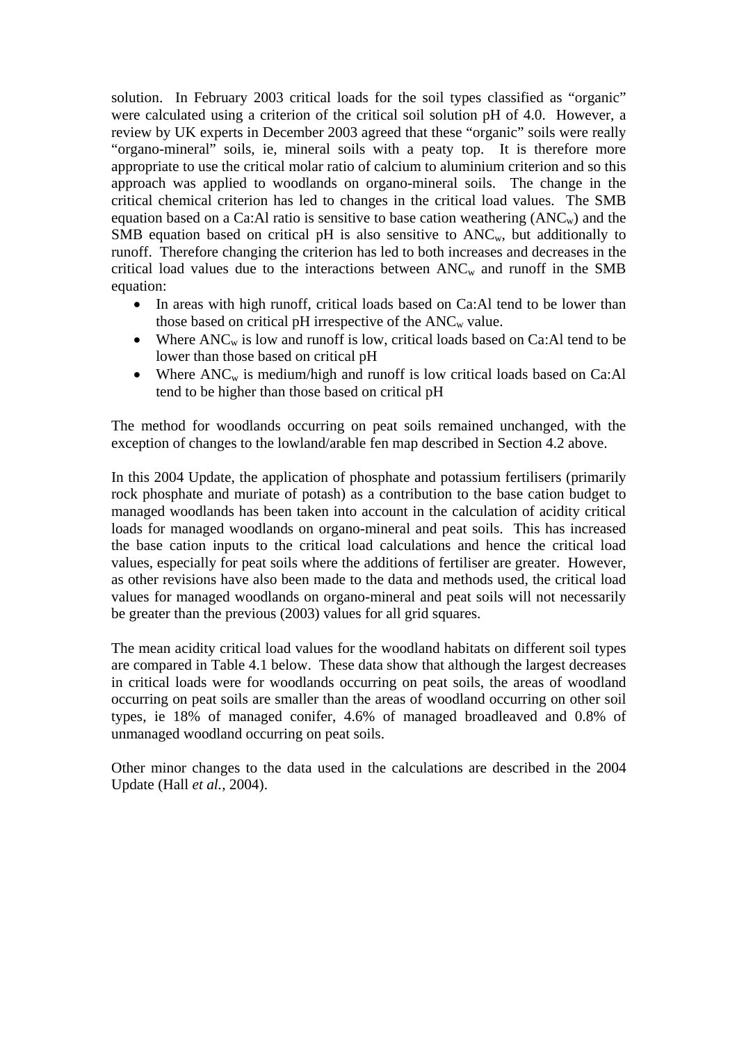solution. In February 2003 critical loads for the soil types classified as "organic" were calculated using a criterion of the critical soil solution pH of 4.0. However, a review by UK experts in December 2003 agreed that these "organic" soils were really "organo-mineral" soils, ie, mineral soils with a peaty top. It is therefore more appropriate to use the critical molar ratio of calcium to aluminium criterion and so this approach was applied to woodlands on organo-mineral soils. The change in the critical chemical criterion has led to changes in the critical load values. The SMB equation based on a Ca:Al ratio is sensitive to base cation weathering ($ANC_w$) and the SMB equation based on critical pH is also sensitive to $ANC_w$, but additionally to runoff. Therefore changing the criterion has led to both increases and decreases in the critical load values due to the interactions between $ANC_w$ and runoff in the SMB equation:

- In areas with high runoff, critical loads based on Ca:Al tend to be lower than those based on critical pH irrespective of the $ANC_w$ value.
- Where $ANC_w$ is low and runoff is low, critical loads based on Ca:Al tend to be lower than those based on critical pH
- Where $ANC_w$ is medium/high and runoff is low critical loads based on Ca:Al tend to be higher than those based on critical pH

The method for woodlands occurring on peat soils remained unchanged, with the exception of changes to the lowland/arable fen map described in Section 4.2 above.

In this 2004 Update, the application of phosphate and potassium fertilisers (primarily rock phosphate and muriate of potash) as a contribution to the base cation budget to managed woodlands has been taken into account in the calculation of acidity critical loads for managed woodlands on organo-mineral and peat soils. This has increased the base cation inputs to the critical load calculations and hence the critical load values, especially for peat soils where the additions of fertiliser are greater. However, as other revisions have also been made to the data and methods used, the critical load values for managed woodlands on organo-mineral and peat soils will not necessarily be greater than the previous (2003) values for all grid squares.

The mean acidity critical load values for the woodland habitats on different soil types are compared in Table 4.1 below. These data show that although the largest decreases in critical loads were for woodlands occurring on peat soils, the areas of woodland occurring on peat soils are smaller than the areas of woodland occurring on other soil types, ie 18% of managed conifer, 4.6% of managed broadleaved and 0.8% of unmanaged woodland occurring on peat soils.

Other minor changes to the data used in the calculations are described in the 2004 Update (Hall *et al.*, 2004).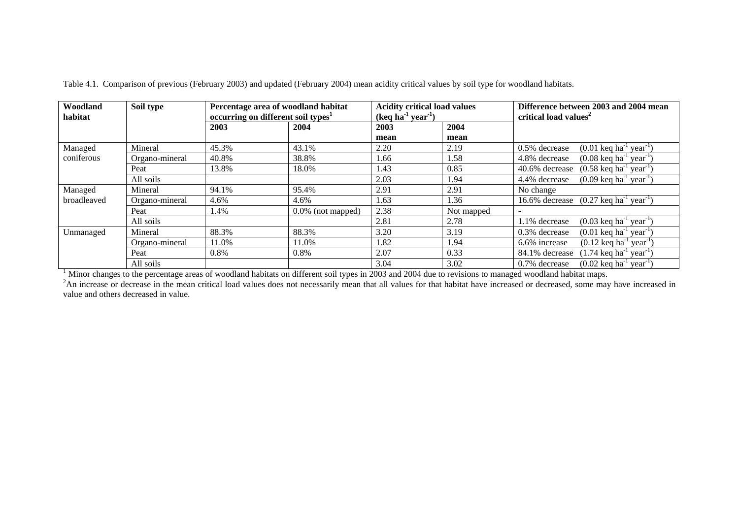Table 4.1. Comparison of previous (February 2003) and updated (February 2004) mean acidity critical values by soil type for woodland habitats.

| Woodland habitat | Soil type | Percentage area of woodland habitat occurring on different soil types[1] | | Acidity critical load values ($keq\ ha^{-1}\ year^{-1}$) | | Difference between 2003 and 2004 mean critical load values[2] |
|---|---|---|---|---|---|---|
| | | 2003 | 2004 | 2003 mean | 2004 mean | |
| Managed coniferous | Mineral | 45.3% | 43.1% | 2.20 | 2.19 | 0.5% decrease ($0.01\ keq\ ha^{-1}\ year^{-1}$) |
| | Organo-mineral | 40.8% | 38.8% | 1.66 | 1.58 | 4.8% decrease ($0.08\ keq\ ha^{-1}\ year^{-1}$) |
| | Peat | 13.8% | 18.0% | 1.43 | 0.85 | 40.6% decrease ($0.58\ keq\ ha^{-1}\ year^{-1}$) |
| | All soils | | | 2.03 | 1.94 | 4.4% decrease ($0.09\ keq\ ha^{-1}\ year^{-1}$) |
| Managed broadleaved | Mineral | 94.1% | 95.4% | 2.91 | 2.91 | No change |
| | Organo-mineral | 4.6% | 4.6% | 1.63 | 1.36 | 16.6% decrease ($0.27\ keq\ ha^{-1}\ year^{-1}$) |
| | Peat | 1.4% | 0.0% (not mapped) | 2.38 | Not mapped | - |
| | All soils | | | 2.81 | 2.78 | 1.1% decrease ($0.03\ keq\ ha^{-1}\ year^{-1}$) |
| Unmanaged | Mineral | 88.3% | 88.3% | 3.20 | 3.19 | 0.3% decrease ($0.01\ keq\ ha^{-1}\ year^{-1}$) |
| | Organo-mineral | 11.0% | 11.0% | 1.82 | 1.94 | 6.6% increase ($0.12\ keq\ ha^{-1}\ year^{-1}$) |
| | Peat | 0.8% | 0.8% | 2.07 | 0.33 | 84.1% decrease ($1.74\ keq\ ha^{-1}\ year^{-1}$) |
| | All soils | | | 3.04 | 3.02 | 0.7% decrease ($0.02\ keq\ ha^{-1}\ year^{-1}$) |

[1] Minor changes to the percentage areas of woodland habitats on different soil types in 2003 and 2004 due to revisions to managed woodland habitat maps.

[2] An increase or decrease in the mean critical load values does not necessarily mean that all values for that habitat have increased or decreased, some may have increased in value and others decreased in value.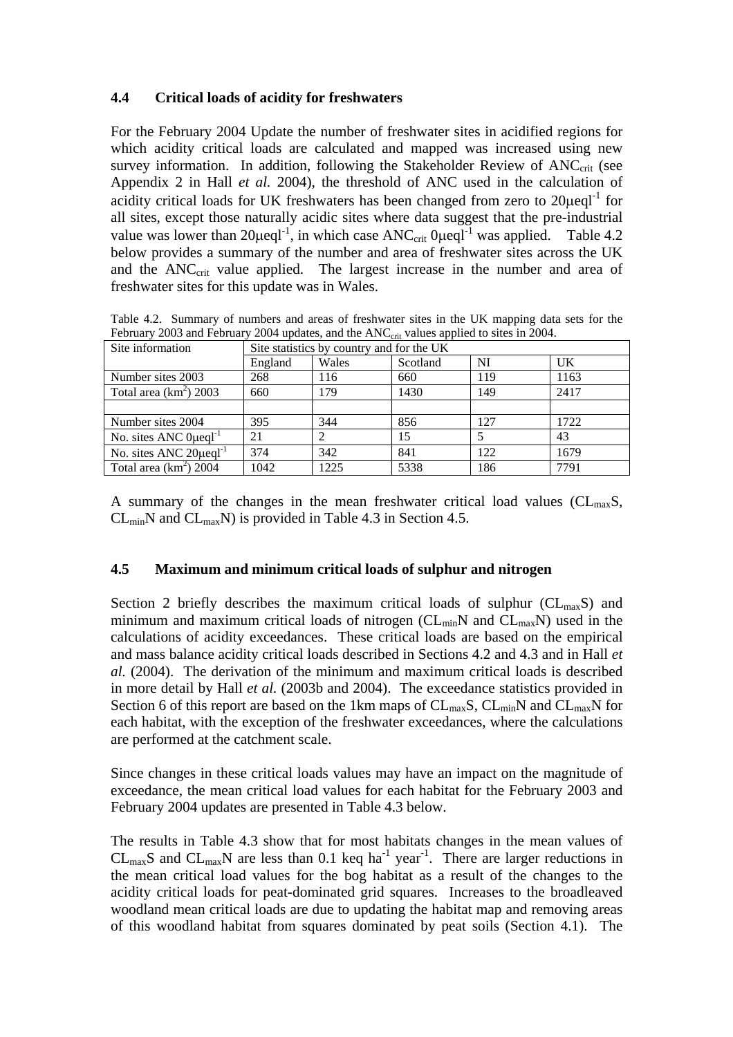### 4.4 Critical loads of acidity for freshwaters

For the February 2004 Update the number of freshwater sites in acidified regions for which acidity critical loads are calculated and mapped was increased using new survey information. In addition, following the Stakeholder Review of $ANC_{crit}$ (see Appendix 2 in Hall *et al.* 2004), the threshold of ANC used in the calculation of acidity critical loads for UK freshwaters has been changed from zero to $20\mu eql^{-1}$ for all sites, except those naturally acidic sites where data suggest that the pre-industrial value was lower than $20\mu eql^{-1}$, in which case $ANC_{crit}$ $0\mu eql^{-1}$ was applied. Table 4.2 below provides a summary of the number and area of freshwater sites across the UK and the $ANC_{crit}$ value applied. The largest increase in the number and area of freshwater sites for this update was in Wales.

Table 4.2. Summary of numbers and areas of freshwater sites in the UK mapping data sets for the February 2003 and February 2004 updates, and the $ANC_{crit}$ values applied to sites in 2004.

| Site information | Site statistics by country and for the UK | | | | |
|---|---|---|---|---|---|
| | England | Wales | Scotland | NI | UK |
| Number sites 2003 | 268 | 116 | 660 | 119 | 1163 |
| Total area ($km^2$) 2003 | 660 | 179 | 1430 | 149 | 2417 |
| | | | | | |
| Number sites 2004 | 395 | 344 | 856 | 127 | 1722 |
| No. sites ANC $0\mu eql^{-1}$ | 21 | 2 | 15 | 5 | 43 |
| No. sites ANC $20\mu eql^{-1}$ | 374 | 342 | 841 | 122 | 1679 |
| Total area ($km^2$) 2004 | 1042 | 1225 | 5338 | 186 | 7791 |

A summary of the changes in the mean freshwater critical load values ($CL_{max}S$, $CL_{min}N$ and $CL_{max}N$) is provided in Table 4.3 in Section 4.5.

### 4.5 Maximum and minimum critical loads of sulphur and nitrogen

Section 2 briefly describes the maximum critical loads of sulphur ($CL_{max}S$) and minimum and maximum critical loads of nitrogen ($CL_{min}N$ and $CL_{max}N$) used in the calculations of acidity exceedances. These critical loads are based on the empirical and mass balance acidity critical loads described in Sections 4.2 and 4.3 and in Hall *et al.* (2004). The derivation of the minimum and maximum critical loads is described in more detail by Hall *et al.* (2003b and 2004). The exceedance statistics provided in Section 6 of this report are based on the 1km maps of $CL_{max}S$, $CL_{min}N$ and $CL_{max}N$ for each habitat, with the exception of the freshwater exceedances, where the calculations are performed at the catchment scale.

Since changes in these critical loads values may have an impact on the magnitude of exceedance, the mean critical load values for each habitat for the February 2003 and February 2004 updates are presented in Table 4.3 below.

The results in Table 4.3 show that for most habitats changes in the mean values of $CL_{max}S$ and $CL_{max}N$ are less than 0.1 keq $ha^{-1}$ $year^{-1}$. There are larger reductions in the mean critical load values for the bog habitat as a result of the changes to the acidity critical loads for peat-dominated grid squares. Increases to the broadleaved woodland mean critical loads are due to updating the habitat map and removing areas of this woodland habitat from squares dominated by peat soils (Section 4.1). The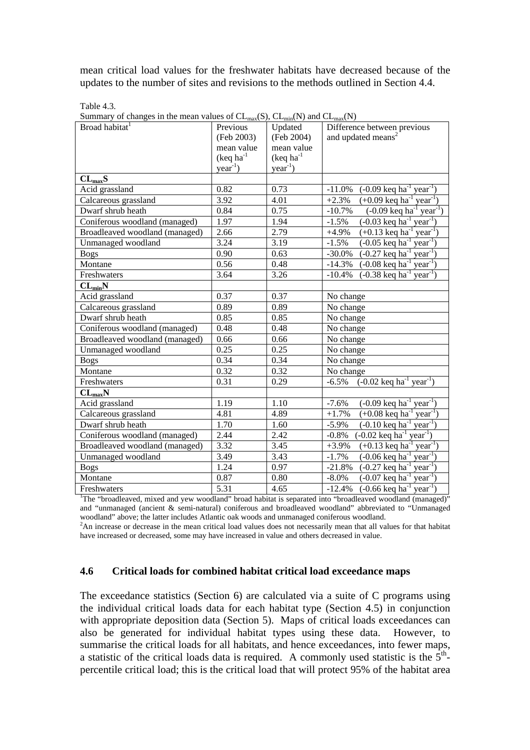mean critical load values for the freshwater habitats have decreased because of the updates to the number of sites and revisions to the methods outlined in Section 4.4.

Table 4.3.
Summary of changes in the mean values of $CL_{max}(S)$, $CL_{min}(N)$ and $CL_{max}(N)$

| Broad habitat[1] | Previous (Feb 2003) mean value (keq $ha^{-1}$ $year^{-1}$) | Updated (Feb 2004) mean value (keq $ha^{-1}$ $year^{-1}$) | Difference between previous and updated means[2] |
|---|---|---|---|
| **$CL_{max}S$** | | | |
| Acid grassland | 0.82 | 0.73 | -11.0% (-0.09 keq $ha^{-1}$ $year^{-1}$) |
| Calcareous grassland | 3.92 | 4.01 | +2.3% (+0.09 keq $ha^{-1}$ $year^{-1}$) |
| Dwarf shrub heath | 0.84 | 0.75 | -10.7% (-0.09 keq $ha^{-1}$ $year^{-1}$) |
| Coniferous woodland (managed) | 1.97 | 1.94 | -1.5% (-0.03 keq $ha^{-1}$ $year^{-1}$) |
| Broadleaved woodland (managed) | 2.66 | 2.79 | +4.9% (+0.13 keq $ha^{-1}$ $year^{-1}$) |
| Unmanaged woodland | 3.24 | 3.19 | -1.5% (-0.05 keq $ha^{-1}$ $year^{-1}$) |
| Bogs | 0.90 | 0.63 | -30.0% (-0.27 keq $ha^{-1}$ $year^{-1}$) |
| Montane | 0.56 | 0.48 | -14.3% (-0.08 keq $ha^{-1}$ $year^{-1}$) |
| Freshwaters | 3.64 | 3.26 | -10.4% (-0.38 keq $ha^{-1}$ $year^{-1}$) |
| **$CL_{min}N$** | | | |
| Acid grassland | 0.37 | 0.37 | No change |
| Calcareous grassland | 0.89 | 0.89 | No change |
| Dwarf shrub heath | 0.85 | 0.85 | No change |
| Coniferous woodland (managed) | 0.48 | 0.48 | No change |
| Broadleaved woodland (managed) | 0.66 | 0.66 | No change |
| Unmanaged woodland | 0.25 | 0.25 | No change |
| Bogs | 0.34 | 0.34 | No change |
| Montane | 0.32 | 0.32 | No change |
| Freshwaters | 0.31 | 0.29 | -6.5% (-0.02 keq $ha^{-1}$ $year^{-1}$) |
| **$CL_{max}N$** | | | |
| Acid grassland | 1.19 | 1.10 | -7.6% (-0.09 keq $ha^{-1}$ $year^{-1}$) |
| Calcareous grassland | 4.81 | 4.89 | +1.7% (+0.08 keq $ha^{-1}$ $year^{-1}$) |
| Dwarf shrub heath | 1.70 | 1.60 | -5.9% (-0.10 keq $ha^{-1}$ $year^{-1}$) |
| Coniferous woodland (managed) | 2.44 | 2.42 | -0.8% (-0.02 keq $ha^{-1}$ $year^{-1}$) |
| Broadleaved woodland (managed) | 3.32 | 3.45 | +3.9% (+0.13 keq $ha^{-1}$ $year^{-1}$) |
| Unmanaged woodland | 3.49 | 3.43 | -1.7% (-0.06 keq $ha^{-1}$ $year^{-1}$) |
| Bogs | 1.24 | 0.97 | -21.8% (-0.27 keq $ha^{-1}$ $year^{-1}$) |
| Montane | 0.87 | 0.80 | -8.0% (-0.07 keq $ha^{-1}$ $year^{-1}$) |
| Freshwaters | 5.31 | 4.65 | -12.4% (-0.66 keq $ha^{-1}$ $year^{-1}$) |

[1]The "broadleaved, mixed and yew woodland" broad habitat is separated into "broadleaved woodland (managed)" and "unmanaged (ancient & semi-natural) coniferous and broadleaved woodland" abbreviated to "Unmanaged woodland" above; the latter includes Atlantic oak woods and unmanaged coniferous woodland.
[2]An increase or decrease in the mean critical load values does not necessarily mean that all values for that habitat have increased or decreased, some may have increased in value and others decreased in value.

### 4.6 Critical loads for combined habitat critical load exceedance maps

The exceedance statistics (Section 6) are calculated via a suite of C programs using the individual critical loads data for each habitat type (Section 4.5) in conjunction with appropriate deposition data (Section 5). Maps of critical loads exceedances can also be generated for individual habitat types using these data. However, to summarise the critical loads for all habitats, and hence exceedances, into fewer maps, a statistic of the critical loads data is required. A commonly used statistic is the $5^{th}$-percentile critical load; this is the critical load that will protect 95% of the habitat area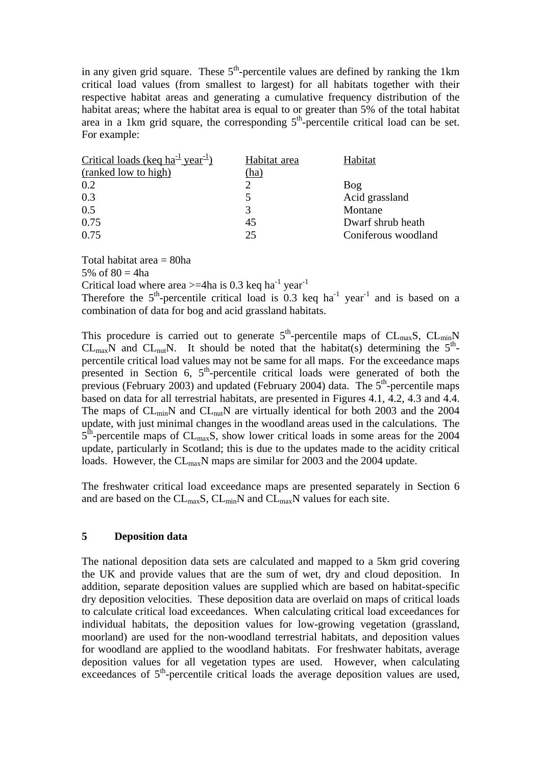in any given grid square. These 5th-percentile values are defined by ranking the 1km critical load values (from smallest to largest) for all habitats together with their respective habitat areas and generating a cumulative frequency distribution of the habitat areas; where the habitat area is equal to or greater than 5% of the total habitat area in a 1km grid square, the corresponding 5th-percentile critical load can be set. For example:

| Critical loads (keq $ha^{-1}$ $year^{-1}$) (ranked low to high) | Habitat area (ha) | Habitat |
|---|---|---|
| 0.2 | 2 | Bog |
| 0.3 | 5 | Acid grassland |
| 0.5 | 3 | Montane |
| 0.75 | 45 | Dwarf shrub heath |
| 0.75 | 25 | Coniferous woodland |

Total habitat area = 80ha
5% of 80 = 4ha
Critical load where area >=4ha is 0.3 keq $ha^{-1}$ $year^{-1}$
Therefore the 5th-percentile critical load is 0.3 keq $ha^{-1}$ $year^{-1}$ and is based on a combination of data for bog and acid grassland habitats.

This procedure is carried out to generate 5th-percentile maps of $CL_{max}S$, $CL_{min}N$ $CL_{max}N$ and $CL_{nut}N$. It should be noted that the habitat(s) determining the 5th-percentile critical load values may not be same for all maps. For the exceedance maps presented in Section 6, 5th-percentile critical loads were generated of both the previous (February 2003) and updated (February 2004) data. The 5th-percentile maps based on data for all terrestrial habitats, are presented in Figures 4.1, 4.2, 4.3 and 4.4. The maps of $CL_{min}N$ and $CL_{nut}N$ are virtually identical for both 2003 and the 2004 update, with just minimal changes in the woodland areas used in the calculations. The 5th-percentile maps of $CL_{max}S$, show lower critical loads in some areas for the 2004 update, particularly in Scotland; this is due to the updates made to the acidity critical loads. However, the $CL_{max}N$ maps are similar for 2003 and the 2004 update.

The freshwater critical load exceedance maps are presented separately in Section 6 and are based on the $CL_{max}S$, $CL_{min}N$ and $CL_{max}N$ values for each site.

## 5 Deposition data

The national deposition data sets are calculated and mapped to a 5km grid covering the UK and provide values that are the sum of wet, dry and cloud deposition. In addition, separate deposition values are supplied which are based on habitat-specific dry deposition velocities. These deposition data are overlaid on maps of critical loads to calculate critical load exceedances. When calculating critical load exceedances for individual habitats, the deposition values for low-growing vegetation (grassland, moorland) are used for the non-woodland terrestrial habitats, and deposition values for woodland are applied to the woodland habitats. For freshwater habitats, average deposition values for all vegetation types are used. However, when calculating exceedances of 5th-percentile critical loads the average deposition values are used,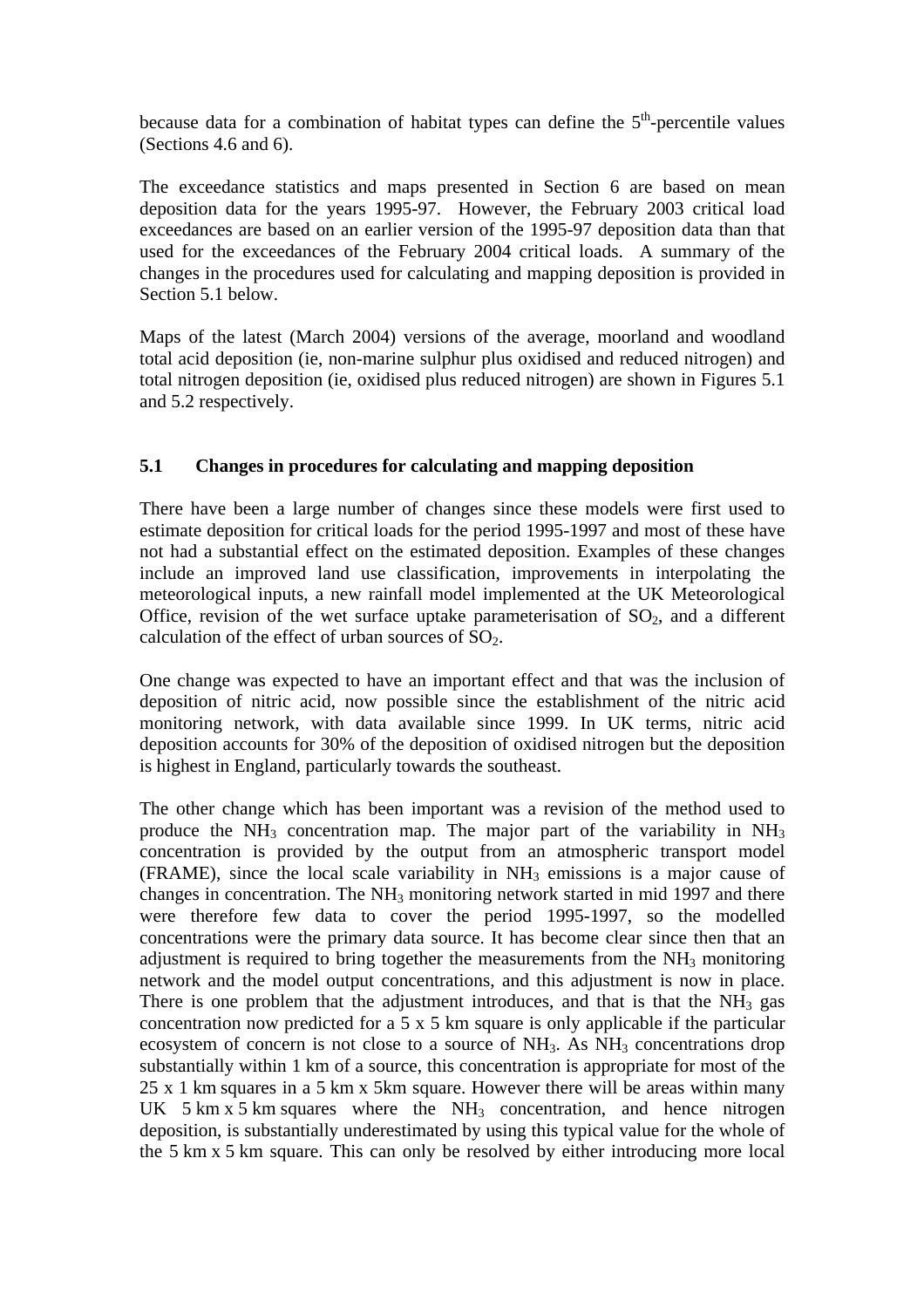because data for a combination of habitat types can define the 5[th]-percentile values (Sections 4.6 and 6).

The exceedance statistics and maps presented in Section 6 are based on mean deposition data for the years 1995-97. However, the February 2003 critical load exceedances are based on an earlier version of the 1995-97 deposition data than that used for the exceedances of the February 2004 critical loads. A summary of the changes in the procedures used for calculating and mapping deposition is provided in Section 5.1 below.

Maps of the latest (March 2004) versions of the average, moorland and woodland total acid deposition (ie, non-marine sulphur plus oxidised and reduced nitrogen) and total nitrogen deposition (ie, oxidised plus reduced nitrogen) are shown in Figures 5.1 and 5.2 respectively.

### 5.1 Changes in procedures for calculating and mapping deposition

There have been a large number of changes since these models were first used to estimate deposition for critical loads for the period 1995-1997 and most of these have not had a substantial effect on the estimated deposition. Examples of these changes include an improved land use classification, improvements in interpolating the meteorological inputs, a new rainfall model implemented at the UK Meteorological Office, revision of the wet surface uptake parameterisation of $SO_2$, and a different calculation of the effect of urban sources of $SO_2$.

One change was expected to have an important effect and that was the inclusion of deposition of nitric acid, now possible since the establishment of the nitric acid monitoring network, with data available since 1999. In UK terms, nitric acid deposition accounts for 30% of the deposition of oxidised nitrogen but the deposition is highest in England, particularly towards the southeast.

The other change which has been important was a revision of the method used to produce the $NH_3$ concentration map. The major part of the variability in $NH_3$ concentration is provided by the output from an atmospheric transport model (FRAME), since the local scale variability in $NH_3$ emissions is a major cause of changes in concentration. The $NH_3$ monitoring network started in mid 1997 and there were therefore few data to cover the period 1995-1997, so the modelled concentrations were the primary data source. It has become clear since then that an adjustment is required to bring together the measurements from the $NH_3$ monitoring network and the model output concentrations, and this adjustment is now in place. There is one problem that the adjustment introduces, and that is that the $NH_3$ gas concentration now predicted for a 5 x 5 km square is only applicable if the particular ecosystem of concern is not close to a source of $NH_3$. As $NH_3$ concentrations drop substantially within 1 km of a source, this concentration is appropriate for most of the 25 x 1 km squares in a 5 km x 5km square. However there will be areas within many UK 5 km x 5 km squares where the $NH_3$ concentration, and hence nitrogen deposition, is substantially underestimated by using this typical value for the whole of the 5 km x 5 km square. This can only be resolved by either introducing more local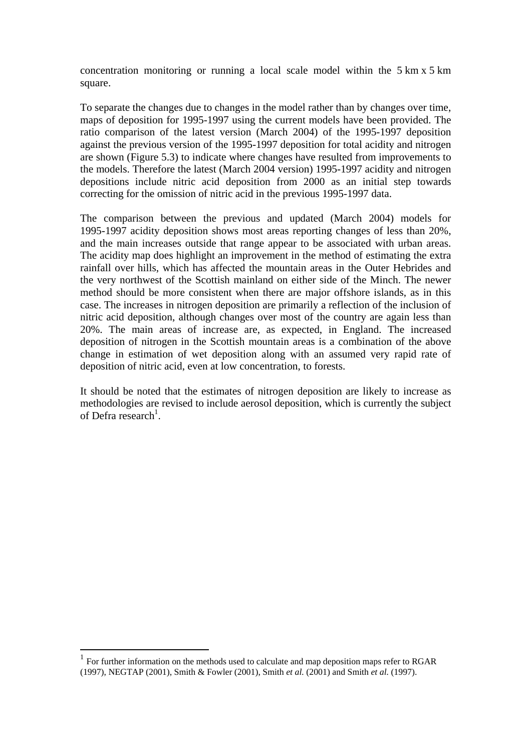concentration monitoring or running a local scale model within the 5 km x 5 km square.

To separate the changes due to changes in the model rather than by changes over time, maps of deposition for 1995-1997 using the current models have been provided. The ratio comparison of the latest version (March 2004) of the 1995-1997 deposition against the previous version of the 1995-1997 deposition for total acidity and nitrogen are shown (Figure 5.3) to indicate where changes have resulted from improvements to the models. Therefore the latest (March 2004 version) 1995-1997 acidity and nitrogen depositions include nitric acid deposition from 2000 as an initial step towards correcting for the omission of nitric acid in the previous 1995-1997 data.

The comparison between the previous and updated (March 2004) models for 1995-1997 acidity deposition shows most areas reporting changes of less than 20%, and the main increases outside that range appear to be associated with urban areas. The acidity map does highlight an improvement in the method of estimating the extra rainfall over hills, which has affected the mountain areas in the Outer Hebrides and the very northwest of the Scottish mainland on either side of the Minch. The newer method should be more consistent when there are major offshore islands, as in this case. The increases in nitrogen deposition are primarily a reflection of the inclusion of nitric acid deposition, although changes over most of the country are again less than 20%. The main areas of increase are, as expected, in England. The increased deposition of nitrogen in the Scottish mountain areas is a combination of the above change in estimation of wet deposition along with an assumed very rapid rate of deposition of nitric acid, even at low concentration, to forests.

It should be noted that the estimates of nitrogen deposition are likely to increase as methodologies are revised to include aerosol deposition, which is currently the subject of Defra research[1].

[1] For further information on the methods used to calculate and map deposition maps refer to RGAR (1997), NEGTAP (2001), Smith & Fowler (2001), Smith *et al.* (2001) and Smith *et al.* (1997).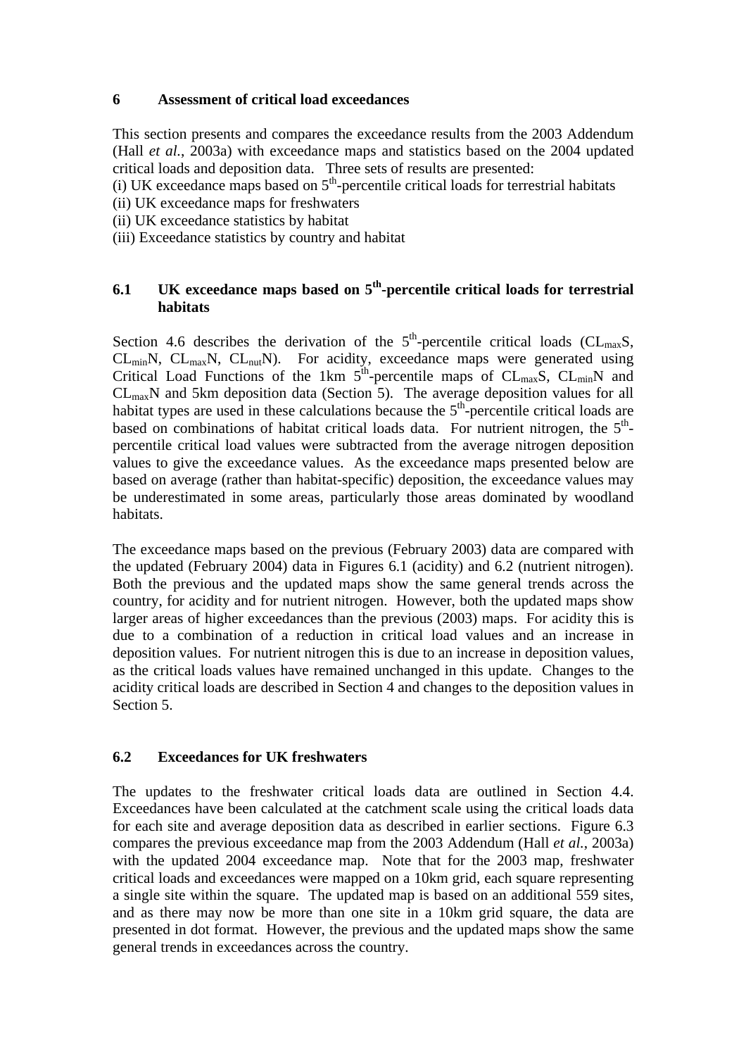# 6 Assessment of critical load exceedances

This section presents and compares the exceedance results from the 2003 Addendum (Hall *et al.*, 2003a) with exceedance maps and statistics based on the 2004 updated critical loads and deposition data. Three sets of results are presented:

(i) UK exceedance maps based on 5$^{th}$-percentile critical loads for terrestrial habitats
(ii) UK exceedance maps for freshwaters
(ii) UK exceedance statistics by habitat
(iii) Exceedance statistics by country and habitat

## 6.1 UK exceedance maps based on 5$^{th}$-percentile critical loads for terrestrial habitats

Section 4.6 describes the derivation of the 5$^{th}$-percentile critical loads ($CL_{max}S$, $CL_{min}N$, $CL_{max}N$, $CL_{nut}N$). For acidity, exceedance maps were generated using Critical Load Functions of the 1km 5$^{th}$-percentile maps of $CL_{max}S$, $CL_{min}N$ and $CL_{max}N$ and 5km deposition data (Section 5). The average deposition values for all habitat types are used in these calculations because the 5$^{th}$-percentile critical loads are based on combinations of habitat critical loads data. For nutrient nitrogen, the 5$^{th}$-percentile critical load values were subtracted from the average nitrogen deposition values to give the exceedance values. As the exceedance maps presented below are based on average (rather than habitat-specific) deposition, the exceedance values may be underestimated in some areas, particularly those areas dominated by woodland habitats.

The exceedance maps based on the previous (February 2003) data are compared with the updated (February 2004) data in Figures 6.1 (acidity) and 6.2 (nutrient nitrogen). Both the previous and the updated maps show the same general trends across the country, for acidity and for nutrient nitrogen. However, both the updated maps show larger areas of higher exceedances than the previous (2003) maps. For acidity this is due to a combination of a reduction in critical load values and an increase in deposition values. For nutrient nitrogen this is due to an increase in deposition values, as the critical loads values have remained unchanged in this update. Changes to the acidity critical loads are described in Section 4 and changes to the deposition values in Section 5.

## 6.2 Exceedances for UK freshwaters

The updates to the freshwater critical loads data are outlined in Section 4.4. Exceedances have been calculated at the catchment scale using the critical loads data for each site and average deposition data as described in earlier sections. Figure 6.3 compares the previous exceedance map from the 2003 Addendum (Hall *et al.*, 2003a) with the updated 2004 exceedance map. Note that for the 2003 map, freshwater critical loads and exceedances were mapped on a 10km grid, each square representing a single site within the square. The updated map is based on an additional 559 sites, and as there may now be more than one site in a 10km grid square, the data are presented in dot format. However, the previous and the updated maps show the same general trends in exceedances across the country.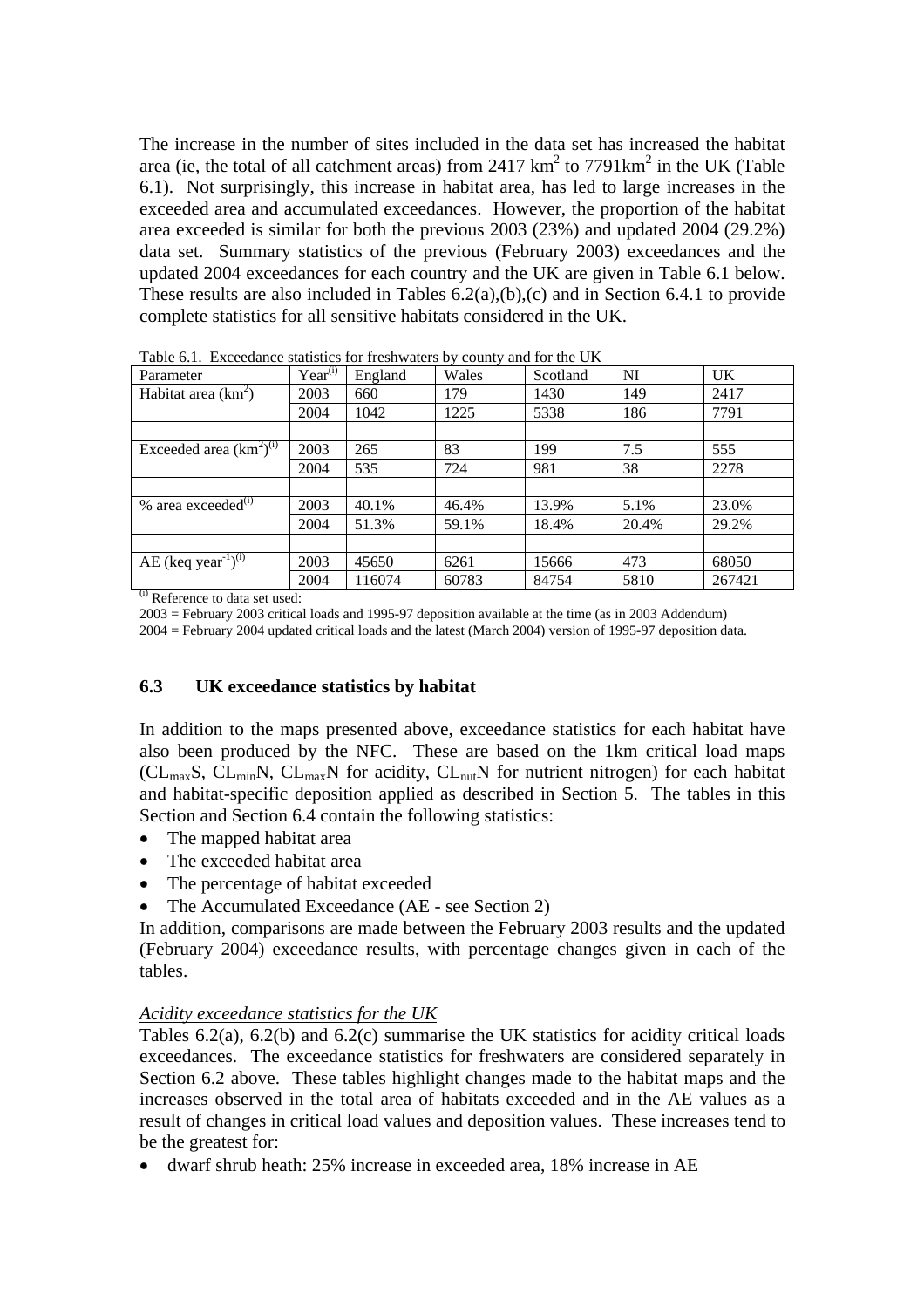The increase in the number of sites included in the data set has increased the habitat area (ie, the total of all catchment areas) from 2417 $km^2$ to 7791$km^2$ in the UK (Table 6.1). Not surprisingly, this increase in habitat area, has led to large increases in the exceeded area and accumulated exceedances. However, the proportion of the habitat area exceeded is similar for both the previous 2003 (23%) and updated 2004 (29.2%) data set. Summary statistics of the previous (February 2003) exceedances and the updated 2004 exceedances for each country and the UK are given in Table 6.1 below. These results are also included in Tables 6.2(a),(b),(c) and in Section 6.4.1 to provide complete statistics for all sensitive habitats considered in the UK.

Table 6.1. Exceedance statistics for freshwaters by county and for the UK

| Parameter | Year[(i)] | England | Wales | Scotland | NI | UK |
|---|---|---|---|---|---|---|
| Habitat area ($km^2$) | 2003 | 660 | 179 | 1430 | 149 | 2417 |
| | 2004 | 1042 | 1225 | 5338 | 186 | 7791 |
| | | | | | | |
| Exceeded area ($km^2$)[(i)] | 2003 | 265 | 83 | 199 | 7.5 | 555 |
| | 2004 | 535 | 724 | 981 | 38 | 2278 |
| | | | | | | |
| % area exceeded[(i)] | 2003 | 40.1% | 46.4% | 13.9% | 5.1% | 23.0% |
| | 2004 | 51.3% | 59.1% | 18.4% | 20.4% | 29.2% |
| | | | | | | |
| AE (keq $year^{-1}$)[(i)] | 2003 | 45650 | 6261 | 15666 | 473 | 68050 |
| | 2004 | 116074 | 60783 | 84754 | 5810 | 267421 |

[(i)] Reference to data set used:

2003 = February 2003 critical loads and 1995-97 deposition available at the time (as in 2003 Addendum)

2004 = February 2004 updated critical loads and the latest (March 2004) version of 1995-97 deposition data.

## 6.3 UK exceedance statistics by habitat

In addition to the maps presented above, exceedance statistics for each habitat have also been produced by the NFC. These are based on the 1km critical load maps ($CL_{max}S$, $CL_{min}N$, $CL_{max}N$ for acidity, $CL_{nut}N$ for nutrient nitrogen) for each habitat and habitat-specific deposition applied as described in Section 5. The tables in this Section and Section 6.4 contain the following statistics:

- The mapped habitat area
- The exceeded habitat area
- The percentage of habitat exceeded
- The Accumulated Exceedance (AE - see Section 2)

In addition, comparisons are made between the February 2003 results and the updated (February 2004) exceedance results, with percentage changes given in each of the tables.

*Acidity exceedance statistics for the UK*

Tables 6.2(a), 6.2(b) and 6.2(c) summarise the UK statistics for acidity critical loads exceedances. The exceedance statistics for freshwaters are considered separately in Section 6.2 above. These tables highlight changes made to the habitat maps and the increases observed in the total area of habitats exceeded and in the AE values as a result of changes in critical load values and deposition values. These increases tend to be the greatest for:

- dwarf shrub heath: 25% increase in exceeded area, 18% increase in AE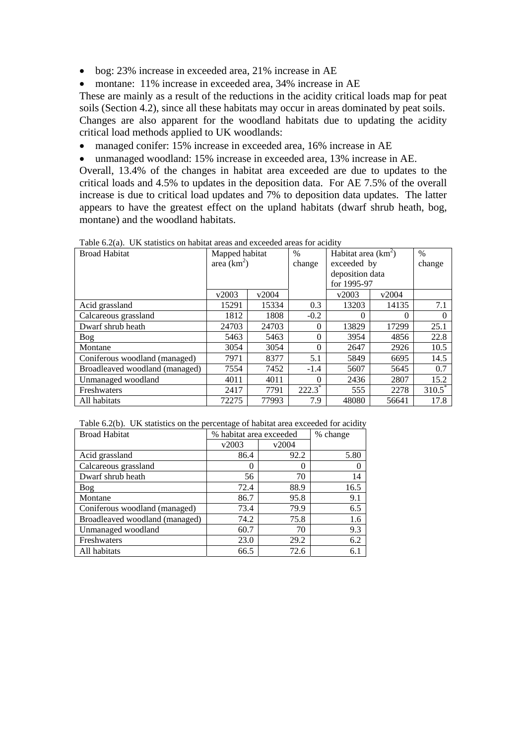- bog: 23% increase in exceeded area, 21% increase in AE
- montane: 11% increase in exceeded area, 34% increase in AE

These are mainly as a result of the reductions in the acidity critical loads map for peat soils (Section 4.2), since all these habitats may occur in areas dominated by peat soils. Changes are also apparent for the woodland habitats due to updating the acidity critical load methods applied to UK woodlands:

- managed conifer: 15% increase in exceeded area, 16% increase in AE
- unmanaged woodland: 15% increase in exceeded area, 13% increase in AE.

Overall, 13.4% of the changes in habitat area exceeded are due to updates to the critical loads and 4.5% to updates in the deposition data. For AE 7.5% of the overall increase is due to critical load updates and 7% to deposition data updates. The latter appears to have the greatest effect on the upland habitats (dwarf shrub heath, bog, montane) and the woodland habitats.

Table 6.2(a). UK statistics on habitat areas and exceeded areas for acidity

| Broad Habitat | Mapped habitat area (km$^2$) | | % change | Habitat area (km$^2$) exceeded by deposition data for 1995-97 | | % change |
|---|---|---|---|---|---|---|
| | v2003 | v2004 | | v2003 | v2004 | |
| Acid grassland | 15291 | 15334 | 0.3 | 13203 | 14135 | 7.1 |
| Calcareous grassland | 1812 | 1808 | -0.2 | 0 | 0 | 0 |
| Dwarf shrub heath | 24703 | 24703 | 0 | 13829 | 17299 | 25.1 |
| Bog | 5463 | 5463 | 0 | 3954 | 4856 | 22.8 |
| Montane | 3054 | 3054 | 0 | 2647 | 2926 | 10.5 |
| Coniferous woodland (managed) | 7971 | 8377 | 5.1 | 5849 | 6695 | 14.5 |
| Broadleaved woodland (managed) | 7554 | 7452 | -1.4 | 5607 | 5645 | 0.7 |
| Unmanaged woodland | 4011 | 4011 | 0 | 2436 | 2807 | 15.2 |
| Freshwaters | 2417 | 7791 | 222.3* | 555 | 2278 | 310.5* |
| All habitats | 72275 | 77993 | 7.9 | 48080 | 56641 | 17.8 |

Table 6.2(b). UK statistics on the percentage of habitat area exceeded for acidity

| Broad Habitat | % habitat area exceeded | | % change |
|---|---|---|---|
| | v2003 | v2004 | |
| Acid grassland | 86.4 | 92.2 | 5.80 |
| Calcareous grassland | 0 | 0 | 0 |
| Dwarf shrub heath | 56 | 70 | 14 |
| Bog | 72.4 | 88.9 | 16.5 |
| Montane | 86.7 | 95.8 | 9.1 |
| Coniferous woodland (managed) | 73.4 | 79.9 | 6.5 |
| Broadleaved woodland (managed) | 74.2 | 75.8 | 1.6 |
| Unmanaged woodland | 60.7 | 70 | 9.3 |
| Freshwaters | 23.0 | 29.2 | 6.2 |
| All habitats | 66.5 | 72.6 | 6.1 |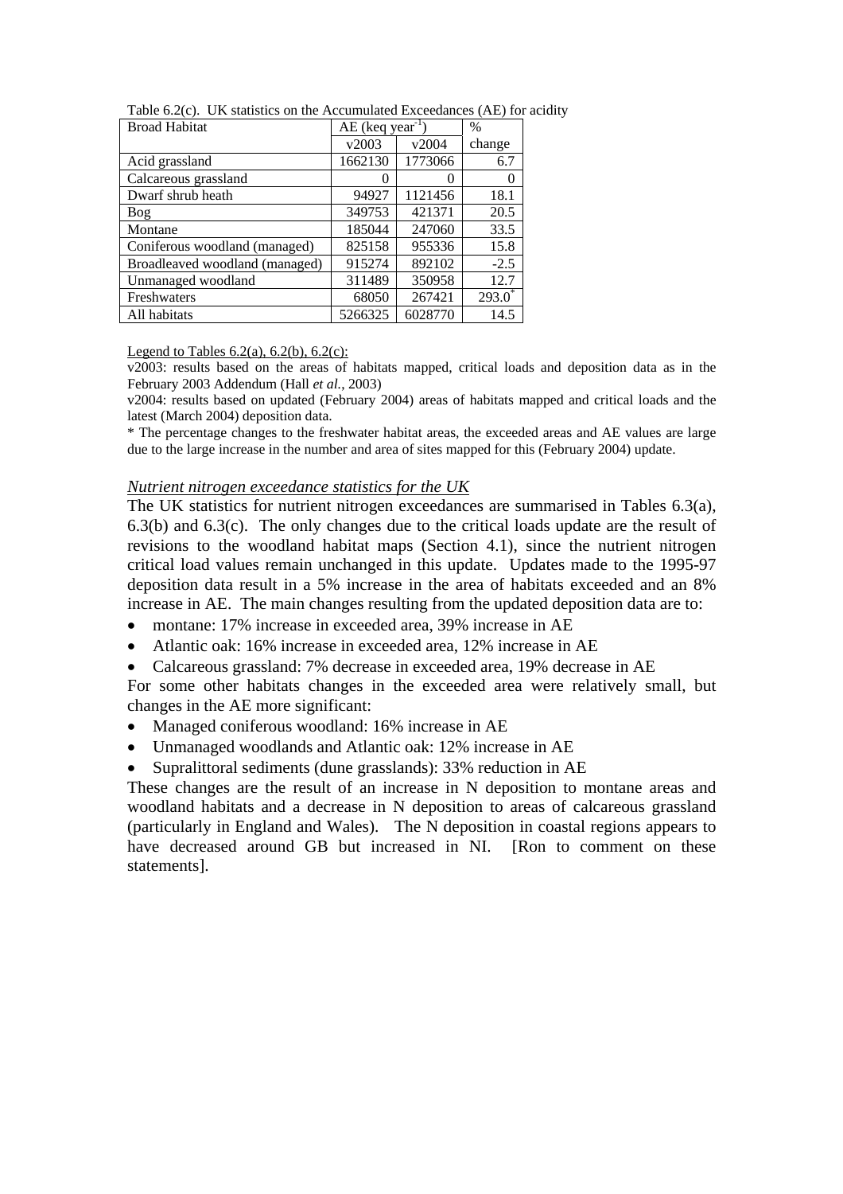Table 6.2(c). UK statistics on the Accumulated Exceedances (AE) for acidity

| Broad Habitat | AE (keq year$^{-1}$) | | % |
|---|---|---|---|
| | v2003 | v2004 | change |
| Acid grassland | 1662130 | 1773066 | 6.7 |
| Calcareous grassland | 0 | 0 | 0 |
| Dwarf shrub heath | 94927 | 1121456 | 18.1 |
| Bog | 349753 | 421371 | 20.5 |
| Montane | 185044 | 247060 | 33.5 |
| Coniferous woodland (managed) | 825158 | 955336 | 15.8 |
| Broadleaved woodland (managed) | 915274 | 892102 | -2.5 |
| Unmanaged woodland | 311489 | 350958 | 12.7 |
| Freshwaters | 68050 | 267421 | 293.0* |
| All habitats | 5266325 | 6028770 | 14.5 |

Legend to Tables 6.2(a), 6.2(b), 6.2(c):

v2003: results based on the areas of habitats mapped, critical loads and deposition data as in the February 2003 Addendum (Hall *et al.*, 2003)

v2004: results based on updated (February 2004) areas of habitats mapped and critical loads and the latest (March 2004) deposition data.

* The percentage changes to the freshwater habitat areas, the exceeded areas and AE values are large due to the large increase in the number and area of sites mapped for this (February 2004) update.

*Nutrient nitrogen exceedance statistics for the UK*

The UK statistics for nutrient nitrogen exceedances are summarised in Tables 6.3(a), 6.3(b) and 6.3(c). The only changes due to the critical loads update are the result of revisions to the woodland habitat maps (Section 4.1), since the nutrient nitrogen critical load values remain unchanged in this update. Updates made to the 1995-97 deposition data result in a 5% increase in the area of habitats exceeded and an 8% increase in AE. The main changes resulting from the updated deposition data are to:

- montane: 17% increase in exceeded area, 39% increase in AE
- Atlantic oak: 16% increase in exceeded area, 12% increase in AE
- Calcareous grassland: 7% decrease in exceeded area, 19% decrease in AE

For some other habitats changes in the exceeded area were relatively small, but changes in the AE more significant:

- Managed coniferous woodland: 16% increase in AE
- Unmanaged woodlands and Atlantic oak: 12% increase in AE
- Supralittoral sediments (dune grasslands): 33% reduction in AE

These changes are the result of an increase in N deposition to montane areas and woodland habitats and a decrease in N deposition to areas of calcareous grassland (particularly in England and Wales). The N deposition in coastal regions appears to have decreased around GB but increased in NI. [Ron to comment on these statements].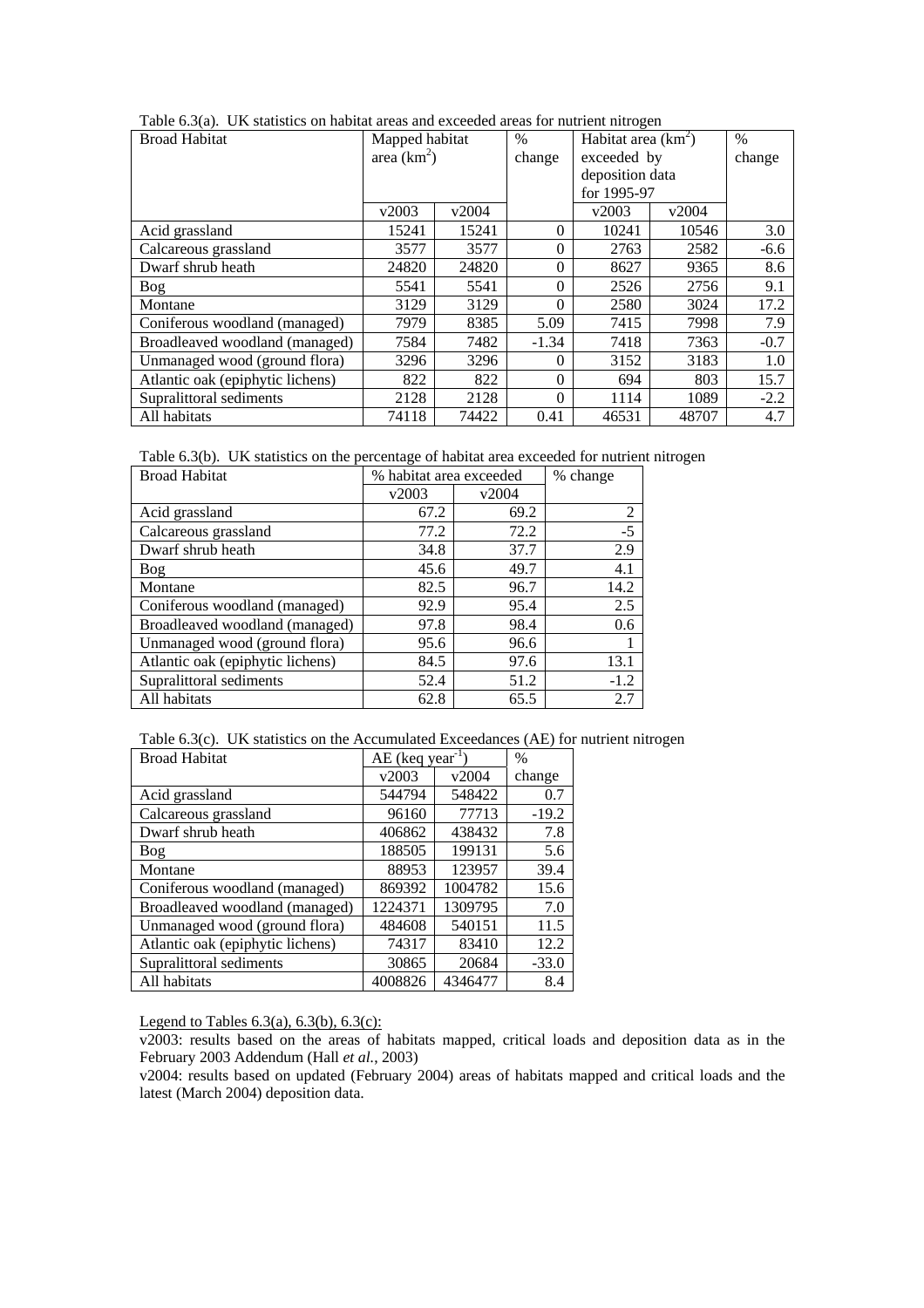Table 6.3(a). UK statistics on habitat areas and exceeded areas for nutrient nitrogen

| Broad Habitat | Mapped habitat area (km$^2$) | | % change | Habitat area (km$^2$) exceeded by deposition data for 1995-97 | | % change |
|---|---|---|---|---|---|---|
| | v2003 | v2004 | | v2003 | v2004 | |
| Acid grassland | 15241 | 15241 | 0 | 10241 | 10546 | 3.0 |
| Calcareous grassland | 3577 | 3577 | 0 | 2763 | 2582 | -6.6 |
| Dwarf shrub heath | 24820 | 24820 | 0 | 8627 | 9365 | 8.6 |
| Bog | 5541 | 5541 | 0 | 2526 | 2756 | 9.1 |
| Montane | 3129 | 3129 | 0 | 2580 | 3024 | 17.2 |
| Coniferous woodland (managed) | 7979 | 8385 | 5.09 | 7415 | 7998 | 7.9 |
| Broadleaved woodland (managed) | 7584 | 7482 | -1.34 | 7418 | 7363 | -0.7 |
| Unmanaged wood (ground flora) | 3296 | 3296 | 0 | 3152 | 3183 | 1.0 |
| Atlantic oak (epiphytic lichens) | 822 | 822 | 0 | 694 | 803 | 15.7 |
| Supralittoral sediments | 2128 | 2128 | 0 | 1114 | 1089 | -2.2 |
| All habitats | 74118 | 74422 | 0.41 | 46531 | 48707 | 4.7 |

Table 6.3(b). UK statistics on the percentage of habitat area exceeded for nutrient nitrogen

| Broad Habitat | % habitat area exceeded | | % change |
|---|---|---|---|
| | v2003 | v2004 | |
| Acid grassland | 67.2 | 69.2 | 2 |
| Calcareous grassland | 77.2 | 72.2 | -5 |
| Dwarf shrub heath | 34.8 | 37.7 | 2.9 |
| Bog | 45.6 | 49.7 | 4.1 |
| Montane | 82.5 | 96.7 | 14.2 |
| Coniferous woodland (managed) | 92.9 | 95.4 | 2.5 |
| Broadleaved woodland (managed) | 97.8 | 98.4 | 0.6 |
| Unmanaged wood (ground flora) | 95.6 | 96.6 | 1 |
| Atlantic oak (epiphytic lichens) | 84.5 | 97.6 | 13.1 |
| Supralittoral sediments | 52.4 | 51.2 | -1.2 |
| All habitats | 62.8 | 65.5 | 2.7 |

Table 6.3(c). UK statistics on the Accumulated Exceedances (AE) for nutrient nitrogen

| Broad Habitat | AE (keq year$^{-1}$) | | % change |
|---|---|---|---|
| | v2003 | v2004 | |
| Acid grassland | 544794 | 548422 | 0.7 |
| Calcareous grassland | 96160 | 77713 | -19.2 |
| Dwarf shrub heath | 406862 | 438432 | 7.8 |
| Bog | 188505 | 199131 | 5.6 |
| Montane | 88953 | 123957 | 39.4 |
| Coniferous woodland (managed) | 869392 | 1004782 | 15.6 |
| Broadleaved woodland (managed) | 1224371 | 1309795 | 7.0 |
| Unmanaged wood (ground flora) | 484608 | 540151 | 11.5 |
| Atlantic oak (epiphytic lichens) | 74317 | 83410 | 12.2 |
| Supralittoral sediments | 30865 | 20684 | -33.0 |
| All habitats | 4008826 | 4346477 | 8.4 |

Legend to Tables 6.3(a), 6.3(b), 6.3(c):

v2003: results based on the areas of habitats mapped, critical loads and deposition data as in the February 2003 Addendum (Hall *et al.*, 2003)

v2004: results based on updated (February 2004) areas of habitats mapped and critical loads and the latest (March 2004) deposition data.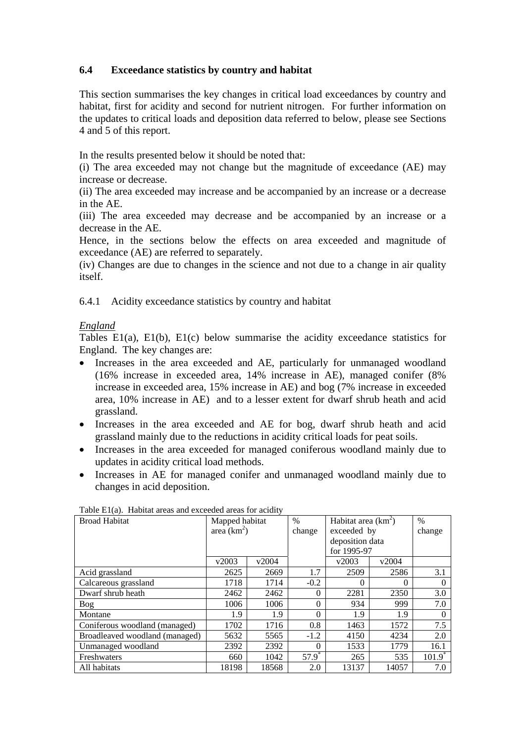## 6.4 Exceedance statistics by country and habitat

This section summarises the key changes in critical load exceedances by country and habitat, first for acidity and second for nutrient nitrogen. For further information on the updates to critical loads and deposition data referred to below, please see Sections 4 and 5 of this report.

In the results presented below it should be noted that:
(i) The area exceeded may not change but the magnitude of exceedance (AE) may increase or decrease.
(ii) The area exceeded may increase and be accompanied by an increase or a decrease in the AE.
(iii) The area exceeded may decrease and be accompanied by an increase or a decrease in the AE.
Hence, in the sections below the effects on area exceeded and magnitude of exceedance (AE) are referred to separately.
(iv) Changes are due to changes in the science and not due to a change in air quality itself.

### 6.4.1 Acidity exceedance statistics by country and habitat

*England*

Tables E1(a), E1(b), E1(c) below summarise the acidity exceedance statistics for England. The key changes are:

- Increases in the area exceeded and AE, particularly for unmanaged woodland (16% increase in exceeded area, 14% increase in AE), managed conifer (8% increase in exceeded area, 15% increase in AE) and bog (7% increase in exceeded area, 10% increase in AE) and to a lesser extent for dwarf shrub heath and acid grassland.
- Increases in the area exceeded and AE for bog, dwarf shrub heath and acid grassland mainly due to the reductions in acidity critical loads for peat soils.
- Increases in the area exceeded for managed coniferous woodland mainly due to updates in acidity critical load methods.
- Increases in AE for managed conifer and unmanaged woodland mainly due to changes in acid deposition.

Table E1(a). Habitat areas and exceeded areas for acidity

| Broad Habitat | Mapped habitat area ($km^2$) | | % change | Habitat area ($km^2$) exceeded by deposition data for 1995-97 | | % change |
|---|---|---|---|---|---|---|
| | v2003 | v2004 | | v2003 | v2004 | |
| Acid grassland | 2625 | 2669 | 1.7 | 2509 | 2586 | 3.1 |
| Calcareous grassland | 1718 | 1714 | -0.2 | 0 | 0 | 0 |
| Dwarf shrub heath | 2462 | 2462 | 0 | 2281 | 2350 | 3.0 |
| Bog | 1006 | 1006 | 0 | 934 | 999 | 7.0 |
| Montane | 1.9 | 1.9 | 0 | 1.9 | 1.9 | 0 |
| Coniferous woodland (managed) | 1702 | 1716 | 0.8 | 1463 | 1572 | 7.5 |
| Broadleaved woodland (managed) | 5632 | 5565 | -1.2 | 4150 | 4234 | 2.0 |
| Unmanaged woodland | 2392 | 2392 | 0 | 1533 | 1779 | 16.1 |
| Freshwaters | 660 | 1042 | 57.9* | 265 | 535 | 101.9* |
| All habitats | 18198 | 18568 | 2.0 | 13137 | 14057 | 7.0 |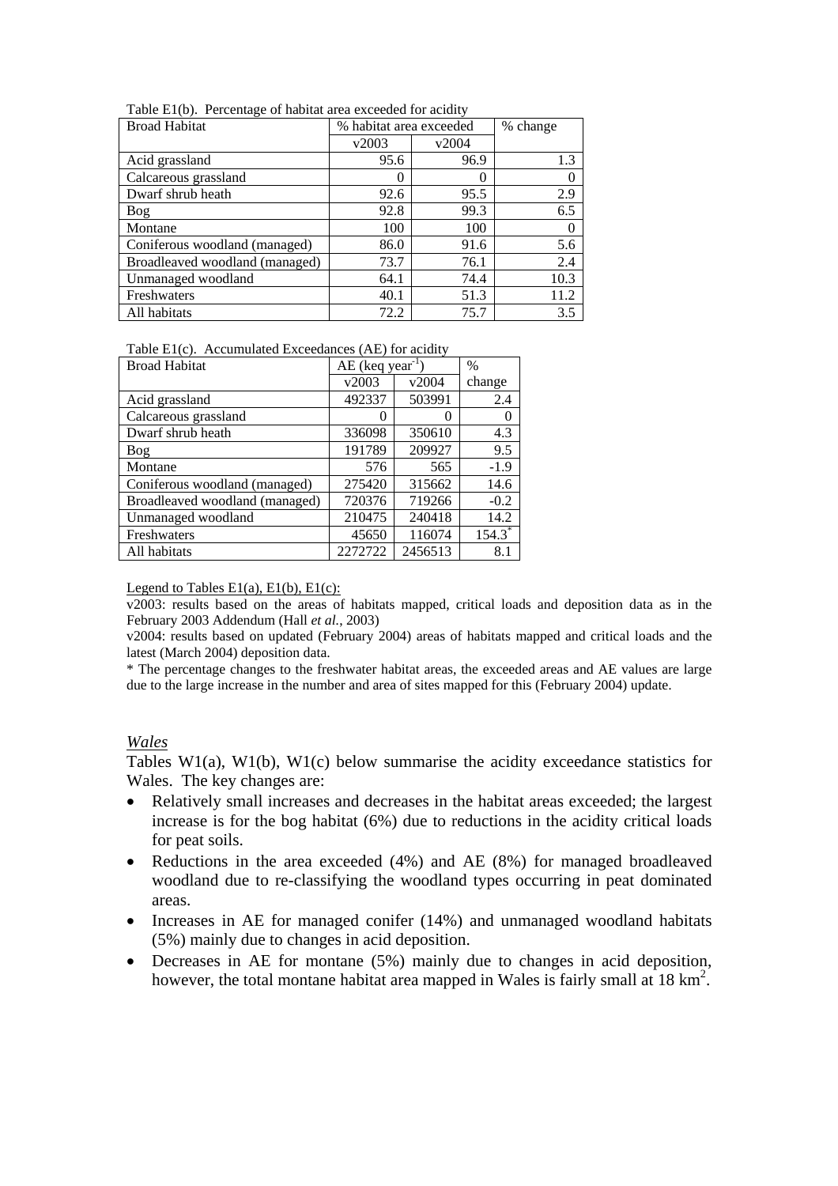Table E1(b). Percentage of habitat area exceeded for acidity

| Broad Habitat | % habitat area exceeded | | % change |
|---|---|---|---|
| | v2003 | v2004 | |
| Acid grassland | 95.6 | 96.9 | 1.3 |
| Calcareous grassland | 0 | 0 | 0 |
| Dwarf shrub heath | 92.6 | 95.5 | 2.9 |
| Bog | 92.8 | 99.3 | 6.5 |
| Montane | 100 | 100 | 0 |
| Coniferous woodland (managed) | 86.0 | 91.6 | 5.6 |
| Broadleaved woodland (managed) | 73.7 | 76.1 | 2.4 |
| Unmanaged woodland | 64.1 | 74.4 | 10.3 |
| Freshwaters | 40.1 | 51.3 | 11.2 |
| All habitats | 72.2 | 75.7 | 3.5 |

Table E1(c). Accumulated Exceedances (AE) for acidity

| Broad Habitat | AE (keq $year^{-1}$) | | % change |
|---|---|---|---|
| | v2003 | v2004 | |
| Acid grassland | 492337 | 503991 | 2.4 |
| Calcareous grassland | 0 | 0 | 0 |
| Dwarf shrub heath | 336098 | 350610 | 4.3 |
| Bog | 191789 | 209927 | 9.5 |
| Montane | 576 | 565 | -1.9 |
| Coniferous woodland (managed) | 275420 | 315662 | 14.6 |
| Broadleaved woodland (managed) | 720376 | 719266 | -0.2 |
| Unmanaged woodland | 210475 | 240418 | 14.2 |
| Freshwaters | 45650 | 116074 | 154.3* |
| All habitats | 2272722 | 2456513 | 8.1 |

Legend to Tables E1(a), E1(b), E1(c):

v2003: results based on the areas of habitats mapped, critical loads and deposition data as in the February 2003 Addendum (Hall *et al.*, 2003)

v2004: results based on updated (February 2004) areas of habitats mapped and critical loads and the latest (March 2004) deposition data.

* The percentage changes to the freshwater habitat areas, the exceeded areas and AE values are large due to the large increase in the number and area of sites mapped for this (February 2004) update.

### *Wales*

Tables W1(a), W1(b), W1(c) below summarise the acidity exceedance statistics for Wales. The key changes are:

- Relatively small increases and decreases in the habitat areas exceeded; the largest increase is for the bog habitat (6%) due to reductions in the acidity critical loads for peat soils.
- Reductions in the area exceeded (4%) and AE (8%) for managed broadleaved woodland due to re-classifying the woodland types occurring in peat dominated areas.
- Increases in AE for managed conifer (14%) and unmanaged woodland habitats (5%) mainly due to changes in acid deposition.
- Decreases in AE for montane (5%) mainly due to changes in acid deposition, however, the total montane habitat area mapped in Wales is fairly small at 18 $km^2$.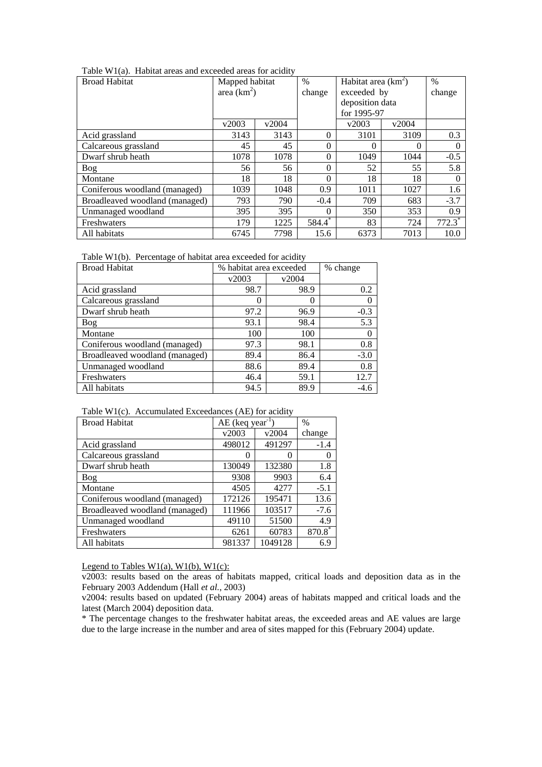Table W1(a). Habitat areas and exceeded areas for acidity

| Broad Habitat | Mapped habitat area ($km^2$) | | % change | Habitat area ($km^2$) exceeded by deposition data for 1995-97 | | % change |
|---|---|---|---|---|---|---|
| | v2003 | v2004 | | v2003 | v2004 | |
| Acid grassland | 3143 | 3143 | 0 | 3101 | 3109 | 0.3 |
| Calcareous grassland | 45 | 45 | 0 | 0 | 0 | 0 |
| Dwarf shrub heath | 1078 | 1078 | 0 | 1049 | 1044 | -0.5 |
| Bog | 56 | 56 | 0 | 52 | 55 | 5.8 |
| Montane | 18 | 18 | 0 | 18 | 18 | 0 |
| Coniferous woodland (managed) | 1039 | 1048 | 0.9 | 1011 | 1027 | 1.6 |
| Broadleaved woodland (managed) | 793 | 790 | -0.4 | 709 | 683 | -3.7 |
| Unmanaged woodland | 395 | 395 | 0 | 350 | 353 | 0.9 |
| Freshwaters | 179 | 1225 | 584.4* | 83 | 724 | 772.3* |
| All habitats | 6745 | 7798 | 15.6 | 6373 | 7013 | 10.0 |

Table W1(b). Percentage of habitat area exceeded for acidity

| Broad Habitat | % habitat area exceeded | | % change |
|---|---|---|---|
| | v2003 | v2004 | |
| Acid grassland | 98.7 | 98.9 | 0.2 |
| Calcareous grassland | 0 | 0 | 0 |
| Dwarf shrub heath | 97.2 | 96.9 | -0.3 |
| Bog | 93.1 | 98.4 | 5.3 |
| Montane | 100 | 100 | 0 |
| Coniferous woodland (managed) | 97.3 | 98.1 | 0.8 |
| Broadleaved woodland (managed) | 89.4 | 86.4 | -3.0 |
| Unmanaged woodland | 88.6 | 89.4 | 0.8 |
| Freshwaters | 46.4 | 59.1 | 12.7 |
| All habitats | 94.5 | 89.9 | -4.6 |

Table W1(c). Accumulated Exceedances (AE) for acidity

| Broad Habitat | AE (keq $year^{-1}$) | | % change |
|---|---|---|---|
| | v2003 | v2004 | |
| Acid grassland | 498012 | 491297 | -1.4 |
| Calcareous grassland | 0 | 0 | 0 |
| Dwarf shrub heath | 130049 | 132380 | 1.8 |
| Bog | 9308 | 9903 | 6.4 |
| Montane | 4505 | 4277 | -5.1 |
| Coniferous woodland (managed) | 172126 | 195471 | 13.6 |
| Broadleaved woodland (managed) | 111966 | 103517 | -7.6 |
| Unmanaged woodland | 49110 | 51500 | 4.9 |
| Freshwaters | 6261 | 60783 | 870.8* |
| All habitats | 981337 | 1049128 | 6.9 |

Legend to Tables W1(a), W1(b), W1(c):

v2003: results based on the areas of habitats mapped, critical loads and deposition data as in the February 2003 Addendum (Hall *et al.*, 2003)

v2004: results based on updated (February 2004) areas of habitats mapped and critical loads and the latest (March 2004) deposition data.

* The percentage changes to the freshwater habitat areas, the exceeded areas and AE values are large due to the large increase in the number and area of sites mapped for this (February 2004) update.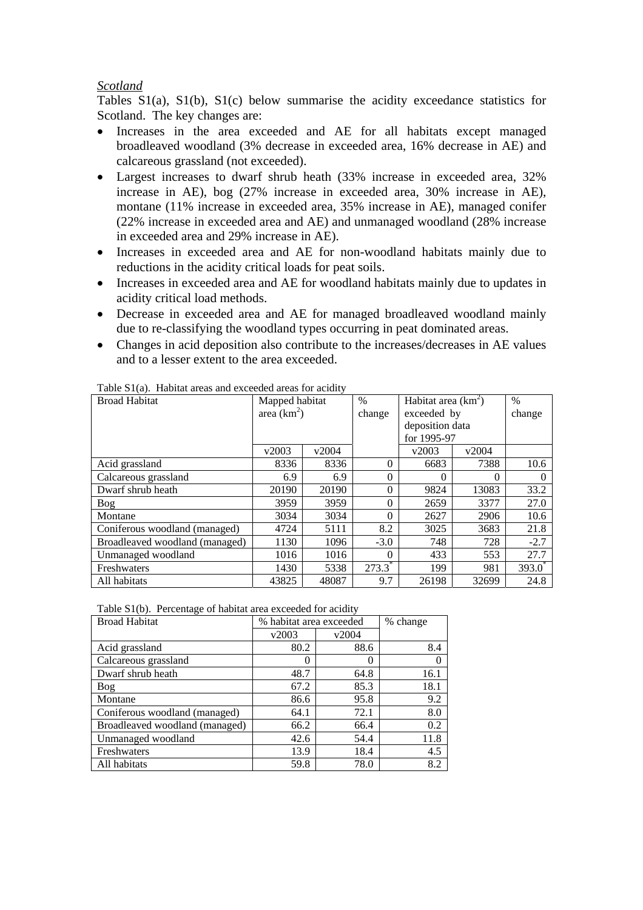*Scotland*

Tables S1(a), S1(b), S1(c) below summarise the acidity exceedance statistics for Scotland. The key changes are:

- Increases in the area exceeded and AE for all habitats except managed broadleaved woodland (3% decrease in exceeded area, 16% decrease in AE) and calcareous grassland (not exceeded).
- Largest increases to dwarf shrub heath (33% increase in exceeded area, 32% increase in AE), bog (27% increase in exceeded area, 30% increase in AE), montane (11% increase in exceeded area, 35% increase in AE), managed conifer (22% increase in exceeded area and AE) and unmanaged woodland (28% increase in exceeded area and 29% increase in AE).
- Increases in exceeded area and AE for non-woodland habitats mainly due to reductions in the acidity critical loads for peat soils.
- Increases in exceeded area and AE for woodland habitats mainly due to updates in acidity critical load methods.
- Decrease in exceeded area and AE for managed broadleaved woodland mainly due to re-classifying the woodland types occurring in peat dominated areas.
- Changes in acid deposition also contribute to the increases/decreases in AE values and to a lesser extent to the area exceeded.

Table S1(a). Habitat areas and exceeded areas for acidity

| Broad Habitat | Mapped habitat area ($km^2$) | | % change | Habitat area ($km^2$) exceeded by deposition data for 1995-97 | | % change |
|---|---|---|---|---|---|---|
| | v2003 | v2004 | | v2003 | v2004 | |
| Acid grassland | 8336 | 8336 | 0 | 6683 | 7388 | 10.6 |
| Calcareous grassland | 6.9 | 6.9 | 0 | 0 | 0 | 0 |
| Dwarf shrub heath | 20190 | 20190 | 0 | 9824 | 13083 | 33.2 |
| Bog | 3959 | 3959 | 0 | 2659 | 3377 | 27.0 |
| Montane | 3034 | 3034 | 0 | 2627 | 2906 | 10.6 |
| Coniferous woodland (managed) | 4724 | 5111 | 8.2 | 3025 | 3683 | 21.8 |
| Broadleaved woodland (managed) | 1130 | 1096 | -3.0 | 748 | 728 | -2.7 |
| Unmanaged woodland | 1016 | 1016 | 0 | 433 | 553 | 27.7 |
| Freshwaters | 1430 | 5338 | 273.3* | 199 | 981 | 393.0* |
| All habitats | 43825 | 48087 | 9.7 | 26198 | 32699 | 24.8 |

Table S1(b). Percentage of habitat area exceeded for acidity

| Broad Habitat | % habitat area exceeded | | % change |
|---|---|---|---|
| | v2003 | v2004 | |
| Acid grassland | 80.2 | 88.6 | 8.4 |
| Calcareous grassland | 0 | 0 | 0 |
| Dwarf shrub heath | 48.7 | 64.8 | 16.1 |
| Bog | 67.2 | 85.3 | 18.1 |
| Montane | 86.6 | 95.8 | 9.2 |
| Coniferous woodland (managed) | 64.1 | 72.1 | 8.0 |
| Broadleaved woodland (managed) | 66.2 | 66.4 | 0.2 |
| Unmanaged woodland | 42.6 | 54.4 | 11.8 |
| Freshwaters | 13.9 | 18.4 | 4.5 |
| All habitats | 59.8 | 78.0 | 8.2 |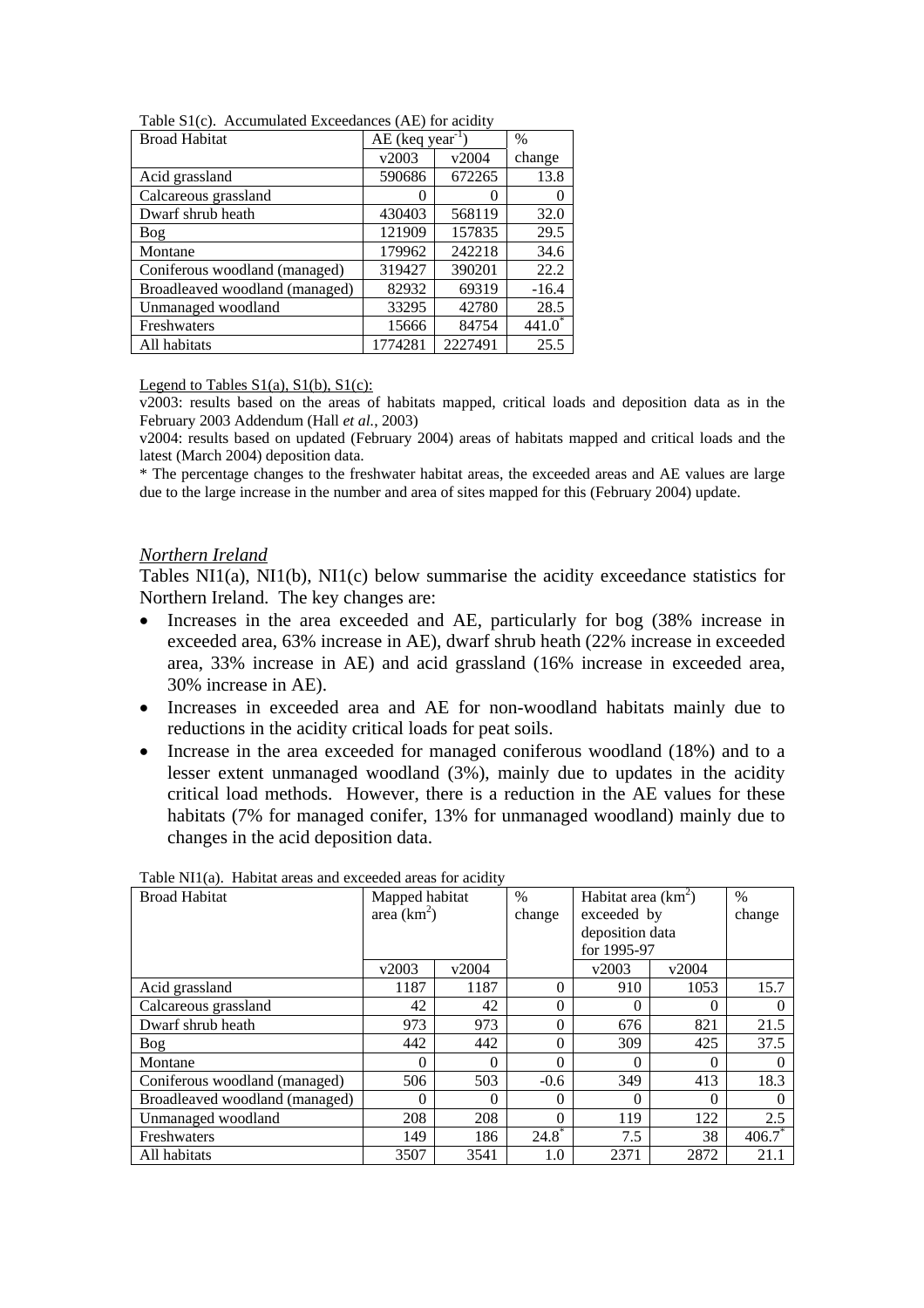Table S1(c). Accumulated Exceedances (AE) for acidity

| Broad Habitat | AE (keq year$^{-1}$) | | % |
|---|---|---|---|
| | v2003 | v2004 | change |
| Acid grassland | 590686 | 672265 | 13.8 |
| Calcareous grassland | 0 | 0 | 0 |
| Dwarf shrub heath | 430403 | 568119 | 32.0 |
| Bog | 121909 | 157835 | 29.5 |
| Montane | 179962 | 242218 | 34.6 |
| Coniferous woodland (managed) | 319427 | 390201 | 22.2 |
| Broadleaved woodland (managed) | 82932 | 69319 | -16.4 |
| Unmanaged woodland | 33295 | 42780 | 28.5 |
| Freshwaters | 15666 | 84754 | 441.0* |
| All habitats | 1774281 | 2227491 | 25.5 |

Legend to Tables S1(a), S1(b), S1(c):

v2003: results based on the areas of habitats mapped, critical loads and deposition data as in the February 2003 Addendum (Hall *et al.*, 2003)

v2004: results based on updated (February 2004) areas of habitats mapped and critical loads and the latest (March 2004) deposition data.

* The percentage changes to the freshwater habitat areas, the exceeded areas and AE values are large due to the large increase in the number and area of sites mapped for this (February 2004) update.

*Northern Ireland*

Tables NI1(a), NI1(b), NI1(c) below summarise the acidity exceedance statistics for Northern Ireland. The key changes are:

- Increases in the area exceeded and AE, particularly for bog (38% increase in exceeded area, 63% increase in AE), dwarf shrub heath (22% increase in exceeded area, 33% increase in AE) and acid grassland (16% increase in exceeded area, 30% increase in AE).
- Increases in exceeded area and AE for non-woodland habitats mainly due to reductions in the acidity critical loads for peat soils.
- Increase in the area exceeded for managed coniferous woodland (18%) and to a lesser extent unmanaged woodland (3%), mainly due to updates in the acidity critical load methods. However, there is a reduction in the AE values for these habitats (7% for managed conifer, 13% for unmanaged woodland) mainly due to changes in the acid deposition data.

Table NI1(a). Habitat areas and exceeded areas for acidity

| Broad Habitat | Mapped habitat area (km$^2$) | | % change | Habitat area (km$^2$) exceeded by deposition data for 1995-97 | | % change |
|---|---|---|---|---|---|---|
| | v2003 | v2004 | | v2003 | v2004 | |
| Acid grassland | 1187 | 1187 | 0 | 910 | 1053 | 15.7 |
| Calcareous grassland | 42 | 42 | 0 | 0 | 0 | 0 |
| Dwarf shrub heath | 973 | 973 | 0 | 676 | 821 | 21.5 |
| Bog | 442 | 442 | 0 | 309 | 425 | 37.5 |
| Montane | 0 | 0 | 0 | 0 | 0 | 0 |
| Coniferous woodland (managed) | 506 | 503 | -0.6 | 349 | 413 | 18.3 |
| Broadleaved woodland (managed) | 0 | 0 | 0 | 0 | 0 | 0 |
| Unmanaged woodland | 208 | 208 | 0 | 119 | 122 | 2.5 |
| Freshwaters | 149 | 186 | 24.8* | 7.5 | 38 | 406.7* |
| All habitats | 3507 | 3541 | 1.0 | 2371 | 2872 | 21.1 |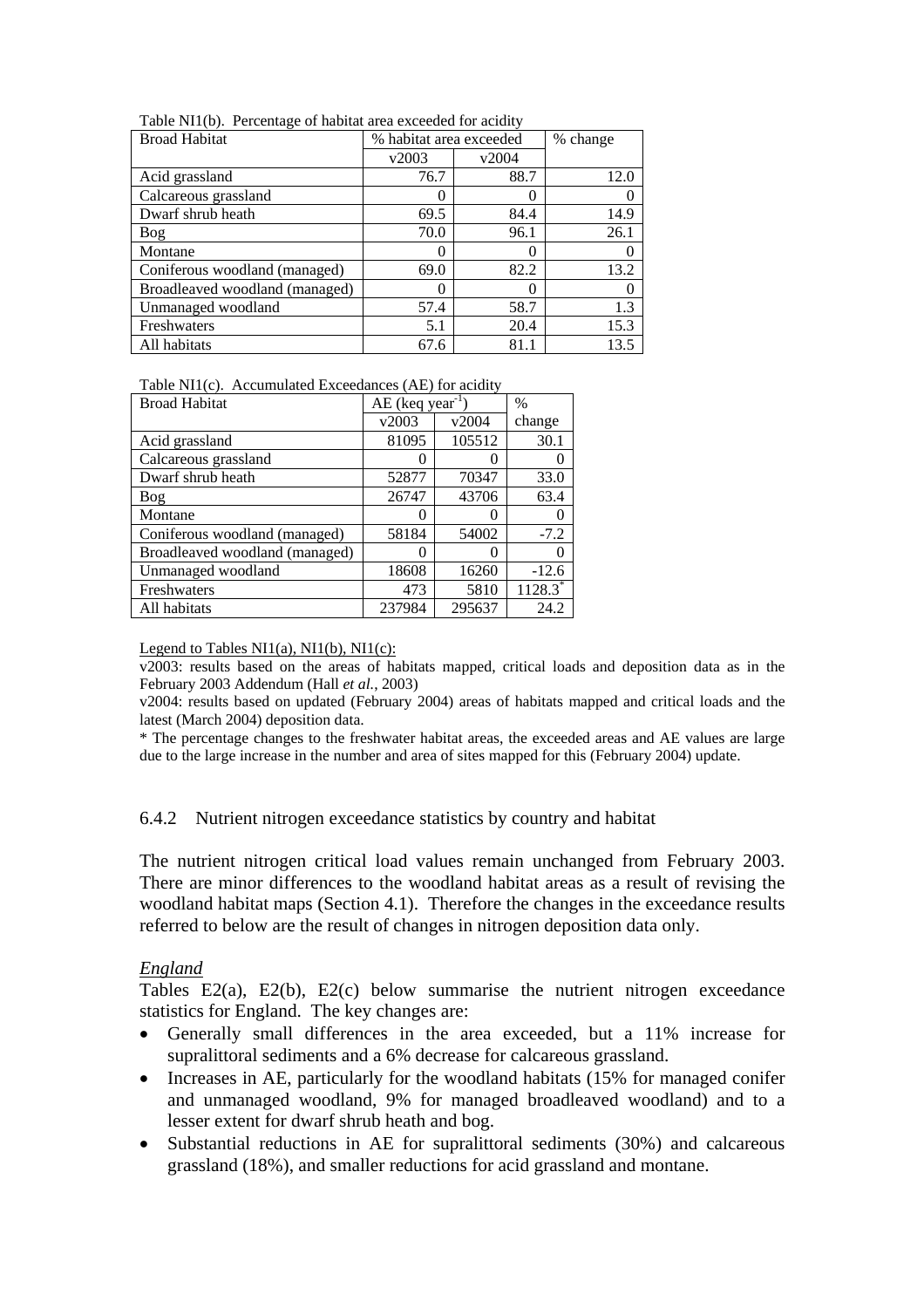Table NI1(b). Percentage of habitat area exceeded for acidity

| Broad Habitat | % habitat area exceeded | | % change |
|---|---|---|---|
| | v2003 | v2004 | |
| Acid grassland | 76.7 | 88.7 | 12.0 |
| Calcareous grassland | 0 | 0 | 0 |
| Dwarf shrub heath | 69.5 | 84.4 | 14.9 |
| Bog | 70.0 | 96.1 | 26.1 |
| Montane | 0 | 0 | 0 |
| Coniferous woodland (managed) | 69.0 | 82.2 | 13.2 |
| Broadleaved woodland (managed) | 0 | 0 | 0 |
| Unmanaged woodland | 57.4 | 58.7 | 1.3 |
| Freshwaters | 5.1 | 20.4 | 15.3 |
| All habitats | 67.6 | 81.1 | 13.5 |

Table NI1(c). Accumulated Exceedances (AE) for acidity

| Broad Habitat | AE (keq year$^{-1}$) | | % change |
|---|---|---|---|
| | v2003 | v2004 | |
| Acid grassland | 81095 | 105512 | 30.1 |
| Calcareous grassland | 0 | 0 | 0 |
| Dwarf shrub heath | 52877 | 70347 | 33.0 |
| Bog | 26747 | 43706 | 63.4 |
| Montane | 0 | 0 | 0 |
| Coniferous woodland (managed) | 58184 | 54002 | -7.2 |
| Broadleaved woodland (managed) | 0 | 0 | 0 |
| Unmanaged woodland | 18608 | 16260 | -12.6 |
| Freshwaters | 473 | 5810 | 1128.3* |
| All habitats | 237984 | 295637 | 24.2 |

Legend to Tables NI1(a), NI1(b), NI1(c):

v2003: results based on the areas of habitats mapped, critical loads and deposition data as in the February 2003 Addendum (Hall *et al.*, 2003)

v2004: results based on updated (February 2004) areas of habitats mapped and critical loads and the latest (March 2004) deposition data.

* The percentage changes to the freshwater habitat areas, the exceeded areas and AE values are large due to the large increase in the number and area of sites mapped for this (February 2004) update.

### 6.4.2 Nutrient nitrogen exceedance statistics by country and habitat

The nutrient nitrogen critical load values remain unchanged from February 2003. There are minor differences to the woodland habitat areas as a result of revising the woodland habitat maps (Section 4.1). Therefore the changes in the exceedance results referred to below are the result of changes in nitrogen deposition data only.

*England*

Tables E2(a), E2(b), E2(c) below summarise the nutrient nitrogen exceedance statistics for England. The key changes are:

- Generally small differences in the area exceeded, but a 11% increase for supralittoral sediments and a 6% decrease for calcareous grassland.
- Increases in AE, particularly for the woodland habitats (15% for managed conifer and unmanaged woodland, 9% for managed broadleaved woodland) and to a lesser extent for dwarf shrub heath and bog.
- Substantial reductions in AE for supralittoral sediments (30%) and calcareous grassland (18%), and smaller reductions for acid grassland and montane.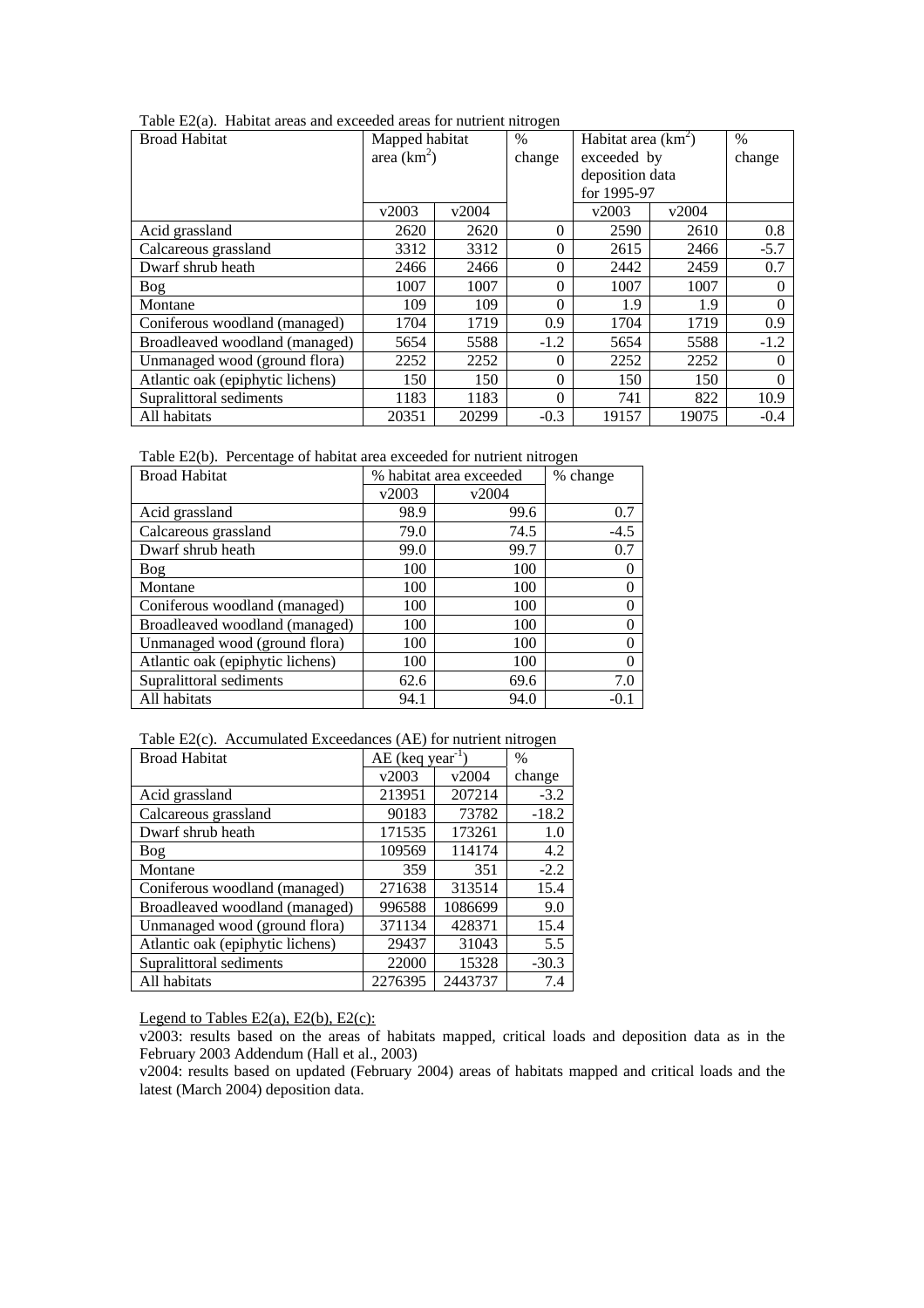Table E2(a). Habitat areas and exceeded areas for nutrient nitrogen

| Broad Habitat | Mapped habitat area ($km^2$) | | % change | Habitat area ($km^2$) exceeded by deposition data for 1995-97 | | % change |
|---|---|---|---|---|---|---|
| | v2003 | v2004 | | v2003 | v2004 | |
| Acid grassland | 2620 | 2620 | 0 | 2590 | 2610 | 0.8 |
| Calcareous grassland | 3312 | 3312 | 0 | 2615 | 2466 | -5.7 |
| Dwarf shrub heath | 2466 | 2466 | 0 | 2442 | 2459 | 0.7 |
| Bog | 1007 | 1007 | 0 | 1007 | 1007 | 0 |
| Montane | 109 | 109 | 0 | 1.9 | 1.9 | 0 |
| Coniferous woodland (managed) | 1704 | 1719 | 0.9 | 1704 | 1719 | 0.9 |
| Broadleaved woodland (managed) | 5654 | 5588 | -1.2 | 5654 | 5588 | -1.2 |
| Unmanaged wood (ground flora) | 2252 | 2252 | 0 | 2252 | 2252 | 0 |
| Atlantic oak (epiphytic lichens) | 150 | 150 | 0 | 150 | 150 | 0 |
| Supralittoral sediments | 1183 | 1183 | 0 | 741 | 822 | 10.9 |
| All habitats | 20351 | 20299 | -0.3 | 19157 | 19075 | -0.4 |

Table E2(b). Percentage of habitat area exceeded for nutrient nitrogen

| Broad Habitat | % habitat area exceeded | | % change |
|---|---|---|---|
| | v2003 | v2004 | |
| Acid grassland | 98.9 | 99.6 | 0.7 |
| Calcareous grassland | 79.0 | 74.5 | -4.5 |
| Dwarf shrub heath | 99.0 | 99.7 | 0.7 |
| Bog | 100 | 100 | 0 |
| Montane | 100 | 100 | 0 |
| Coniferous woodland (managed) | 100 | 100 | 0 |
| Broadleaved woodland (managed) | 100 | 100 | 0 |
| Unmanaged wood (ground flora) | 100 | 100 | 0 |
| Atlantic oak (epiphytic lichens) | 100 | 100 | 0 |
| Supralittoral sediments | 62.6 | 69.6 | 7.0 |
| All habitats | 94.1 | 94.0 | -0.1 |

Table E2(c). Accumulated Exceedances (AE) for nutrient nitrogen

| Broad Habitat | AE (keq $year^{-1}$) | | % change |
|---|---|---|---|
| | v2003 | v2004 | |
| Acid grassland | 213951 | 207214 | -3.2 |
| Calcareous grassland | 90183 | 73782 | -18.2 |
| Dwarf shrub heath | 171535 | 173261 | 1.0 |
| Bog | 109569 | 114174 | 4.2 |
| Montane | 359 | 351 | -2.2 |
| Coniferous woodland (managed) | 271638 | 313514 | 15.4 |
| Broadleaved woodland (managed) | 996588 | 1086699 | 9.0 |
| Unmanaged wood (ground flora) | 371134 | 428371 | 15.4 |
| Atlantic oak (epiphytic lichens) | 29437 | 31043 | 5.5 |
| Supralittoral sediments | 22000 | 15328 | -30.3 |
| All habitats | 2276395 | 2443737 | 7.4 |

Legend to Tables E2(a), E2(b), E2(c):

v2003: results based on the areas of habitats mapped, critical loads and deposition data as in the February 2003 Addendum (Hall et al., 2003)

v2004: results based on updated (February 2004) areas of habitats mapped and critical loads and the latest (March 2004) deposition data.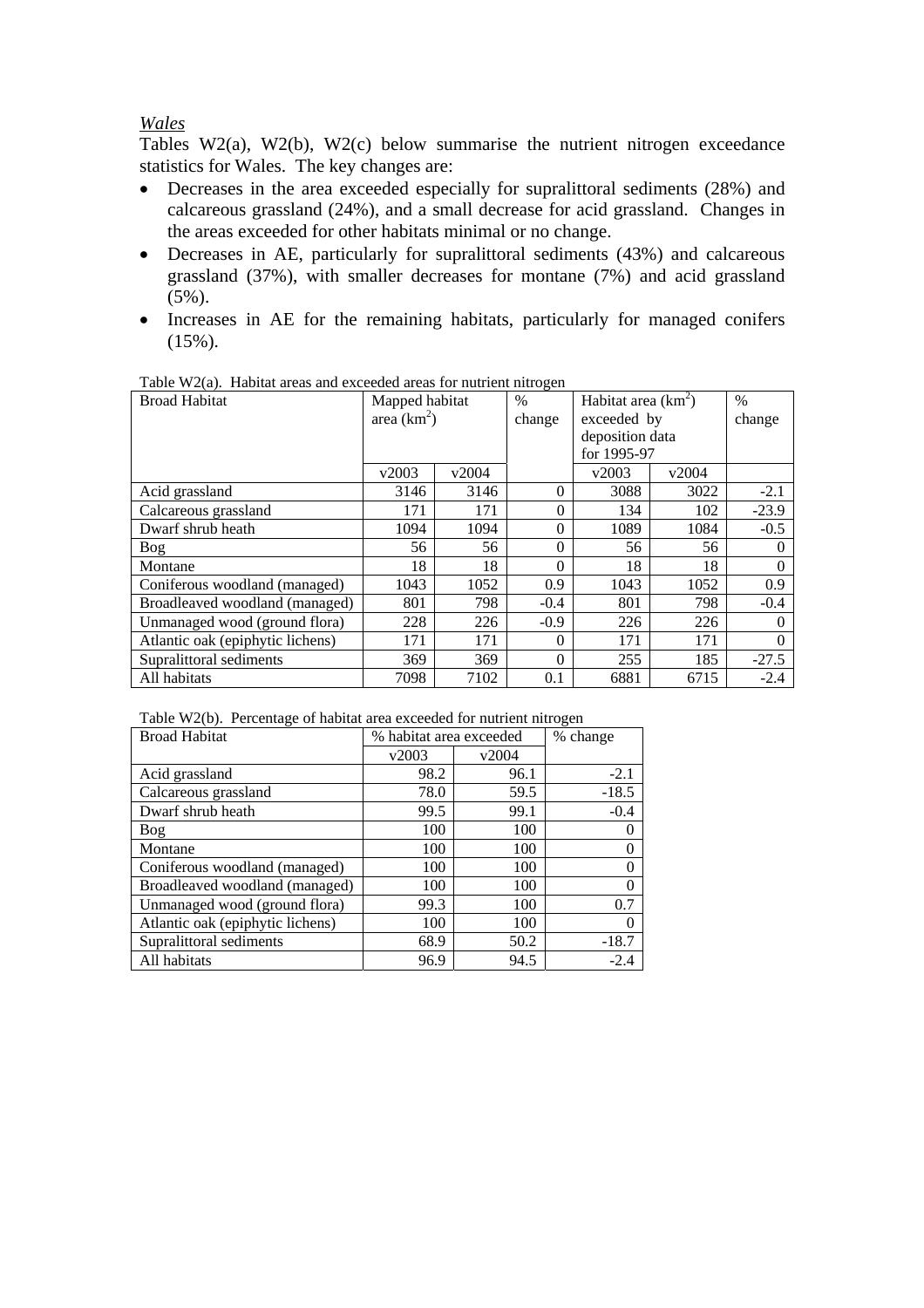*Wales*

Tables W2(a), W2(b), W2(c) below summarise the nutrient nitrogen exceedance statistics for Wales. The key changes are:

- Decreases in the area exceeded especially for supralittoral sediments (28%) and calcareous grassland (24%), and a small decrease for acid grassland. Changes in the areas exceeded for other habitats minimal or no change.
- Decreases in AE, particularly for supralittoral sediments (43%) and calcareous grassland (37%), with smaller decreases for montane (7%) and acid grassland (5%).
- Increases in AE for the remaining habitats, particularly for managed conifers (15%).

Table W2(a). Habitat areas and exceeded areas for nutrient nitrogen

| Broad Habitat | Mapped habitat area ($km^2$) | | % change | Habitat area ($km^2$) exceeded by deposition data for 1995-97 | | % change |
|---|---|---|---|---|---|---|
| | v2003 | v2004 | | v2003 | v2004 | |
| Acid grassland | 3146 | 3146 | 0 | 3088 | 3022 | -2.1 |
| Calcareous grassland | 171 | 171 | 0 | 134 | 102 | -23.9 |
| Dwarf shrub heath | 1094 | 1094 | 0 | 1089 | 1084 | -0.5 |
| Bog | 56 | 56 | 0 | 56 | 56 | 0 |
| Montane | 18 | 18 | 0 | 18 | 18 | 0 |
| Coniferous woodland (managed) | 1043 | 1052 | 0.9 | 1043 | 1052 | 0.9 |
| Broadleaved woodland (managed) | 801 | 798 | -0.4 | 801 | 798 | -0.4 |
| Unmanaged wood (ground flora) | 228 | 226 | -0.9 | 226 | 226 | 0 |
| Atlantic oak (epiphytic lichens) | 171 | 171 | 0 | 171 | 171 | 0 |
| Supralittoral sediments | 369 | 369 | 0 | 255 | 185 | -27.5 |
| All habitats | 7098 | 7102 | 0.1 | 6881 | 6715 | -2.4 |

Table W2(b). Percentage of habitat area exceeded for nutrient nitrogen

| Broad Habitat | % habitat area exceeded | | % change |
|---|---|---|---|
| | v2003 | v2004 | |
| Acid grassland | 98.2 | 96.1 | -2.1 |
| Calcareous grassland | 78.0 | 59.5 | -18.5 |
| Dwarf shrub heath | 99.5 | 99.1 | -0.4 |
| Bog | 100 | 100 | 0 |
| Montane | 100 | 100 | 0 |
| Coniferous woodland (managed) | 100 | 100 | 0 |
| Broadleaved woodland (managed) | 100 | 100 | 0 |
| Unmanaged wood (ground flora) | 99.3 | 100 | 0.7 |
| Atlantic oak (epiphytic lichens) | 100 | 100 | 0 |
| Supralittoral sediments | 68.9 | 50.2 | -18.7 |
| All habitats | 96.9 | 94.5 | -2.4 |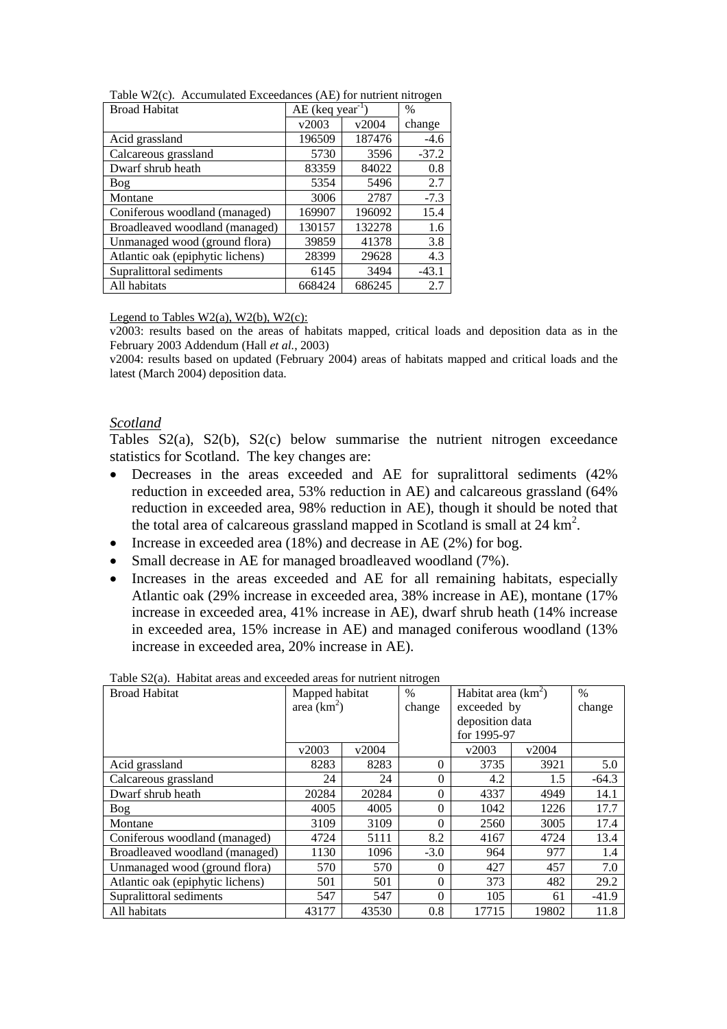Table W2(c). Accumulated Exceedances (AE) for nutrient nitrogen

| Broad Habitat | AE (keq year$^{-1}$) | | % |
|---|---|---|---|
| | v2003 | v2004 | change |
| Acid grassland | 196509 | 187476 | -4.6 |
| Calcareous grassland | 5730 | 3596 | -37.2 |
| Dwarf shrub heath | 83359 | 84022 | 0.8 |
| Bog | 5354 | 5496 | 2.7 |
| Montane | 3006 | 2787 | -7.3 |
| Coniferous woodland (managed) | 169907 | 196092 | 15.4 |
| Broadleaved woodland (managed) | 130157 | 132278 | 1.6 |
| Unmanaged wood (ground flora) | 39859 | 41378 | 3.8 |
| Atlantic oak (epiphytic lichens) | 28399 | 29628 | 4.3 |
| Supralittoral sediments | 6145 | 3494 | -43.1 |
| All habitats | 668424 | 686245 | 2.7 |

Legend to Tables W2(a), W2(b), W2(c):

v2003: results based on the areas of habitats mapped, critical loads and deposition data as in the February 2003 Addendum (Hall *et al.*, 2003)

v2004: results based on updated (February 2004) areas of habitats mapped and critical loads and the latest (March 2004) deposition data.

### *Scotland*

Tables S2(a), S2(b), S2(c) below summarise the nutrient nitrogen exceedance statistics for Scotland. The key changes are:

- Decreases in the areas exceeded and AE for supralittoral sediments (42% reduction in exceeded area, 53% reduction in AE) and calcareous grassland (64% reduction in exceeded area, 98% reduction in AE), though it should be noted that the total area of calcareous grassland mapped in Scotland is small at 24 km$^2$.
- Increase in exceeded area (18%) and decrease in AE (2%) for bog.
- Small decrease in AE for managed broadleaved woodland (7%).
- Increases in the areas exceeded and AE for all remaining habitats, especially Atlantic oak (29% increase in exceeded area, 38% increase in AE), montane (17% increase in exceeded area, 41% increase in AE), dwarf shrub heath (14% increase in exceeded area, 15% increase in AE) and managed coniferous woodland (13% increase in exceeded area, 20% increase in AE).

Table S2(a). Habitat areas and exceeded areas for nutrient nitrogen

| Broad Habitat | Mapped habitat area (km$^2$) | | % change | Habitat area (km$^2$) exceeded by deposition data for 1995-97 | | % change |
|---|---|---|---|---|---|---|
| | v2003 | v2004 | | v2003 | v2004 | |
| Acid grassland | 8283 | 8283 | 0 | 3735 | 3921 | 5.0 |
| Calcareous grassland | 24 | 24 | 0 | 4.2 | 1.5 | -64.3 |
| Dwarf shrub heath | 20284 | 20284 | 0 | 4337 | 4949 | 14.1 |
| Bog | 4005 | 4005 | 0 | 1042 | 1226 | 17.7 |
| Montane | 3109 | 3109 | 0 | 2560 | 3005 | 17.4 |
| Coniferous woodland (managed) | 4724 | 5111 | 8.2 | 4167 | 4724 | 13.4 |
| Broadleaved woodland (managed) | 1130 | 1096 | -3.0 | 964 | 977 | 1.4 |
| Unmanaged wood (ground flora) | 570 | 570 | 0 | 427 | 457 | 7.0 |
| Atlantic oak (epiphytic lichens) | 501 | 501 | 0 | 373 | 482 | 29.2 |
| Supralittoral sediments | 547 | 547 | 0 | 105 | 61 | -41.9 |
| All habitats | 43177 | 43530 | 0.8 | 17715 | 19802 | 11.8 |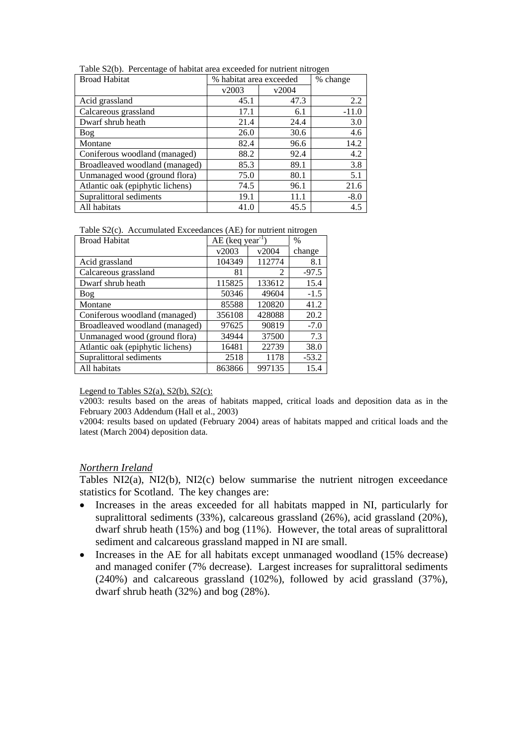Table S2(b). Percentage of habitat area exceeded for nutrient nitrogen

| Broad Habitat | % habitat area exceeded | | % change |
|---|---|---|---|
| | v2003 | v2004 | |
| Acid grassland | 45.1 | 47.3 | 2.2 |
| Calcareous grassland | 17.1 | 6.1 | -11.0 |
| Dwarf shrub heath | 21.4 | 24.4 | 3.0 |
| Bog | 26.0 | 30.6 | 4.6 |
| Montane | 82.4 | 96.6 | 14.2 |
| Coniferous woodland (managed) | 88.2 | 92.4 | 4.2 |
| Broadleaved woodland (managed) | 85.3 | 89.1 | 3.8 |
| Unmanaged wood (ground flora) | 75.0 | 80.1 | 5.1 |
| Atlantic oak (epiphytic lichens) | 74.5 | 96.1 | 21.6 |
| Supralittoral sediments | 19.1 | 11.1 | -8.0 |
| All habitats | 41.0 | 45.5 | 4.5 |

Table S2(c). Accumulated Exceedances (AE) for nutrient nitrogen

| Broad Habitat | AE (keq year$^{-1}$) | | % change |
|---|---|---|---|
| | v2003 | v2004 | |
| Acid grassland | 104349 | 112774 | 8.1 |
| Calcareous grassland | 81 | 2 | -97.5 |
| Dwarf shrub heath | 115825 | 133612 | 15.4 |
| Bog | 50346 | 49604 | -1.5 |
| Montane | 85588 | 120820 | 41.2 |
| Coniferous woodland (managed) | 356108 | 428088 | 20.2 |
| Broadleaved woodland (managed) | 97625 | 90819 | -7.0 |
| Unmanaged wood (ground flora) | 34944 | 37500 | 7.3 |
| Atlantic oak (epiphytic lichens) | 16481 | 22739 | 38.0 |
| Supralittoral sediments | 2518 | 1178 | -53.2 |
| All habitats | 863866 | 997135 | 15.4 |

Legend to Tables S2(a), S2(b), S2(c):

v2003: results based on the areas of habitats mapped, critical loads and deposition data as in the February 2003 Addendum (Hall et al., 2003)

v2004: results based on updated (February 2004) areas of habitats mapped and critical loads and the latest (March 2004) deposition data.

*Northern Ireland*

Tables NI2(a), NI2(b), NI2(c) below summarise the nutrient nitrogen exceedance statistics for Scotland. The key changes are:

- Increases in the areas exceeded for all habitats mapped in NI, particularly for supralittoral sediments (33%), calcareous grassland (26%), acid grassland (20%), dwarf shrub heath (15%) and bog (11%). However, the total areas of supralittoral sediment and calcareous grassland mapped in NI are small.
- Increases in the AE for all habitats except unmanaged woodland (15% decrease) and managed conifer (7% decrease). Largest increases for supralittoral sediments (240%) and calcareous grassland (102%), followed by acid grassland (37%), dwarf shrub heath (32%) and bog (28%).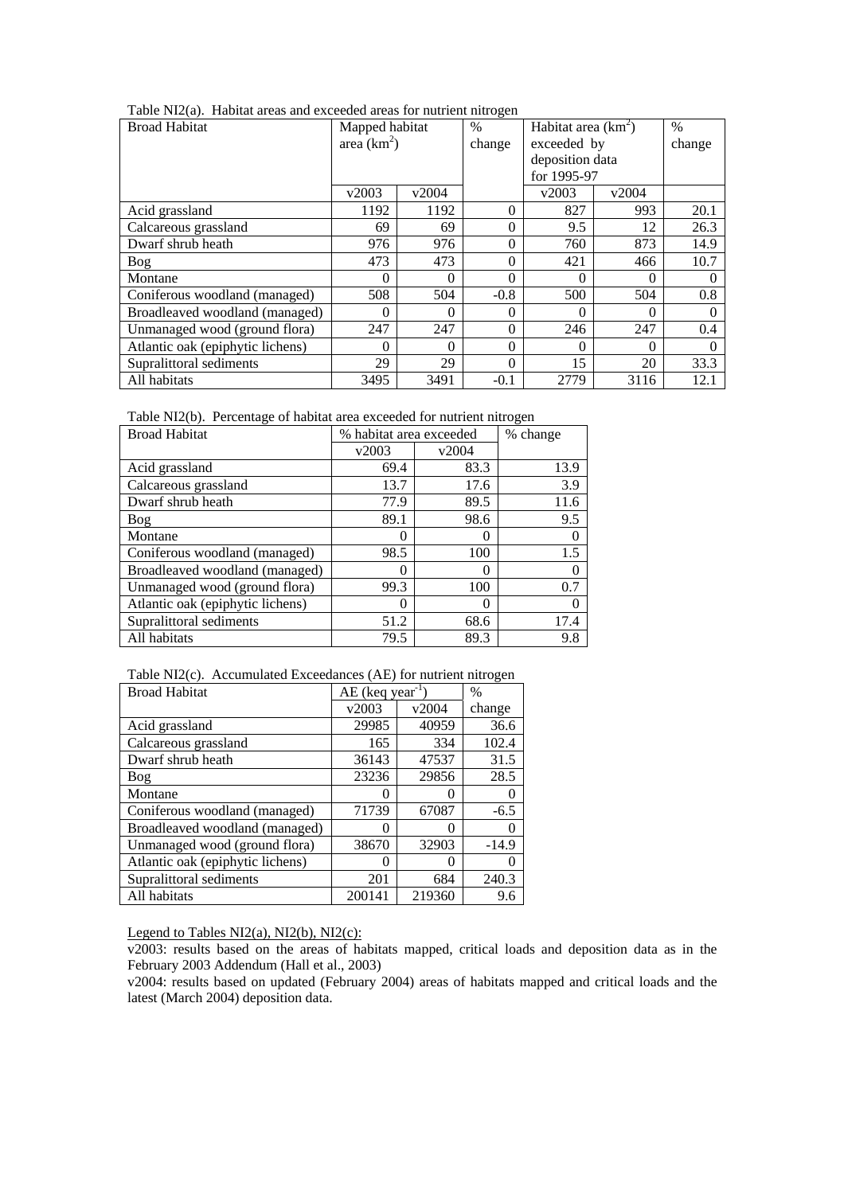Table NI2(a). Habitat areas and exceeded areas for nutrient nitrogen

| Broad Habitat | Mapped habitat area (km$^2$) | | % change | Habitat area (km$^2$) exceeded by deposition data for 1995-97 | | % change |
|---|---|---|---|---|---|---|
| | v2003 | v2004 | | v2003 | v2004 | |
| Acid grassland | 1192 | 1192 | 0 | 827 | 993 | 20.1 |
| Calcareous grassland | 69 | 69 | 0 | 9.5 | 12 | 26.3 |
| Dwarf shrub heath | 976 | 976 | 0 | 760 | 873 | 14.9 |
| Bog | 473 | 473 | 0 | 421 | 466 | 10.7 |
| Montane | 0 | 0 | 0 | 0 | 0 | 0 |
| Coniferous woodland (managed) | 508 | 504 | -0.8 | 500 | 504 | 0.8 |
| Broadleaved woodland (managed) | 0 | 0 | 0 | 0 | 0 | 0 |
| Unmanaged wood (ground flora) | 247 | 247 | 0 | 246 | 247 | 0.4 |
| Atlantic oak (epiphytic lichens) | 0 | 0 | 0 | 0 | 0 | 0 |
| Supralittoral sediments | 29 | 29 | 0 | 15 | 20 | 33.3 |
| All habitats | 3495 | 3491 | -0.1 | 2779 | 3116 | 12.1 |

Table NI2(b). Percentage of habitat area exceeded for nutrient nitrogen

| Broad Habitat | % habitat area exceeded | | % change |
|---|---|---|---|
| | v2003 | v2004 | |
| Acid grassland | 69.4 | 83.3 | 13.9 |
| Calcareous grassland | 13.7 | 17.6 | 3.9 |
| Dwarf shrub heath | 77.9 | 89.5 | 11.6 |
| Bog | 89.1 | 98.6 | 9.5 |
| Montane | 0 | 0 | 0 |
| Coniferous woodland (managed) | 98.5 | 100 | 1.5 |
| Broadleaved woodland (managed) | 0 | 0 | 0 |
| Unmanaged wood (ground flora) | 99.3 | 100 | 0.7 |
| Atlantic oak (epiphytic lichens) | 0 | 0 | 0 |
| Supralittoral sediments | 51.2 | 68.6 | 17.4 |
| All habitats | 79.5 | 89.3 | 9.8 |

Table NI2(c). Accumulated Exceedances (AE) for nutrient nitrogen

| Broad Habitat | AE (keq year$^{-1}$) | | % change |
|---|---|---|---|
| | v2003 | v2004 | |
| Acid grassland | 29985 | 40959 | 36.6 |
| Calcareous grassland | 165 | 334 | 102.4 |
| Dwarf shrub heath | 36143 | 47537 | 31.5 |
| Bog | 23236 | 29856 | 28.5 |
| Montane | 0 | 0 | 0 |
| Coniferous woodland (managed) | 71739 | 67087 | -6.5 |
| Broadleaved woodland (managed) | 0 | 0 | 0 |
| Unmanaged wood (ground flora) | 38670 | 32903 | -14.9 |
| Atlantic oak (epiphytic lichens) | 0 | 0 | 0 |
| Supralittoral sediments | 201 | 684 | 240.3 |
| All habitats | 200141 | 219360 | 9.6 |

Legend to Tables NI2(a), NI2(b), NI2(c):

v2003: results based on the areas of habitats mapped, critical loads and deposition data as in the February 2003 Addendum (Hall et al., 2003)

v2004: results based on updated (February 2004) areas of habitats mapped and critical loads and the latest (March 2004) deposition data.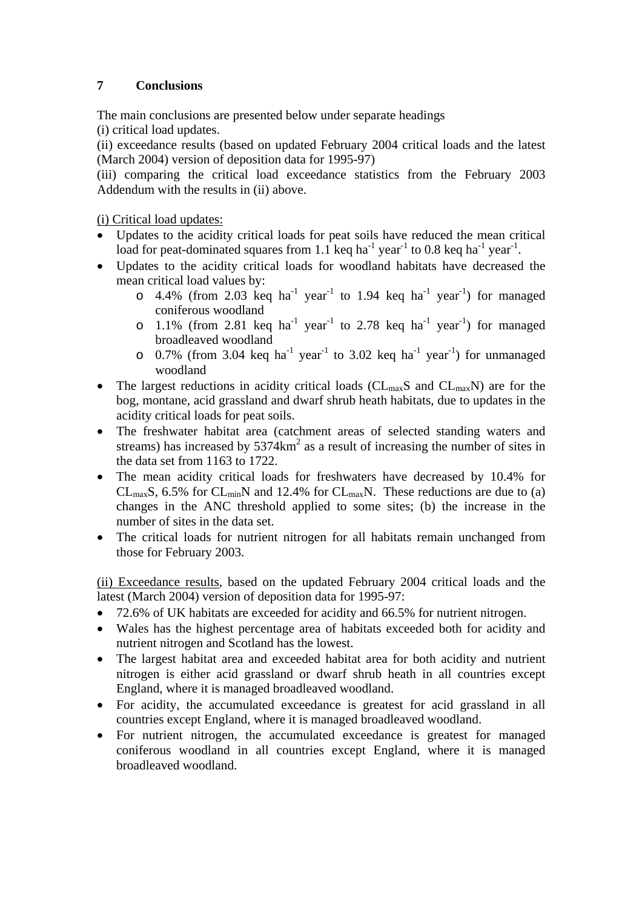# 7 Conclusions

The main conclusions are presented below under separate headings

(i) critical load updates.

(ii) exceedance results (based on updated February 2004 critical loads and the latest (March 2004) version of deposition data for 1995-97)

(iii) comparing the critical load exceedance statistics from the February 2003 Addendum with the results in (ii) above.

<u>(i) Critical load updates:</u>

- Updates to the acidity critical loads for peat soils have reduced the mean critical load for peat-dominated squares from 1.1 keq $ha^{-1}$ $year^{-1}$ to 0.8 keq $ha^{-1}$ $year^{-1}$.
- Updates to the acidity critical loads for woodland habitats have decreased the mean critical load values by:
  - 4.4% (from 2.03 keq $ha^{-1}$ $year^{-1}$ to 1.94 keq $ha^{-1}$ $year^{-1}$) for managed coniferous woodland
  - 1.1% (from 2.81 keq $ha^{-1}$ $year^{-1}$ to 2.78 keq $ha^{-1}$ $year^{-1}$) for managed broadleaved woodland
  - 0.7% (from 3.04 keq $ha^{-1}$ $year^{-1}$ to 3.02 keq $ha^{-1}$ $year^{-1}$) for unmanaged woodland
- The largest reductions in acidity critical loads ($CL_{max}S$ and $CL_{max}N$) are for the bog, montane, acid grassland and dwarf shrub heath habitats, due to updates in the acidity critical loads for peat soils.
- The freshwater habitat area (catchment areas of selected standing waters and streams) has increased by 5374$km^2$ as a result of increasing the number of sites in the data set from 1163 to 1722.
- The mean acidity critical loads for freshwaters have decreased by 10.4% for $CL_{max}S$, 6.5% for $CL_{min}N$ and 12.4% for $CL_{max}N$. These reductions are due to (a) changes in the ANC threshold applied to some sites; (b) the increase in the number of sites in the data set.
- The critical loads for nutrient nitrogen for all habitats remain unchanged from those for February 2003.

<u>(ii) Exceedance results</u>, based on the updated February 2004 critical loads and the latest (March 2004) version of deposition data for 1995-97:

- 72.6% of UK habitats are exceeded for acidity and 66.5% for nutrient nitrogen.
- Wales has the highest percentage area of habitats exceeded both for acidity and nutrient nitrogen and Scotland has the lowest.
- The largest habitat area and exceeded habitat area for both acidity and nutrient nitrogen is either acid grassland or dwarf shrub heath in all countries except England, where it is managed broadleaved woodland.
- For acidity, the accumulated exceedance is greatest for acid grassland in all countries except England, where it is managed broadleaved woodland.
- For nutrient nitrogen, the accumulated exceedance is greatest for managed coniferous woodland in all countries except England, where it is managed broadleaved woodland.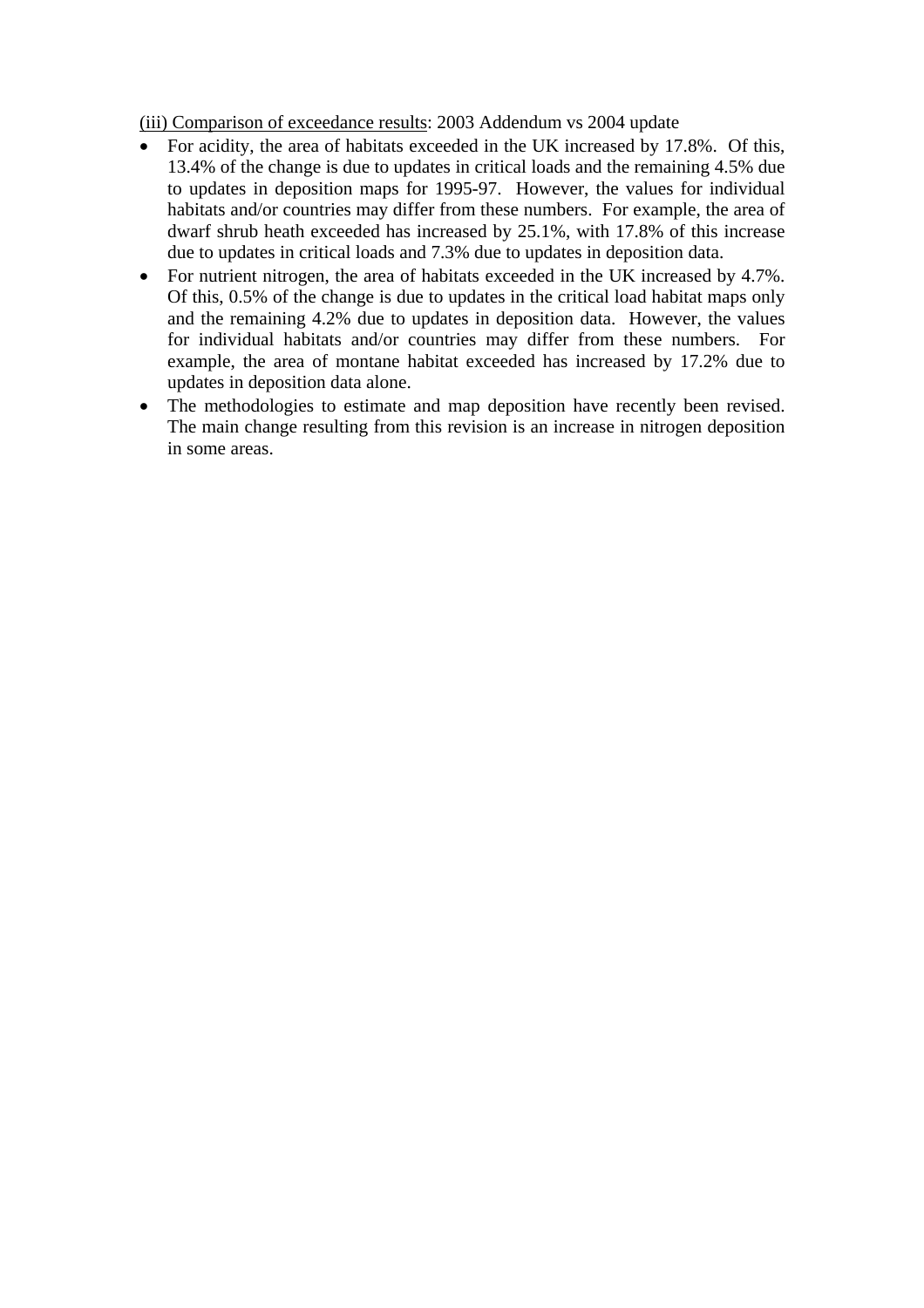<u>(iii) Comparison of exceedance results</u>: 2003 Addendum vs 2004 update

- For acidity, the area of habitats exceeded in the UK increased by 17.8%. Of this, 13.4% of the change is due to updates in critical loads and the remaining 4.5% due to updates in deposition maps for 1995-97. However, the values for individual habitats and/or countries may differ from these numbers. For example, the area of dwarf shrub heath exceeded has increased by 25.1%, with 17.8% of this increase due to updates in critical loads and 7.3% due to updates in deposition data.
- For nutrient nitrogen, the area of habitats exceeded in the UK increased by 4.7%. Of this, 0.5% of the change is due to updates in the critical load habitat maps only and the remaining 4.2% due to updates in deposition data. However, the values for individual habitats and/or countries may differ from these numbers. For example, the area of montane habitat exceeded has increased by 17.2% due to updates in deposition data alone.
- The methodologies to estimate and map deposition have recently been revised. The main change resulting from this revision is an increase in nitrogen deposition in some areas.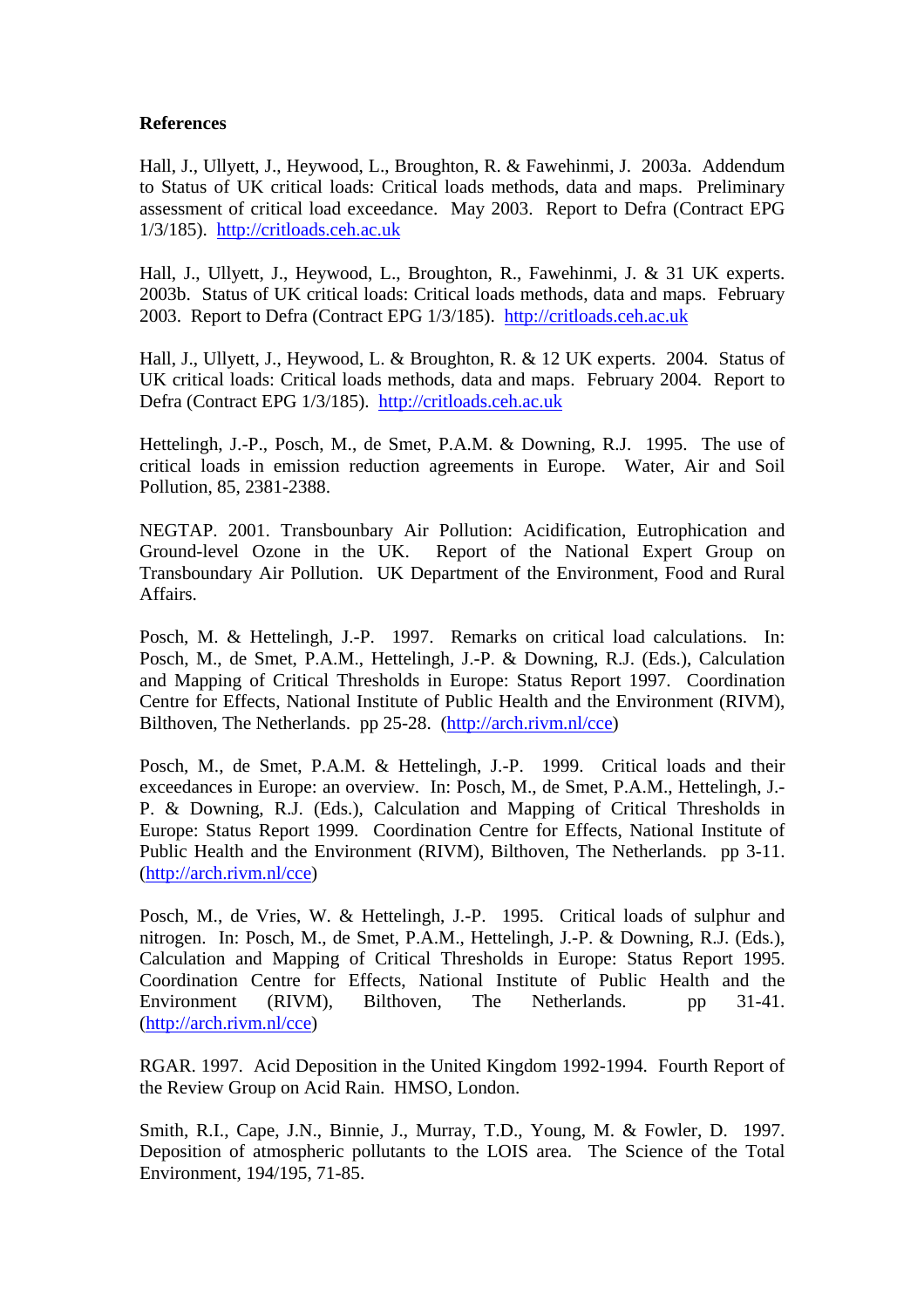**References**

Hall, J., Ullyett, J., Heywood, L., Broughton, R. & Fawehinmi, J. 2003a. Addendum to Status of UK critical loads: Critical loads methods, data and maps. Preliminary assessment of critical load exceedance. May 2003. Report to Defra (Contract EPG 1/3/185). http://critloads.ceh.ac.uk

Hall, J., Ullyett, J., Heywood, L., Broughton, R., Fawehinmi, J. & 31 UK experts. 2003b. Status of UK critical loads: Critical loads methods, data and maps. February 2003. Report to Defra (Contract EPG 1/3/185). http://critloads.ceh.ac.uk

Hall, J., Ullyett, J., Heywood, L. & Broughton, R. & 12 UK experts. 2004. Status of UK critical loads: Critical loads methods, data and maps. February 2004. Report to Defra (Contract EPG 1/3/185). http://critloads.ceh.ac.uk

Hettelingh, J.-P., Posch, M., de Smet, P.A.M. & Downing, R.J. 1995. The use of critical loads in emission reduction agreements in Europe. Water, Air and Soil Pollution, 85, 2381-2388.

NEGTAP. 2001. Transbounbary Air Pollution: Acidification, Eutrophication and Ground-level Ozone in the UK. Report of the National Expert Group on Transboundary Air Pollution. UK Department of the Environment, Food and Rural Affairs.

Posch, M. & Hettelingh, J.-P. 1997. Remarks on critical load calculations. In: Posch, M., de Smet, P.A.M., Hettelingh, J.-P. & Downing, R.J. (Eds.), Calculation and Mapping of Critical Thresholds in Europe: Status Report 1997. Coordination Centre for Effects, National Institute of Public Health and the Environment (RIVM), Bilthoven, The Netherlands. pp 25-28. (http://arch.rivm.nl/cce)

Posch, M., de Smet, P.A.M. & Hettelingh, J.-P. 1999. Critical loads and their exceedances in Europe: an overview. In: Posch, M., de Smet, P.A.M., Hettelingh, J.-P. & Downing, R.J. (Eds.), Calculation and Mapping of Critical Thresholds in Europe: Status Report 1999. Coordination Centre for Effects, National Institute of Public Health and the Environment (RIVM), Bilthoven, The Netherlands. pp 3-11. (http://arch.rivm.nl/cce)

Posch, M., de Vries, W. & Hettelingh, J.-P. 1995. Critical loads of sulphur and nitrogen. In: Posch, M., de Smet, P.A.M., Hettelingh, J.-P. & Downing, R.J. (Eds.), Calculation and Mapping of Critical Thresholds in Europe: Status Report 1995. Coordination Centre for Effects, National Institute of Public Health and the Environment (RIVM), Bilthoven, The Netherlands. pp 31-41. (http://arch.rivm.nl/cce)

RGAR. 1997. Acid Deposition in the United Kingdom 1992-1994. Fourth Report of the Review Group on Acid Rain. HMSO, London.

Smith, R.I., Cape, J.N., Binnie, J., Murray, T.D., Young, M. & Fowler, D. 1997. Deposition of atmospheric pollutants to the LOIS area. The Science of the Total Environment, 194/195, 71-85.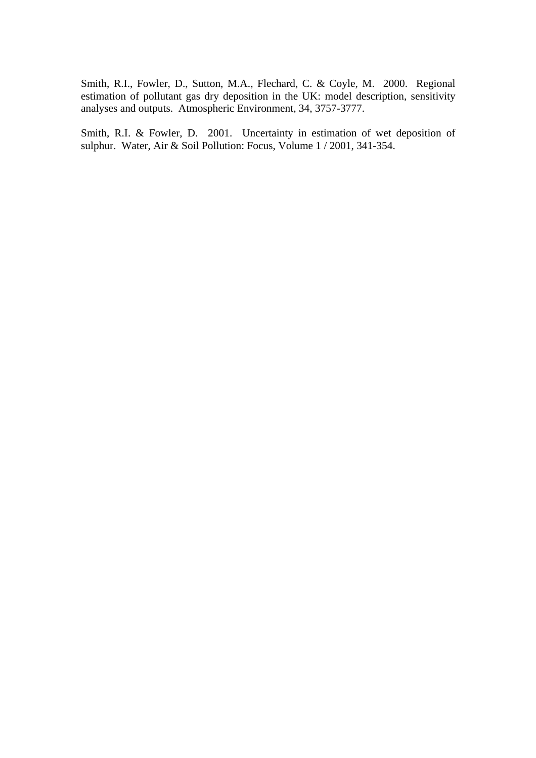Smith, R.I., Fowler, D., Sutton, M.A., Flechard, C. & Coyle, M. 2000. Regional estimation of pollutant gas dry deposition in the UK: model description, sensitivity analyses and outputs. Atmospheric Environment, 34, 3757-3777.

Smith, R.I. & Fowler, D. 2001. Uncertainty in estimation of wet deposition of sulphur. Water, Air & Soil Pollution: Focus, Volume 1 / 2001, 341-354.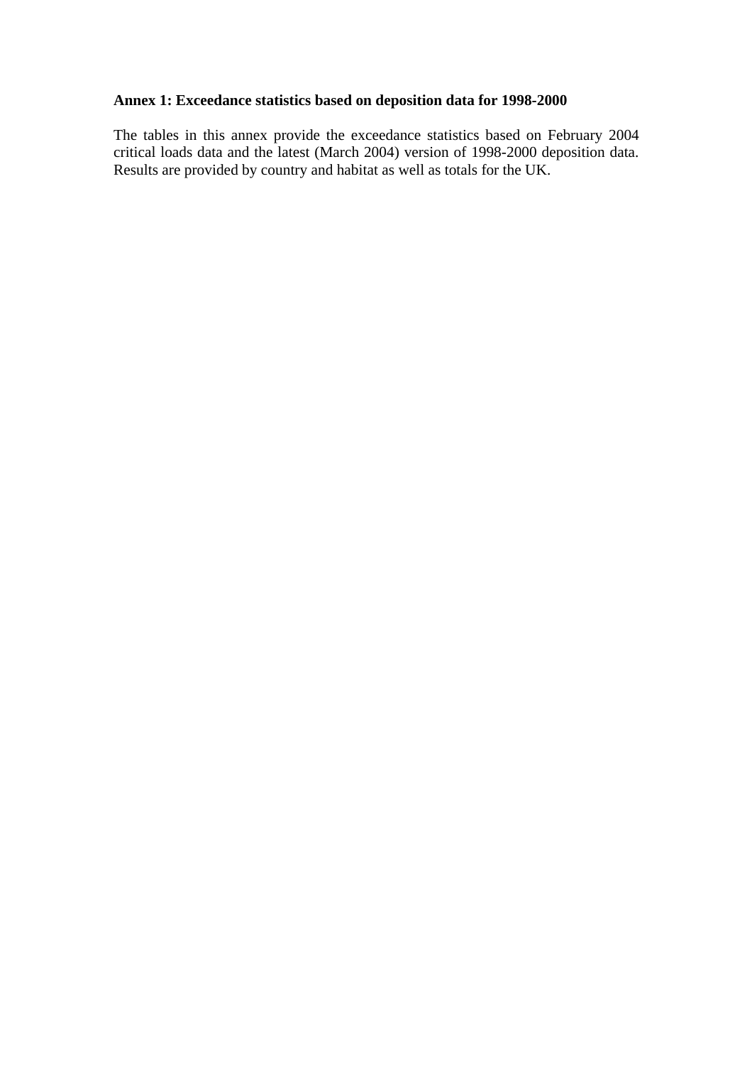**Annex 1: Exceedance statistics based on deposition data for 1998-2000**

The tables in this annex provide the exceedance statistics based on February 2004 critical loads data and the latest (March 2004) version of 1998-2000 deposition data. Results are provided by country and habitat as well as totals for the UK.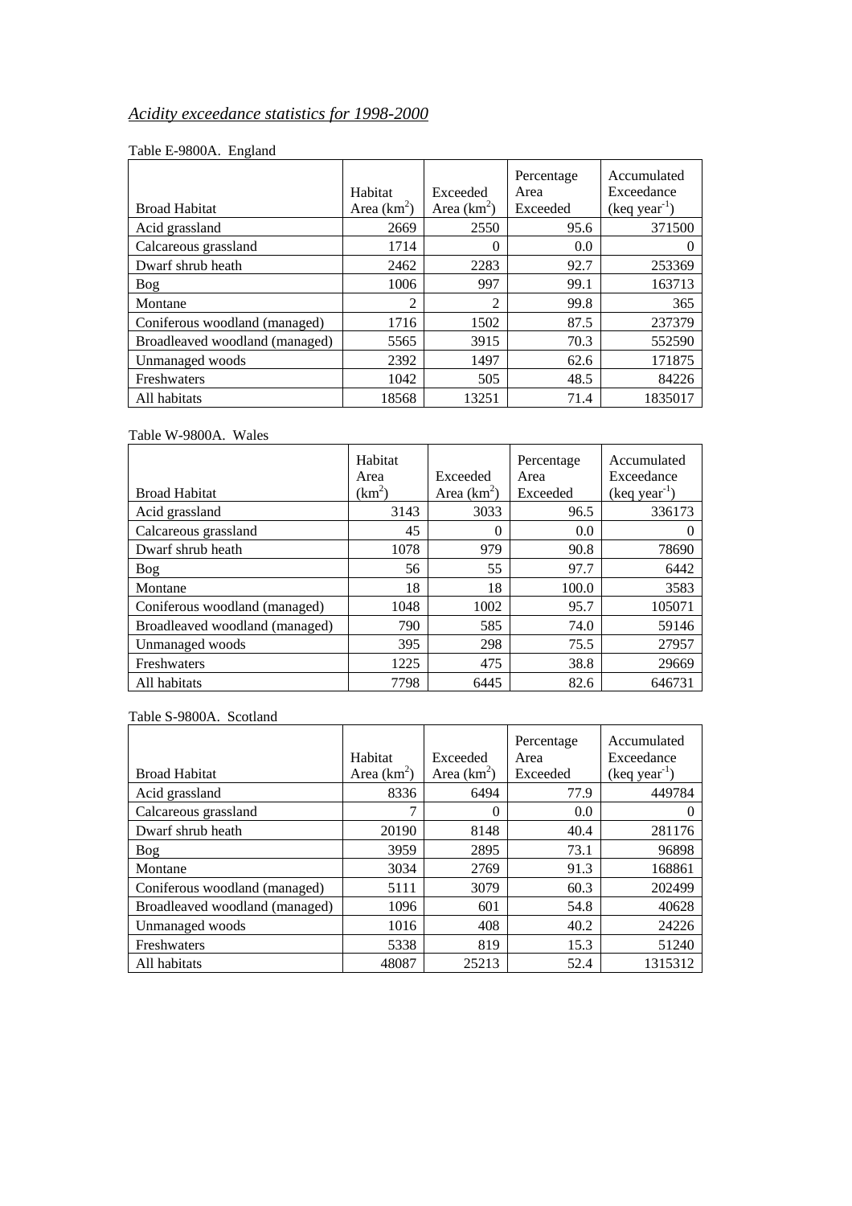*Acidity exceedance statistics for 1998-2000*

Table E-9800A. England

| Broad Habitat | Habitat Area ($km^2$) | Exceeded Area ($km^2$) | Percentage Area Exceeded | Accumulated Exceedance (keq $year^{-1}$) |
|---|---|---|---|---|
| Acid grassland | 2669 | 2550 | 95.6 | 371500 |
| Calcareous grassland | 1714 | 0 | 0.0 | 0 |
| Dwarf shrub heath | 2462 | 2283 | 92.7 | 253369 |
| Bog | 1006 | 997 | 99.1 | 163713 |
| Montane | 2 | 2 | 99.8 | 365 |
| Coniferous woodland (managed) | 1716 | 1502 | 87.5 | 237379 |
| Broadleaved woodland (managed) | 5565 | 3915 | 70.3 | 552590 |
| Unmanaged woods | 2392 | 1497 | 62.6 | 171875 |
| Freshwaters | 1042 | 505 | 48.5 | 84226 |
| All habitats | 18568 | 13251 | 71.4 | 1835017 |

Table W-9800A. Wales

| Broad Habitat | Habitat Area ($km^2$) | Exceeded Area ($km^2$) | Percentage Area Exceeded | Accumulated Exceedance (keq $year^{-1}$) |
|---|---|---|---|---|
| Acid grassland | 3143 | 3033 | 96.5 | 336173 |
| Calcareous grassland | 45 | 0 | 0.0 | 0 |
| Dwarf shrub heath | 1078 | 979 | 90.8 | 78690 |
| Bog | 56 | 55 | 97.7 | 6442 |
| Montane | 18 | 18 | 100.0 | 3583 |
| Coniferous woodland (managed) | 1048 | 1002 | 95.7 | 105071 |
| Broadleaved woodland (managed) | 790 | 585 | 74.0 | 59146 |
| Unmanaged woods | 395 | 298 | 75.5 | 27957 |
| Freshwaters | 1225 | 475 | 38.8 | 29669 |
| All habitats | 7798 | 6445 | 82.6 | 646731 |

Table S-9800A. Scotland

| Broad Habitat | Habitat Area ($km^2$) | Exceeded Area ($km^2$) | Percentage Area Exceeded | Accumulated Exceedance (keq $year^{-1}$) |
|---|---|---|---|---|
| Acid grassland | 8336 | 6494 | 77.9 | 449784 |
| Calcareous grassland | 7 | 0 | 0.0 | 0 |
| Dwarf shrub heath | 20190 | 8148 | 40.4 | 281176 |
| Bog | 3959 | 2895 | 73.1 | 96898 |
| Montane | 3034 | 2769 | 91.3 | 168861 |
| Coniferous woodland (managed) | 5111 | 3079 | 60.3 | 202499 |
| Broadleaved woodland (managed) | 1096 | 601 | 54.8 | 40628 |
| Unmanaged woods | 1016 | 408 | 40.2 | 24226 |
| Freshwaters | 5338 | 819 | 15.3 | 51240 |
| All habitats | 48087 | 25213 | 52.4 | 1315312 |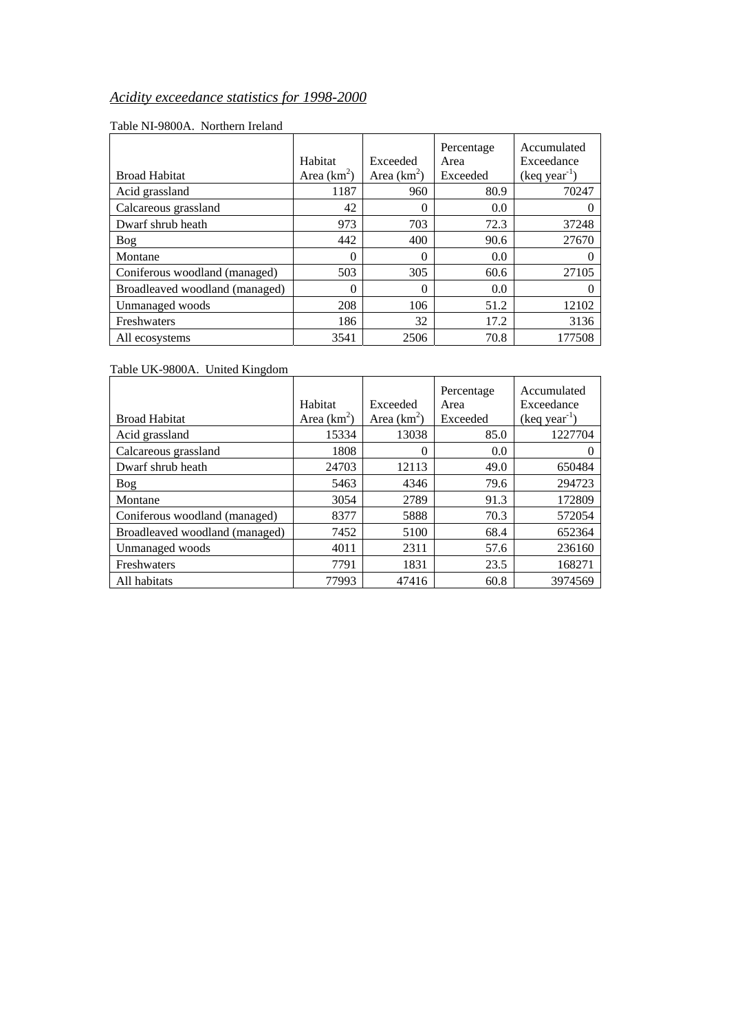*Acidity exceedance statistics for 1998-2000*

Table NI-9800A. Northern Ireland

| Broad Habitat | Habitat Area ($km^2$) | Exceeded Area ($km^2$) | Percentage Area Exceeded | Accumulated Exceedance (keq $year^{-1}$) |
|---|---|---|---|---|
| Acid grassland | 1187 | 960 | 80.9 | 70247 |
| Calcareous grassland | 42 | 0 | 0.0 | 0 |
| Dwarf shrub heath | 973 | 703 | 72.3 | 37248 |
| Bog | 442 | 400 | 90.6 | 27670 |
| Montane | 0 | 0 | 0.0 | 0 |
| Coniferous woodland (managed) | 503 | 305 | 60.6 | 27105 |
| Broadleaved woodland (managed) | 0 | 0 | 0.0 | 0 |
| Unmanaged woods | 208 | 106 | 51.2 | 12102 |
| Freshwaters | 186 | 32 | 17.2 | 3136 |
| All ecosystems | 3541 | 2506 | 70.8 | 177508 |

Table UK-9800A. United Kingdom

| Broad Habitat | Habitat Area ($km^2$) | Exceeded Area ($km^2$) | Percentage Area Exceeded | Accumulated Exceedance (keq $year^{-1}$) |
|---|---|---|---|---|
| Acid grassland | 15334 | 13038 | 85.0 | 1227704 |
| Calcareous grassland | 1808 | 0 | 0.0 | 0 |
| Dwarf shrub heath | 24703 | 12113 | 49.0 | 650484 |
| Bog | 5463 | 4346 | 79.6 | 294723 |
| Montane | 3054 | 2789 | 91.3 | 172809 |
| Coniferous woodland (managed) | 8377 | 5888 | 70.3 | 572054 |
| Broadleaved woodland (managed) | 7452 | 5100 | 68.4 | 652364 |
| Unmanaged woods | 4011 | 2311 | 57.6 | 236160 |
| Freshwaters | 7791 | 1831 | 23.5 | 168271 |
| All habitats | 77993 | 47416 | 60.8 | 3974569 |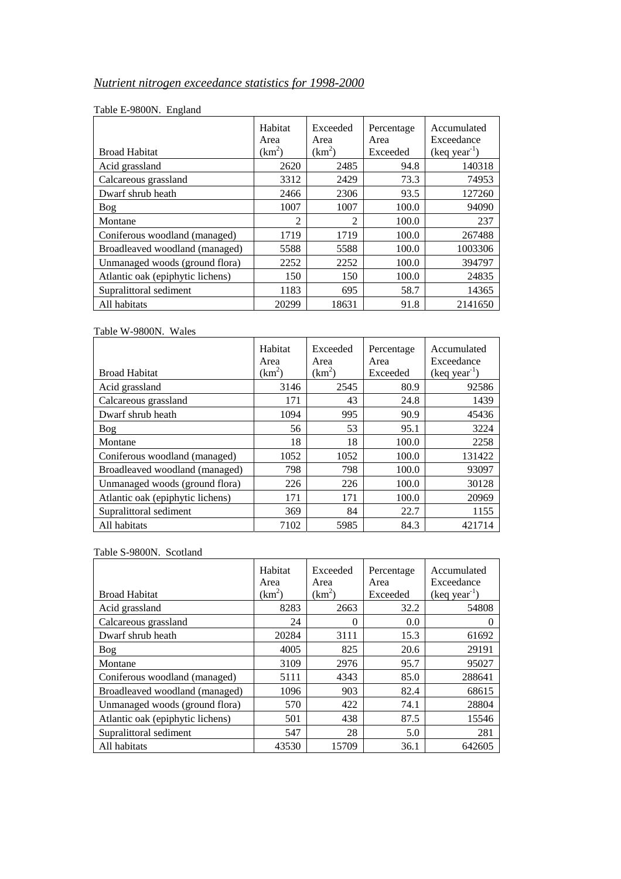*Nutrient nitrogen exceedance statistics for 1998-2000*

Table E-9800N. England

| Broad Habitat | Habitat Area ($km^2$) | Exceeded Area ($km^2$) | Percentage Area Exceeded | Accumulated Exceedance (keq $year^{-1}$) |
|---|---|---|---|---|
| Acid grassland | 2620 | 2485 | 94.8 | 140318 |
| Calcareous grassland | 3312 | 2429 | 73.3 | 74953 |
| Dwarf shrub heath | 2466 | 2306 | 93.5 | 127260 |
| Bog | 1007 | 1007 | 100.0 | 94090 |
| Montane | 2 | 2 | 100.0 | 237 |
| Coniferous woodland (managed) | 1719 | 1719 | 100.0 | 267488 |
| Broadleaved woodland (managed) | 5588 | 5588 | 100.0 | 1003306 |
| Unmanaged woods (ground flora) | 2252 | 2252 | 100.0 | 394797 |
| Atlantic oak (epiphytic lichens) | 150 | 150 | 100.0 | 24835 |
| Supralittoral sediment | 1183 | 695 | 58.7 | 14365 |
| All habitats | 20299 | 18631 | 91.8 | 2141650 |

Table W-9800N. Wales

| Broad Habitat | Habitat Area ($km^2$) | Exceeded Area ($km^2$) | Percentage Area Exceeded | Accumulated Exceedance (keq $year^{-1}$) |
|---|---|---|---|---|
| Acid grassland | 3146 | 2545 | 80.9 | 92586 |
| Calcareous grassland | 171 | 43 | 24.8 | 1439 |
| Dwarf shrub heath | 1094 | 995 | 90.9 | 45436 |
| Bog | 56 | 53 | 95.1 | 3224 |
| Montane | 18 | 18 | 100.0 | 2258 |
| Coniferous woodland (managed) | 1052 | 1052 | 100.0 | 131422 |
| Broadleaved woodland (managed) | 798 | 798 | 100.0 | 93097 |
| Unmanaged woods (ground flora) | 226 | 226 | 100.0 | 30128 |
| Atlantic oak (epiphytic lichens) | 171 | 171 | 100.0 | 20969 |
| Supralittoral sediment | 369 | 84 | 22.7 | 1155 |
| All habitats | 7102 | 5985 | 84.3 | 421714 |

Table S-9800N. Scotland

| Broad Habitat | Habitat Area ($km^2$) | Exceeded Area ($km^2$) | Percentage Area Exceeded | Accumulated Exceedance (keq $year^{-1}$) |
|---|---|---|---|---|
| Acid grassland | 8283 | 2663 | 32.2 | 54808 |
| Calcareous grassland | 24 | 0 | 0.0 | 0 |
| Dwarf shrub heath | 20284 | 3111 | 15.3 | 61692 |
| Bog | 4005 | 825 | 20.6 | 29191 |
| Montane | 3109 | 2976 | 95.7 | 95027 |
| Coniferous woodland (managed) | 5111 | 4343 | 85.0 | 288641 |
| Broadleaved woodland (managed) | 1096 | 903 | 82.4 | 68615 |
| Unmanaged woods (ground flora) | 570 | 422 | 74.1 | 28804 |
| Atlantic oak (epiphytic lichens) | 501 | 438 | 87.5 | 15546 |
| Supralittoral sediment | 547 | 28 | 5.0 | 281 |
| All habitats | 43530 | 15709 | 36.1 | 642605 |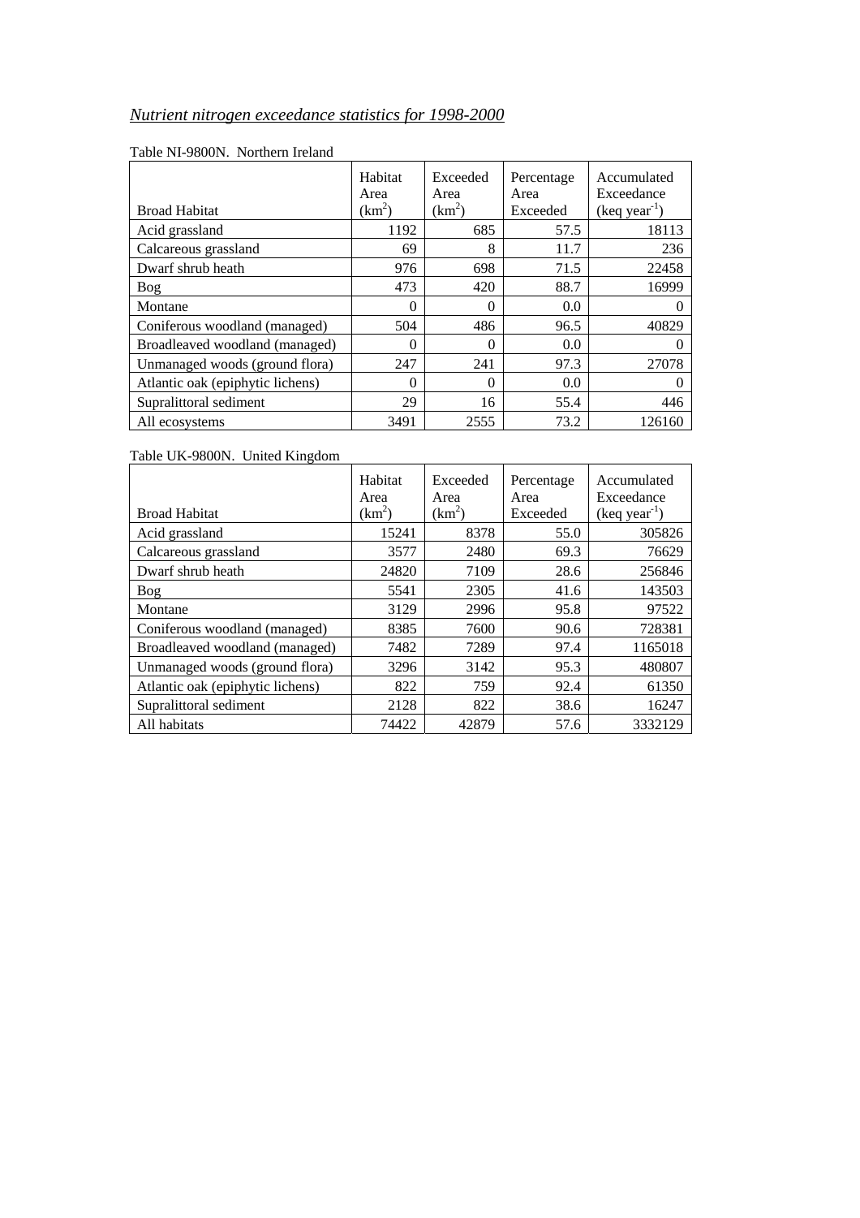*Nutrient nitrogen exceedance statistics for 1998-2000*

Table NI-9800N. Northern Ireland

| Broad Habitat | Habitat Area ($km^2$) | Exceeded Area ($km^2$) | Percentage Area Exceeded | Accumulated Exceedance (keq $year^{-1}$) |
|---|---|---|---|---|
| Acid grassland | 1192 | 685 | 57.5 | 18113 |
| Calcareous grassland | 69 | 8 | 11.7 | 236 |
| Dwarf shrub heath | 976 | 698 | 71.5 | 22458 |
| Bog | 473 | 420 | 88.7 | 16999 |
| Montane | 0 | 0 | 0.0 | 0 |
| Coniferous woodland (managed) | 504 | 486 | 96.5 | 40829 |
| Broadleaved woodland (managed) | 0 | 0 | 0.0 | 0 |
| Unmanaged woods (ground flora) | 247 | 241 | 97.3 | 27078 |
| Atlantic oak (epiphytic lichens) | 0 | 0 | 0.0 | 0 |
| Supralittoral sediment | 29 | 16 | 55.4 | 446 |
| All ecosystems | 3491 | 2555 | 73.2 | 126160 |

Table UK-9800N. United Kingdom

| Broad Habitat | Habitat Area ($km^2$) | Exceeded Area ($km^2$) | Percentage Area Exceeded | Accumulated Exceedance (keq $year^{-1}$) |
|---|---|---|---|---|
| Acid grassland | 15241 | 8378 | 55.0 | 305826 |
| Calcareous grassland | 3577 | 2480 | 69.3 | 76629 |
| Dwarf shrub heath | 24820 | 7109 | 28.6 | 256846 |
| Bog | 5541 | 2305 | 41.6 | 143503 |
| Montane | 3129 | 2996 | 95.8 | 97522 |
| Coniferous woodland (managed) | 8385 | 7600 | 90.6 | 728381 |
| Broadleaved woodland (managed) | 7482 | 7289 | 97.4 | 1165018 |
| Unmanaged woods (ground flora) | 3296 | 3142 | 95.3 | 480807 |
| Atlantic oak (epiphytic lichens) | 822 | 759 | 92.4 | 61350 |
| Supralittoral sediment | 2128 | 822 | 38.6 | 16247 |
| All habitats | 74422 | 42879 | 57.6 | 3332129 |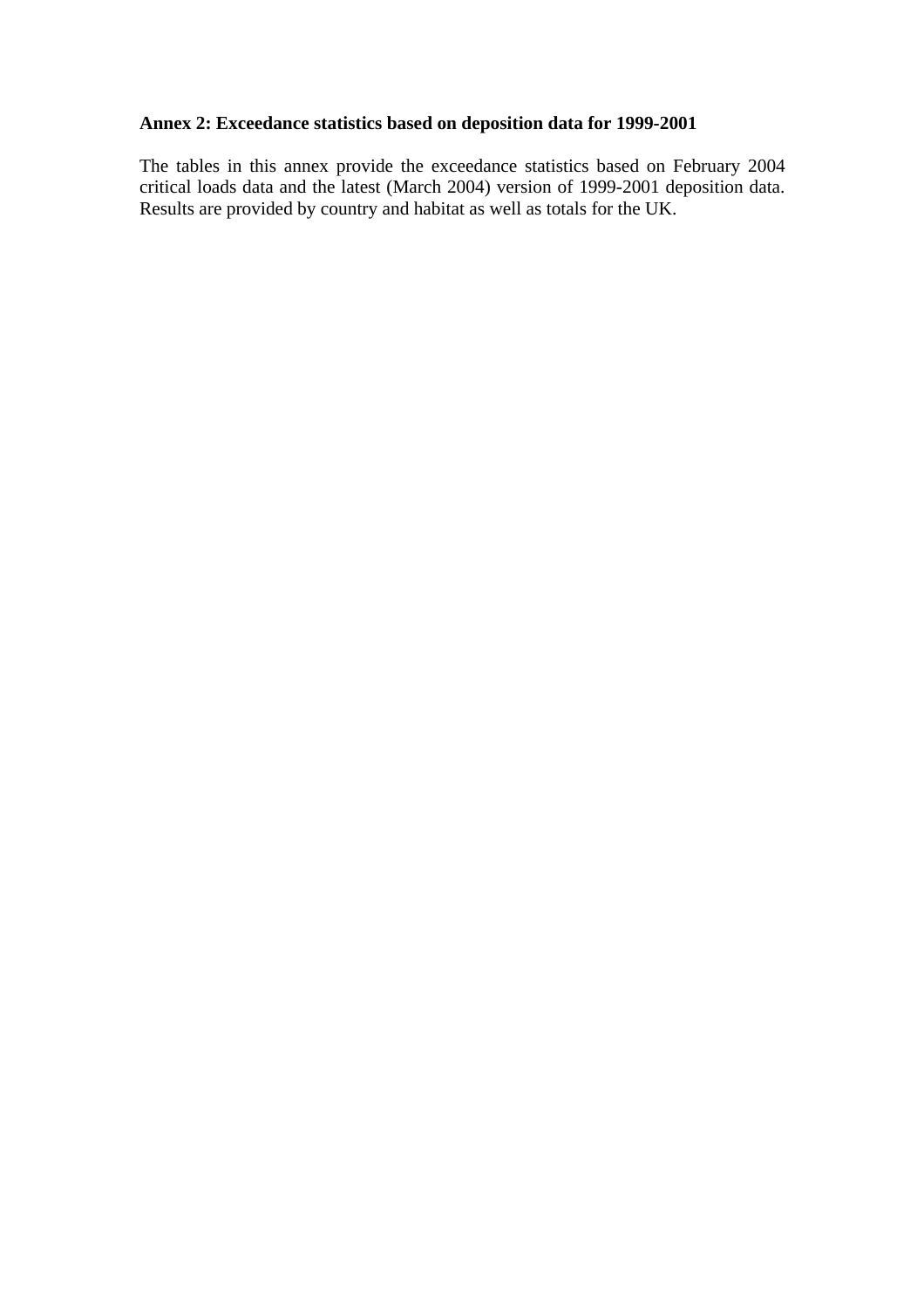**Annex 2: Exceedance statistics based on deposition data for 1999-2001**

The tables in this annex provide the exceedance statistics based on February 2004 critical loads data and the latest (March 2004) version of 1999-2001 deposition data. Results are provided by country and habitat as well as totals for the UK.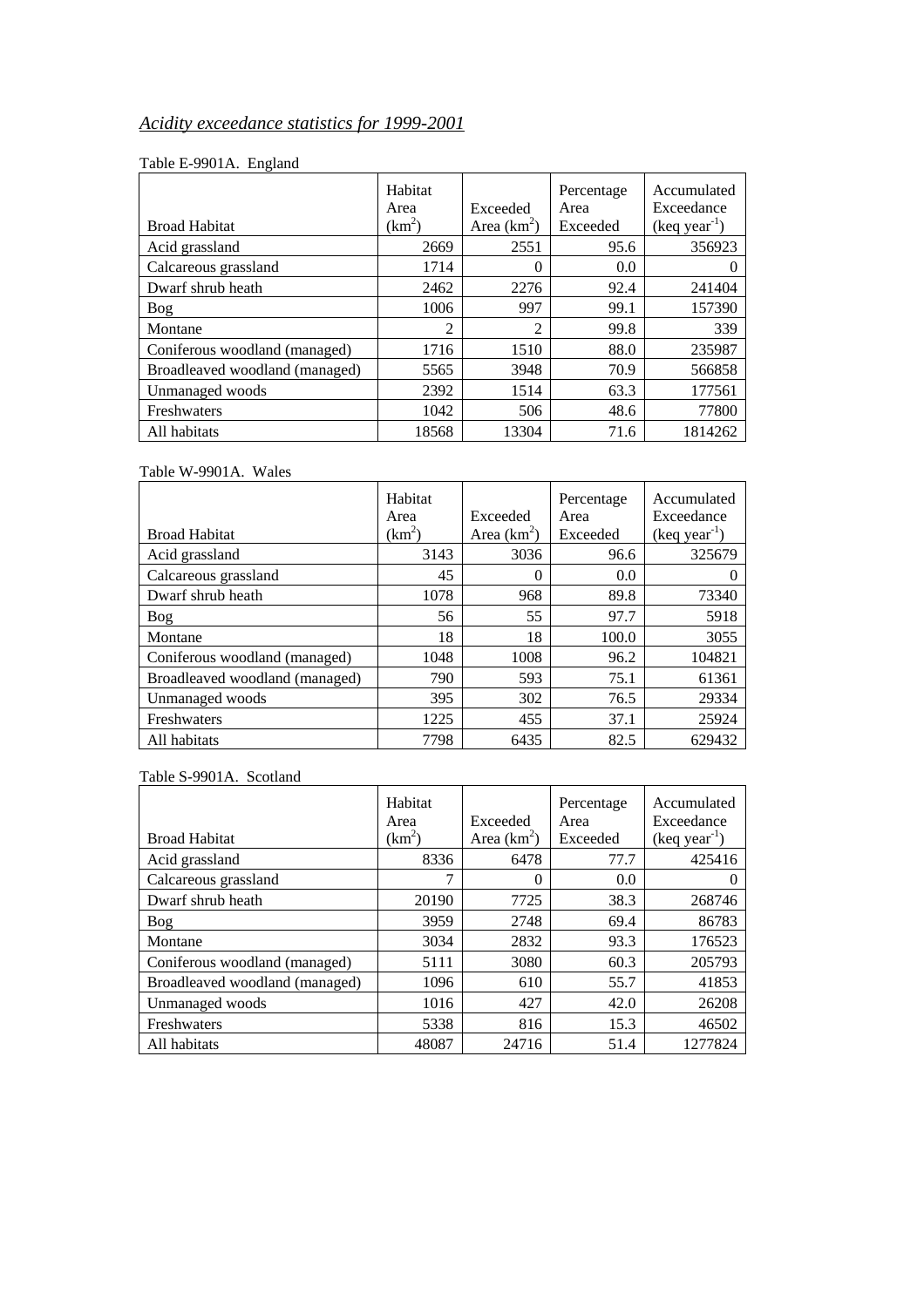*Acidity exceedance statistics for 1999-2001*

Table E-9901A. England

| Broad Habitat | Habitat Area ($km^2$) | Exceeded Area ($km^2$) | Percentage Area Exceeded | Accumulated Exceedance (keq $year^{-1}$) |
|---|---|---|---|---|
| Acid grassland | 2669 | 2551 | 95.6 | 356923 |
| Calcareous grassland | 1714 | 0 | 0.0 | 0 |
| Dwarf shrub heath | 2462 | 2276 | 92.4 | 241404 |
| Bog | 1006 | 997 | 99.1 | 157390 |
| Montane | 2 | 2 | 99.8 | 339 |
| Coniferous woodland (managed) | 1716 | 1510 | 88.0 | 235987 |
| Broadleaved woodland (managed) | 5565 | 3948 | 70.9 | 566858 |
| Unmanaged woods | 2392 | 1514 | 63.3 | 177561 |
| Freshwaters | 1042 | 506 | 48.6 | 77800 |
| All habitats | 18568 | 13304 | 71.6 | 1814262 |

Table W-9901A. Wales

| Broad Habitat | Habitat Area ($km^2$) | Exceeded Area ($km^2$) | Percentage Area Exceeded | Accumulated Exceedance (keq $year^{-1}$) |
|---|---|---|---|---|
| Acid grassland | 3143 | 3036 | 96.6 | 325679 |
| Calcareous grassland | 45 | 0 | 0.0 | 0 |
| Dwarf shrub heath | 1078 | 968 | 89.8 | 73340 |
| Bog | 56 | 55 | 97.7 | 5918 |
| Montane | 18 | 18 | 100.0 | 3055 |
| Coniferous woodland (managed) | 1048 | 1008 | 96.2 | 104821 |
| Broadleaved woodland (managed) | 790 | 593 | 75.1 | 61361 |
| Unmanaged woods | 395 | 302 | 76.5 | 29334 |
| Freshwaters | 1225 | 455 | 37.1 | 25924 |
| All habitats | 7798 | 6435 | 82.5 | 629432 |

Table S-9901A. Scotland

| Broad Habitat | Habitat Area ($km^2$) | Exceeded Area ($km^2$) | Percentage Area Exceeded | Accumulated Exceedance (keq $year^{-1}$) |
|---|---|---|---|---|
| Acid grassland | 8336 | 6478 | 77.7 | 425416 |
| Calcareous grassland | 7 | 0 | 0.0 | 0 |
| Dwarf shrub heath | 20190 | 7725 | 38.3 | 268746 |
| Bog | 3959 | 2748 | 69.4 | 86783 |
| Montane | 3034 | 2832 | 93.3 | 176523 |
| Coniferous woodland (managed) | 5111 | 3080 | 60.3 | 205793 |
| Broadleaved woodland (managed) | 1096 | 610 | 55.7 | 41853 |
| Unmanaged woods | 1016 | 427 | 42.0 | 26208 |
| Freshwaters | 5338 | 816 | 15.3 | 46502 |
| All habitats | 48087 | 24716 | 51.4 | 1277824 |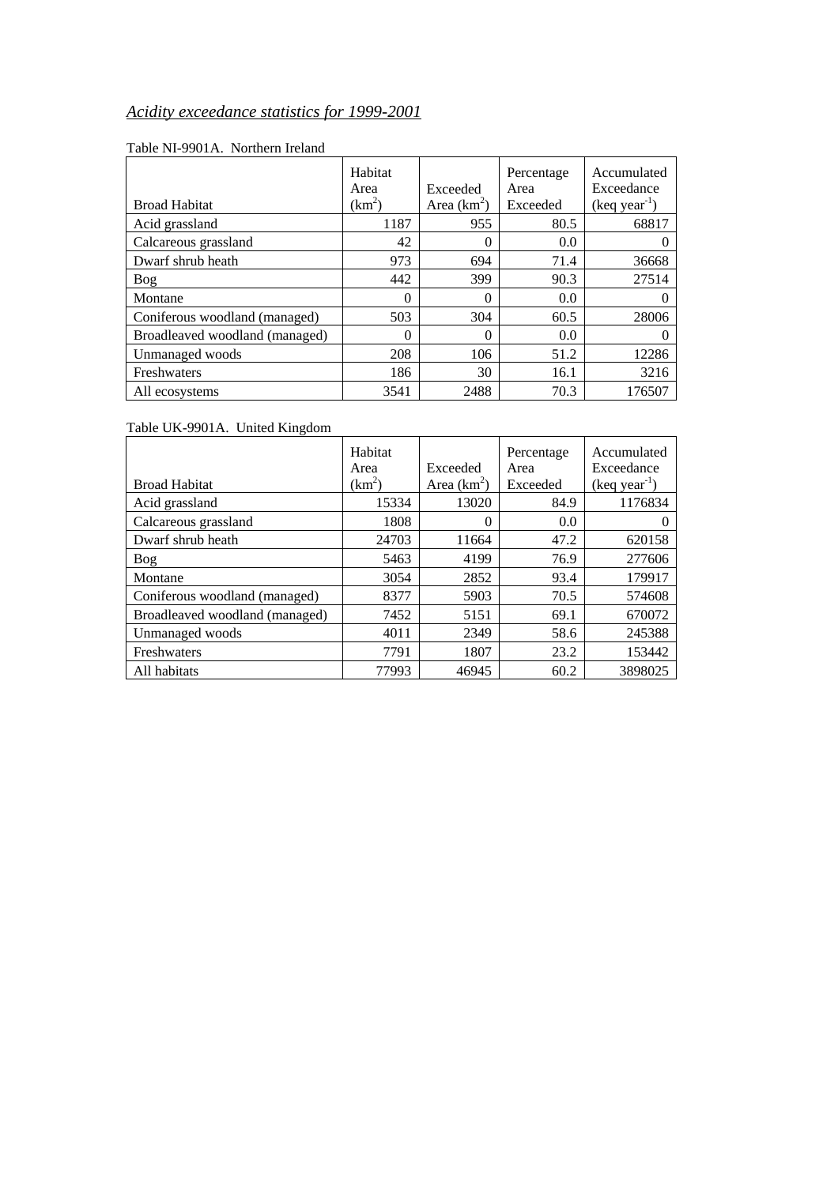*Acidity exceedance statistics for 1999-2001*

Table NI-9901A. Northern Ireland

| Broad Habitat | Habitat Area ($km^2$) | Exceeded Area ($km^2$) | Percentage Area Exceeded | Accumulated Exceedance (keq $year^{-1}$) |
|---|---|---|---|---|
| Acid grassland | 1187 | 955 | 80.5 | 68817 |
| Calcareous grassland | 42 | 0 | 0.0 | 0 |
| Dwarf shrub heath | 973 | 694 | 71.4 | 36668 |
| Bog | 442 | 399 | 90.3 | 27514 |
| Montane | 0 | 0 | 0.0 | 0 |
| Coniferous woodland (managed) | 503 | 304 | 60.5 | 28006 |
| Broadleaved woodland (managed) | 0 | 0 | 0.0 | 0 |
| Unmanaged woods | 208 | 106 | 51.2 | 12286 |
| Freshwaters | 186 | 30 | 16.1 | 3216 |
| All ecosystems | 3541 | 2488 | 70.3 | 176507 |

Table UK-9901A. United Kingdom

| Broad Habitat | Habitat Area ($km^2$) | Exceeded Area ($km^2$) | Percentage Area Exceeded | Accumulated Exceedance (keq $year^{-1}$) |
|---|---|---|---|---|
| Acid grassland | 15334 | 13020 | 84.9 | 1176834 |
| Calcareous grassland | 1808 | 0 | 0.0 | 0 |
| Dwarf shrub heath | 24703 | 11664 | 47.2 | 620158 |
| Bog | 5463 | 4199 | 76.9 | 277606 |
| Montane | 3054 | 2852 | 93.4 | 179917 |
| Coniferous woodland (managed) | 8377 | 5903 | 70.5 | 574608 |
| Broadleaved woodland (managed) | 7452 | 5151 | 69.1 | 670072 |
| Unmanaged woods | 4011 | 2349 | 58.6 | 245388 |
| Freshwaters | 7791 | 1807 | 23.2 | 153442 |
| All habitats | 77993 | 46945 | 60.2 | 3898025 |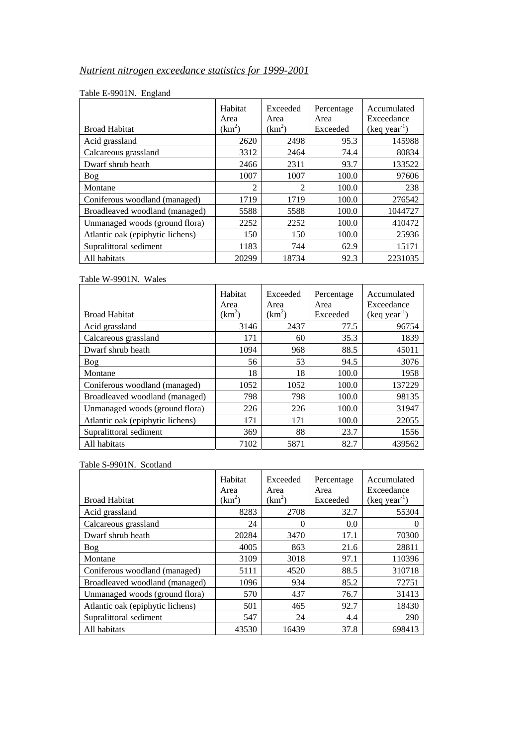*Nutrient nitrogen exceedance statistics for 1999-2001*

Table E-9901N. England

| Broad Habitat | Habitat Area ($km^2$) | Exceeded Area ($km^2$) | Percentage Area Exceeded | Accumulated Exceedance (keq $year^{-1}$) |
|---|---|---|---|---|
| Acid grassland | 2620 | 2498 | 95.3 | 145988 |
| Calcareous grassland | 3312 | 2464 | 74.4 | 80834 |
| Dwarf shrub heath | 2466 | 2311 | 93.7 | 133522 |
| Bog | 1007 | 1007 | 100.0 | 97606 |
| Montane | 2 | 2 | 100.0 | 238 |
| Coniferous woodland (managed) | 1719 | 1719 | 100.0 | 276542 |
| Broadleaved woodland (managed) | 5588 | 5588 | 100.0 | 1044727 |
| Unmanaged woods (ground flora) | 2252 | 2252 | 100.0 | 410472 |
| Atlantic oak (epiphytic lichens) | 150 | 150 | 100.0 | 25936 |
| Supralittoral sediment | 1183 | 744 | 62.9 | 15171 |
| All habitats | 20299 | 18734 | 92.3 | 2231035 |

Table W-9901N. Wales

| Broad Habitat | Habitat Area ($km^2$) | Exceeded Area ($km^2$) | Percentage Area Exceeded | Accumulated Exceedance (keq $year^{-1}$) |
|---|---|---|---|---|
| Acid grassland | 3146 | 2437 | 77.5 | 96754 |
| Calcareous grassland | 171 | 60 | 35.3 | 1839 |
| Dwarf shrub heath | 1094 | 968 | 88.5 | 45011 |
| Bog | 56 | 53 | 94.5 | 3076 |
| Montane | 18 | 18 | 100.0 | 1958 |
| Coniferous woodland (managed) | 1052 | 1052 | 100.0 | 137229 |
| Broadleaved woodland (managed) | 798 | 798 | 100.0 | 98135 |
| Unmanaged woods (ground flora) | 226 | 226 | 100.0 | 31947 |
| Atlantic oak (epiphytic lichens) | 171 | 171 | 100.0 | 22055 |
| Supralittoral sediment | 369 | 88 | 23.7 | 1556 |
| All habitats | 7102 | 5871 | 82.7 | 439562 |

Table S-9901N. Scotland

| Broad Habitat | Habitat Area ($km^2$) | Exceeded Area ($km^2$) | Percentage Area Exceeded | Accumulated Exceedance (keq $year^{-1}$) |
|---|---|---|---|---|
| Acid grassland | 8283 | 2708 | 32.7 | 55304 |
| Calcareous grassland | 24 | 0 | 0.0 | 0 |
| Dwarf shrub heath | 20284 | 3470 | 17.1 | 70300 |
| Bog | 4005 | 863 | 21.6 | 28811 |
| Montane | 3109 | 3018 | 97.1 | 110396 |
| Coniferous woodland (managed) | 5111 | 4520 | 88.5 | 310718 |
| Broadleaved woodland (managed) | 1096 | 934 | 85.2 | 72751 |
| Unmanaged woods (ground flora) | 570 | 437 | 76.7 | 31413 |
| Atlantic oak (epiphytic lichens) | 501 | 465 | 92.7 | 18430 |
| Supralittoral sediment | 547 | 24 | 4.4 | 290 |
| All habitats | 43530 | 16439 | 37.8 | 698413 |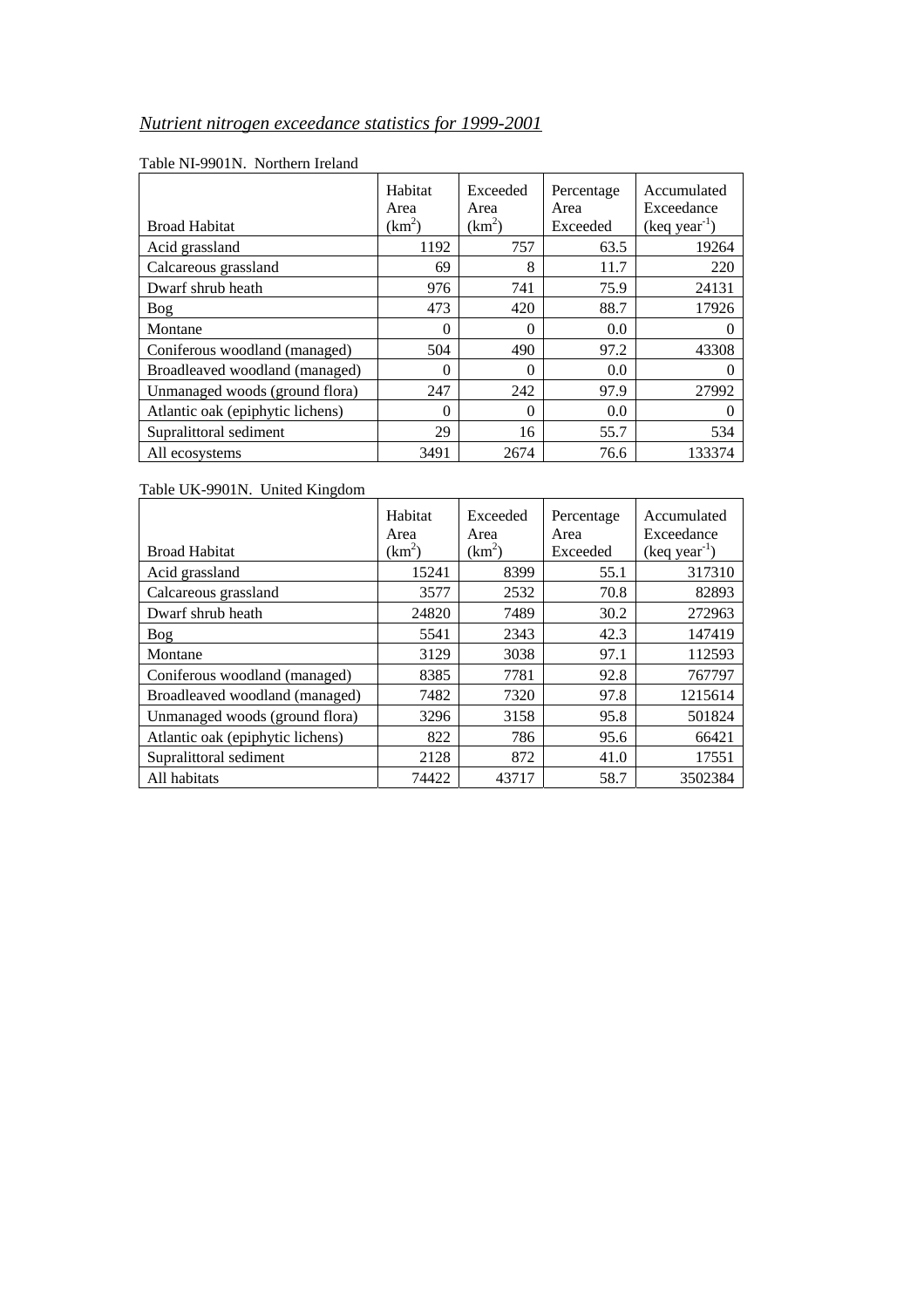*Nutrient nitrogen exceedance statistics for 1999-2001*

Table NI-9901N. Northern Ireland

| Broad Habitat | Habitat Area ($km^2$) | Exceeded Area ($km^2$) | Percentage Area Exceeded | Accumulated Exceedance (keq $year^{-1}$) |
|---|---|---|---|---|
| Acid grassland | 1192 | 757 | 63.5 | 19264 |
| Calcareous grassland | 69 | 8 | 11.7 | 220 |
| Dwarf shrub heath | 976 | 741 | 75.9 | 24131 |
| Bog | 473 | 420 | 88.7 | 17926 |
| Montane | 0 | 0 | 0.0 | 0 |
| Coniferous woodland (managed) | 504 | 490 | 97.2 | 43308 |
| Broadleaved woodland (managed) | 0 | 0 | 0.0 | 0 |
| Unmanaged woods (ground flora) | 247 | 242 | 97.9 | 27992 |
| Atlantic oak (epiphytic lichens) | 0 | 0 | 0.0 | 0 |
| Supralittoral sediment | 29 | 16 | 55.7 | 534 |
| All ecosystems | 3491 | 2674 | 76.6 | 133374 |

Table UK-9901N. United Kingdom

| Broad Habitat | Habitat Area ($km^2$) | Exceeded Area ($km^2$) | Percentage Area Exceeded | Accumulated Exceedance (keq $year^{-1}$) |
|---|---|---|---|---|
| Acid grassland | 15241 | 8399 | 55.1 | 317310 |
| Calcareous grassland | 3577 | 2532 | 70.8 | 82893 |
| Dwarf shrub heath | 24820 | 7489 | 30.2 | 272963 |
| Bog | 5541 | 2343 | 42.3 | 147419 |
| Montane | 3129 | 3038 | 97.1 | 112593 |
| Coniferous woodland (managed) | 8385 | 7781 | 92.8 | 767797 |
| Broadleaved woodland (managed) | 7482 | 7320 | 97.8 | 1215614 |
| Unmanaged woods (ground flora) | 3296 | 3158 | 95.8 | 501824 |
| Atlantic oak (epiphytic lichens) | 822 | 786 | 95.6 | 66421 |
| Supralittoral sediment | 2128 | 872 | 41.0 | 17551 |
| All habitats | 74422 | 43717 | 58.7 | 3502384 |